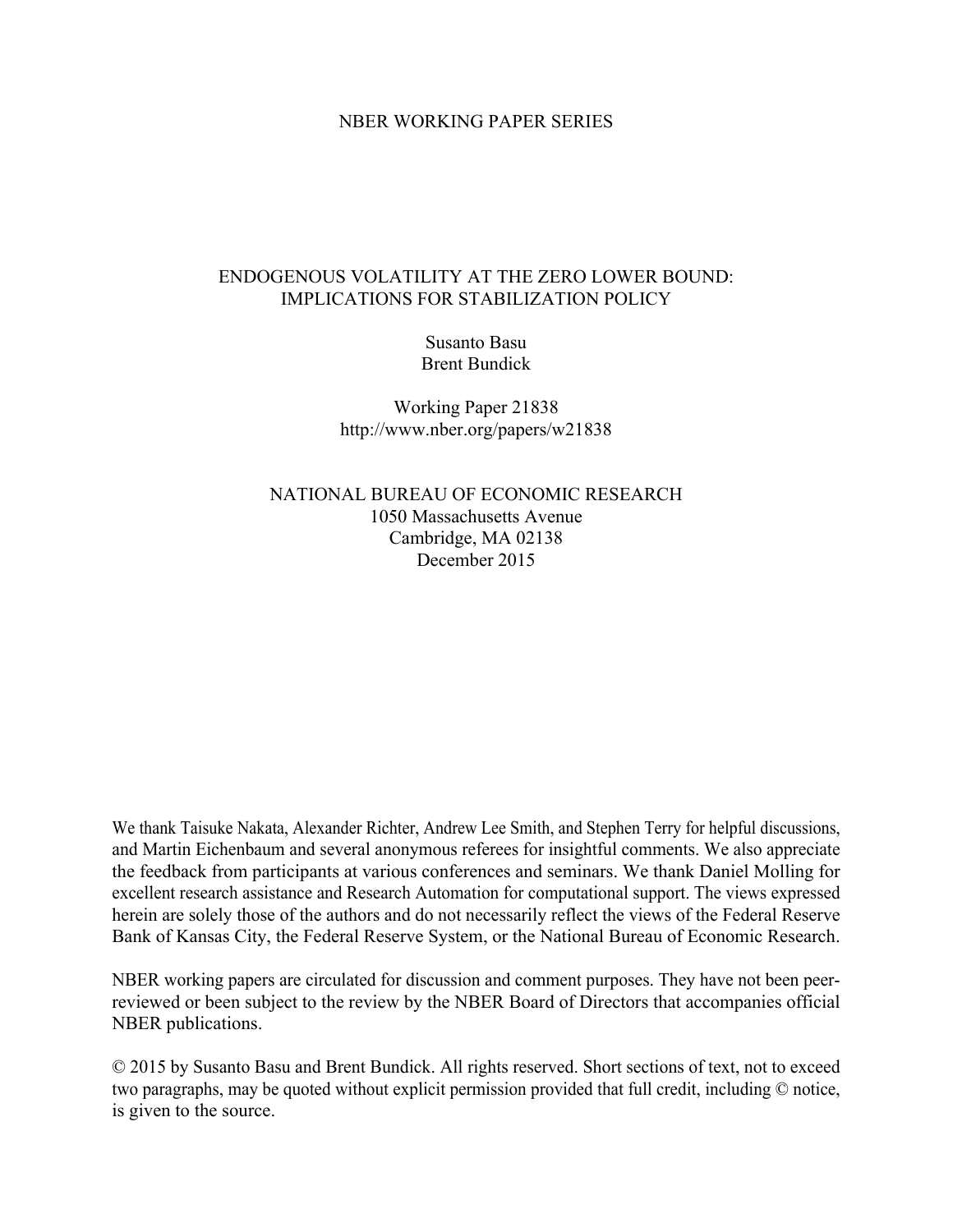NBER WORKING PAPER SERIES

# ENDOGENOUS VOLATILITY AT THE ZERO LOWER BOUND: IMPLICATIONS FOR STABILIZATION POLICY

Susanto Basu
Brent Bundick

Working Paper 21838
http://www.nber.org/papers/w21838

NATIONAL BUREAU OF ECONOMIC RESEARCH
1050 Massachusetts Avenue
Cambridge, MA 02138
December 2015

We thank Taisuke Nakata, Alexander Richter, Andrew Lee Smith, and Stephen Terry for helpful discussions, and Martin Eichenbaum and several anonymous referees for insightful comments. We also appreciate the feedback from participants at various conferences and seminars. We thank Daniel Molling for excellent research assistance and Research Automation for computational support. The views expressed herein are solely those of the authors and do not necessarily reflect the views of the Federal Reserve Bank of Kansas City, the Federal Reserve System, or the National Bureau of Economic Research.

NBER working papers are circulated for discussion and comment purposes. They have not been peer-reviewed or been subject to the review by the NBER Board of Directors that accompanies official NBER publications.

© 2015 by Susanto Basu and Brent Bundick. All rights reserved. Short sections of text, not to exceed two paragraphs, may be quoted without explicit permission provided that full credit, including © notice, is given to the source.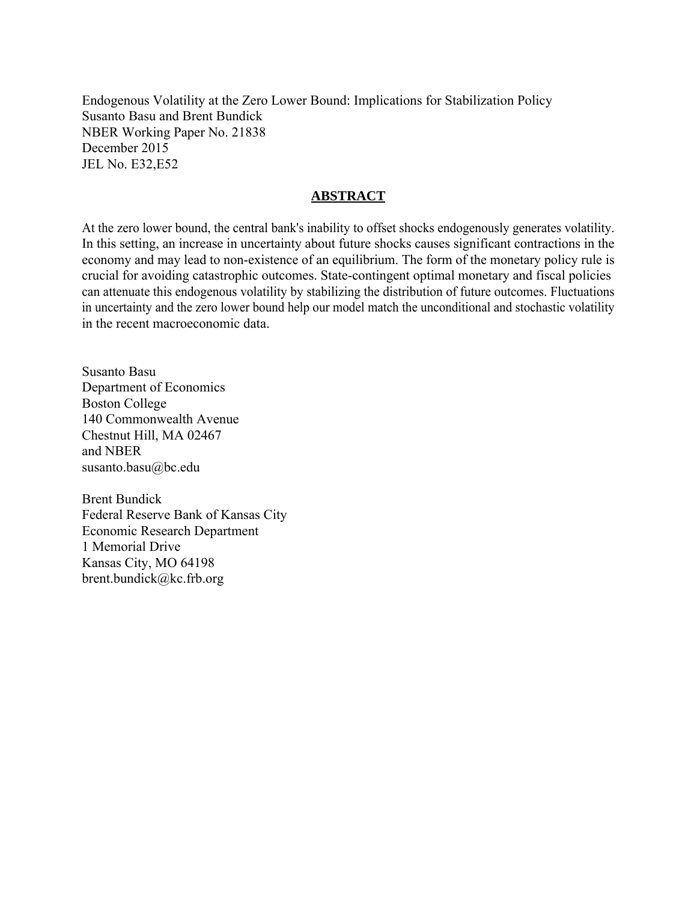Endogenous Volatility at the Zero Lower Bound: Implications for Stabilization Policy
Susanto Basu and Brent Bundick
NBER Working Paper No. 21838
December 2015
JEL No. E32,E52

## ABSTRACT

At the zero lower bound, the central bank's inability to offset shocks endogenously generates volatility. In this setting, an increase in uncertainty about future shocks causes significant contractions in the economy and may lead to non-existence of an equilibrium. The form of the monetary policy rule is crucial for avoiding catastrophic outcomes. State-contingent optimal monetary and fiscal policies can attenuate this endogenous volatility by stabilizing the distribution of future outcomes. Fluctuations in uncertainty and the zero lower bound help our model match the unconditional and stochastic volatility in the recent macroeconomic data.

Susanto Basu
Department of Economics
Boston College
140 Commonwealth Avenue
Chestnut Hill, MA 02467
and NBER
susanto.basu@bc.edu

Brent Bundick
Federal Reserve Bank of Kansas City
Economic Research Department
1 Memorial Drive
Kansas City, MO 64198
brent.bundick@kc.frb.org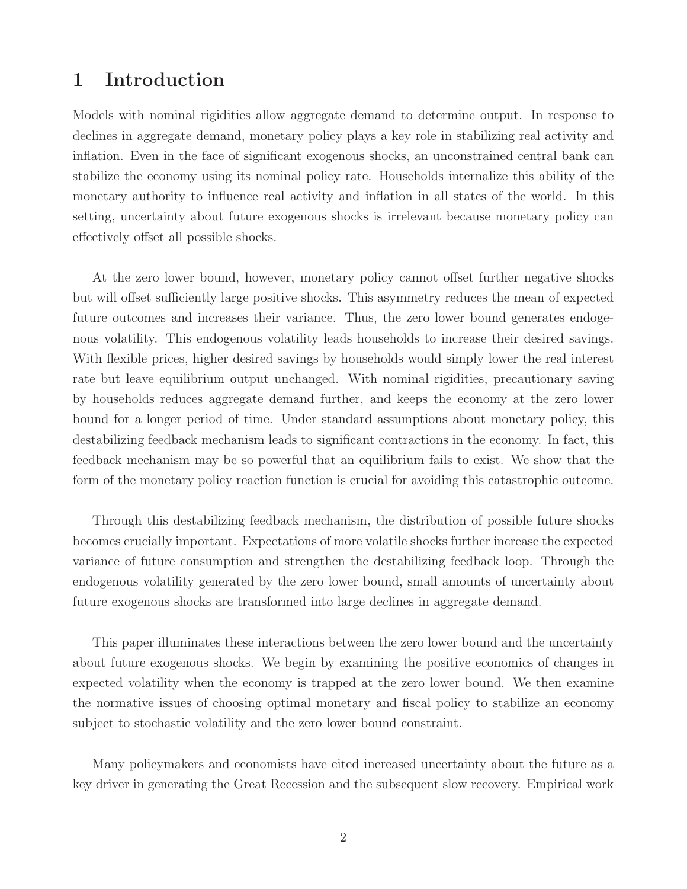# 1 Introduction

Models with nominal rigidities allow aggregate demand to determine output. In response to declines in aggregate demand, monetary policy plays a key role in stabilizing real activity and inflation. Even in the face of significant exogenous shocks, an unconstrained central bank can stabilize the economy using its nominal policy rate. Households internalize this ability of the monetary authority to influence real activity and inflation in all states of the world. In this setting, uncertainty about future exogenous shocks is irrelevant because monetary policy can effectively offset all possible shocks.

At the zero lower bound, however, monetary policy cannot offset further negative shocks but will offset sufficiently large positive shocks. This asymmetry reduces the mean of expected future outcomes and increases their variance. Thus, the zero lower bound generates endogenous volatility. This endogenous volatility leads households to increase their desired savings. With flexible prices, higher desired savings by households would simply lower the real interest rate but leave equilibrium output unchanged. With nominal rigidities, precautionary saving by households reduces aggregate demand further, and keeps the economy at the zero lower bound for a longer period of time. Under standard assumptions about monetary policy, this destabilizing feedback mechanism leads to significant contractions in the economy. In fact, this feedback mechanism may be so powerful that an equilibrium fails to exist. We show that the form of the monetary policy reaction function is crucial for avoiding this catastrophic outcome.

Through this destabilizing feedback mechanism, the distribution of possible future shocks becomes crucially important. Expectations of more volatile shocks further increase the expected variance of future consumption and strengthen the destabilizing feedback loop. Through the endogenous volatility generated by the zero lower bound, small amounts of uncertainty about future exogenous shocks are transformed into large declines in aggregate demand.

This paper illuminates these interactions between the zero lower bound and the uncertainty about future exogenous shocks. We begin by examining the positive economics of changes in expected volatility when the economy is trapped at the zero lower bound. We then examine the normative issues of choosing optimal monetary and fiscal policy to stabilize an economy subject to stochastic volatility and the zero lower bound constraint.

Many policymakers and economists have cited increased uncertainty about the future as a key driver in generating the Great Recession and the subsequent slow recovery. Empirical work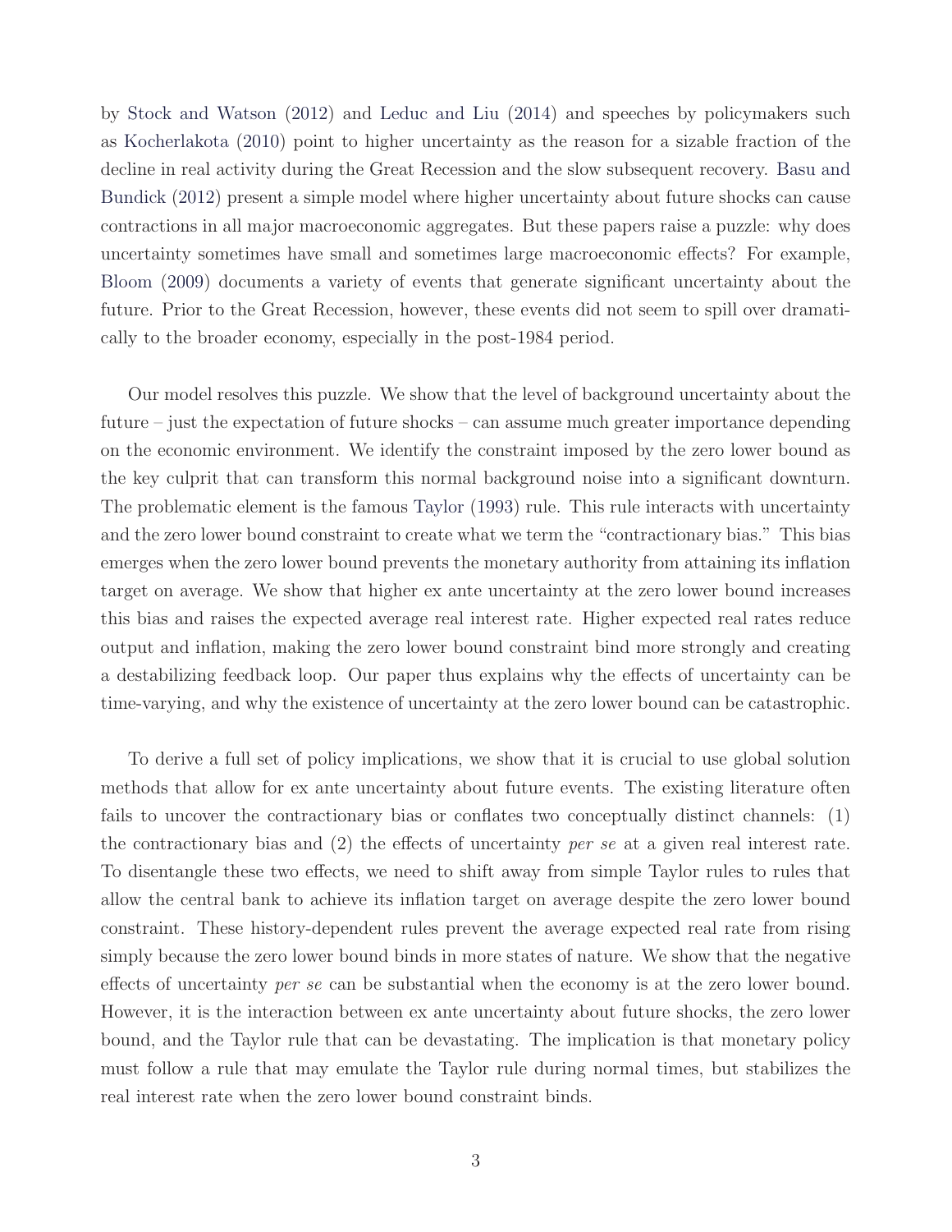by Stock and Watson (2012) and Leduc and Liu (2014) and speeches by policymakers such as Kocherlakota (2010) point to higher uncertainty as the reason for a sizable fraction of the decline in real activity during the Great Recession and the slow subsequent recovery. Basu and Bundick (2012) present a simple model where higher uncertainty about future shocks can cause contractions in all major macroeconomic aggregates. But these papers raise a puzzle: why does uncertainty sometimes have small and sometimes large macroeconomic effects? For example, Bloom (2009) documents a variety of events that generate significant uncertainty about the future. Prior to the Great Recession, however, these events did not seem to spill over dramatically to the broader economy, especially in the post-1984 period.

Our model resolves this puzzle. We show that the level of background uncertainty about the future – just the expectation of future shocks – can assume much greater importance depending on the economic environment. We identify the constraint imposed by the zero lower bound as the key culprit that can transform this normal background noise into a significant downturn. The problematic element is the famous Taylor (1993) rule. This rule interacts with uncertainty and the zero lower bound constraint to create what we term the "contractionary bias." This bias emerges when the zero lower bound prevents the monetary authority from attaining its inflation target on average. We show that higher ex ante uncertainty at the zero lower bound increases this bias and raises the expected average real interest rate. Higher expected real rates reduce output and inflation, making the zero lower bound constraint bind more strongly and creating a destabilizing feedback loop. Our paper thus explains why the effects of uncertainty can be time-varying, and why the existence of uncertainty at the zero lower bound can be catastrophic.

To derive a full set of policy implications, we show that it is crucial to use global solution methods that allow for ex ante uncertainty about future events. The existing literature often fails to uncover the contractionary bias or conflates two conceptually distinct channels: (1) the contractionary bias and (2) the effects of uncertainty *per se* at a given real interest rate. To disentangle these two effects, we need to shift away from simple Taylor rules to rules that allow the central bank to achieve its inflation target on average despite the zero lower bound constraint. These history-dependent rules prevent the average expected real rate from rising simply because the zero lower bound binds in more states of nature. We show that the negative effects of uncertainty *per se* can be substantial when the economy is at the zero lower bound. However, it is the interaction between ex ante uncertainty about future shocks, the zero lower bound, and the Taylor rule that can be devastating. The implication is that monetary policy must follow a rule that may emulate the Taylor rule during normal times, but stabilizes the real interest rate when the zero lower bound constraint binds.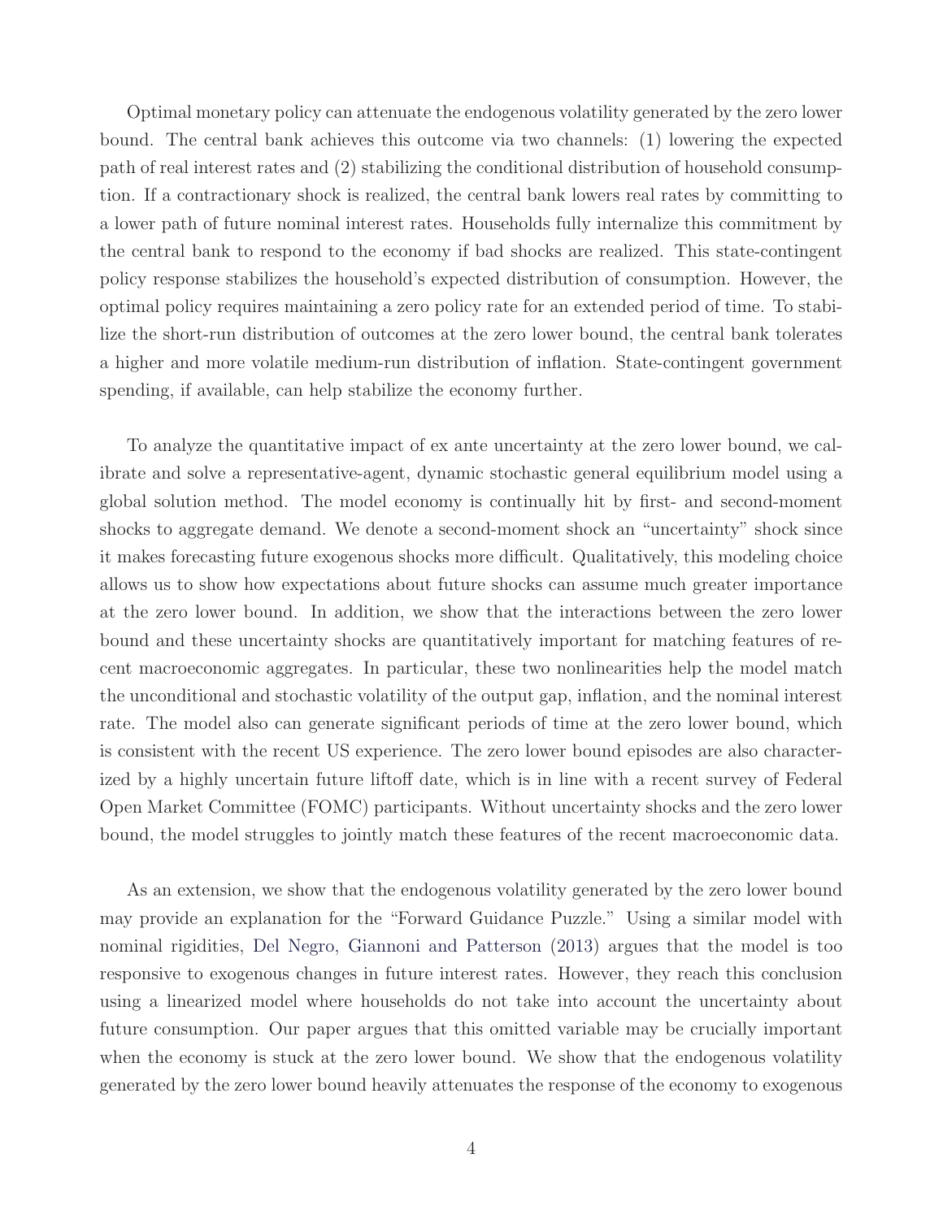Optimal monetary policy can attenuate the endogenous volatility generated by the zero lower bound. The central bank achieves this outcome via two channels: (1) lowering the expected path of real interest rates and (2) stabilizing the conditional distribution of household consumption. If a contractionary shock is realized, the central bank lowers real rates by committing to a lower path of future nominal interest rates. Households fully internalize this commitment by the central bank to respond to the economy if bad shocks are realized. This state-contingent policy response stabilizes the household's expected distribution of consumption. However, the optimal policy requires maintaining a zero policy rate for an extended period of time. To stabilize the short-run distribution of outcomes at the zero lower bound, the central bank tolerates a higher and more volatile medium-run distribution of inflation. State-contingent government spending, if available, can help stabilize the economy further.

To analyze the quantitative impact of ex ante uncertainty at the zero lower bound, we calibrate and solve a representative-agent, dynamic stochastic general equilibrium model using a global solution method. The model economy is continually hit by first- and second-moment shocks to aggregate demand. We denote a second-moment shock an "uncertainty" shock since it makes forecasting future exogenous shocks more difficult. Qualitatively, this modeling choice allows us to show how expectations about future shocks can assume much greater importance at the zero lower bound. In addition, we show that the interactions between the zero lower bound and these uncertainty shocks are quantitatively important for matching features of recent macroeconomic aggregates. In particular, these two nonlinearities help the model match the unconditional and stochastic volatility of the output gap, inflation, and the nominal interest rate. The model also can generate significant periods of time at the zero lower bound, which is consistent with the recent US experience. The zero lower bound episodes are also characterized by a highly uncertain future liftoff date, which is in line with a recent survey of Federal Open Market Committee (FOMC) participants. Without uncertainty shocks and the zero lower bound, the model struggles to jointly match these features of the recent macroeconomic data.

As an extension, we show that the endogenous volatility generated by the zero lower bound may provide an explanation for the "Forward Guidance Puzzle." Using a similar model with nominal rigidities, Del Negro, Giannoni and Patterson (2013) argues that the model is too responsive to exogenous changes in future interest rates. However, they reach this conclusion using a linearized model where households do not take into account the uncertainty about future consumption. Our paper argues that this omitted variable may be crucially important when the economy is stuck at the zero lower bound. We show that the endogenous volatility generated by the zero lower bound heavily attenuates the response of the economy to exogenous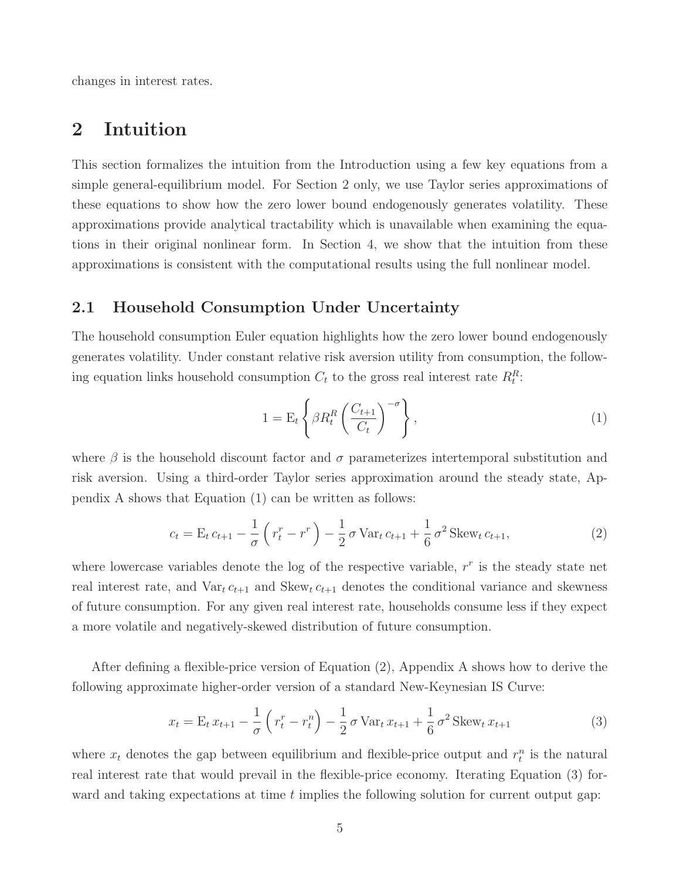changes in interest rates.

## 2 Intuition

This section formalizes the intuition from the Introduction using a few key equations from a simple general-equilibrium model. For Section 2 only, we use Taylor series approximations of these equations to show how the zero lower bound endogenously generates volatility. These approximations provide analytical tractability which is unavailable when examining the equations in their original nonlinear form. In Section 4, we show that the intuition from these approximations is consistent with the computational results using the full nonlinear model.

### 2.1 Household Consumption Under Uncertainty

The household consumption Euler equation highlights how the zero lower bound endogenously generates volatility. Under constant relative risk aversion utility from consumption, the following equation links household consumption $C_t$ to the gross real interest rate $R_t^R$:

$$1 = \mathrm{E}_t \left\{ \beta R_t^R \left( \frac{C_{t+1}}{C_t} \right)^{-\sigma} \right\}, \tag{1}$$

where $\beta$ is the household discount factor and $\sigma$ parameterizes intertemporal substitution and risk aversion. Using a third-order Taylor series approximation around the steady state, Appendix A shows that Equation (1) can be written as follows:

$$c_t = \mathrm{E}_t\, c_{t+1} - \frac{1}{\sigma} \left( r_t^r - r^r \right) - \frac{1}{2}\, \sigma \,\mathrm{Var}_t\, c_{t+1} + \frac{1}{6}\, \sigma^2 \,\mathrm{Skew}_t\, c_{t+1}, \tag{2}$$

where lowercase variables denote the log of the respective variable, $r^r$ is the steady state net real interest rate, and $\mathrm{Var}_t\, c_{t+1}$ and $\mathrm{Skew}_t\, c_{t+1}$ denotes the conditional variance and skewness of future consumption. For any given real interest rate, households consume less if they expect a more volatile and negatively-skewed distribution of future consumption.

After defining a flexible-price version of Equation (2), Appendix A shows how to derive the following approximate higher-order version of a standard New-Keynesian IS Curve:

$$x_t = \mathrm{E}_t\, x_{t+1} - \frac{1}{\sigma} \left( r_t^r - r_t^n \right) - \frac{1}{2}\, \sigma \,\mathrm{Var}_t\, x_{t+1} + \frac{1}{6}\, \sigma^2 \,\mathrm{Skew}_t\, x_{t+1} \tag{3}$$

where $x_t$ denotes the gap between equilibrium and flexible-price output and $r_t^n$ is the natural real interest rate that would prevail in the flexible-price economy. Iterating Equation (3) forward and taking expectations at time $t$ implies the following solution for current output gap: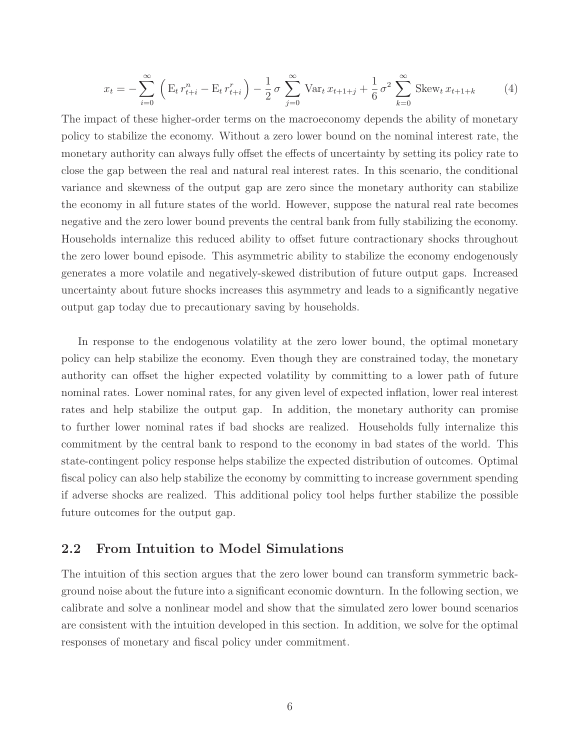$$x_t = -\sum_{i=0}^{\infty} \left( \mathrm{E}_t \, r^n_{t+i} - \mathrm{E}_t \, r^r_{t+i} \right) - \frac{1}{2} \, \sigma \sum_{j=0}^{\infty} \mathrm{Var}_t \, x_{t+1+j} + \frac{1}{6} \, \sigma^2 \sum_{k=0}^{\infty} \mathrm{Skew}_t \, x_{t+1+k} \tag{4}$$

The impact of these higher-order terms on the macroeconomy depends the ability of monetary policy to stabilize the economy. Without a zero lower bound on the nominal interest rate, the monetary authority can always fully offset the effects of uncertainty by setting its policy rate to close the gap between the real and natural real interest rates. In this scenario, the conditional variance and skewness of the output gap are zero since the monetary authority can stabilize the economy in all future states of the world. However, suppose the natural real rate becomes negative and the zero lower bound prevents the central bank from fully stabilizing the economy. Households internalize this reduced ability to offset future contractionary shocks throughout the zero lower bound episode. This asymmetric ability to stabilize the economy endogenously generates a more volatile and negatively-skewed distribution of future output gaps. Increased uncertainty about future shocks increases this asymmetry and leads to a significantly negative output gap today due to precautionary saving by households.

In response to the endogenous volatility at the zero lower bound, the optimal monetary policy can help stabilize the economy. Even though they are constrained today, the monetary authority can offset the higher expected volatility by committing to a lower path of future nominal rates. Lower nominal rates, for any given level of expected inflation, lower real interest rates and help stabilize the output gap. In addition, the monetary authority can promise to further lower nominal rates if bad shocks are realized. Households fully internalize this commitment by the central bank to respond to the economy in bad states of the world. This state-contingent policy response helps stabilize the expected distribution of outcomes. Optimal fiscal policy can also help stabilize the economy by committing to increase government spending if adverse shocks are realized. This additional policy tool helps further stabilize the possible future outcomes for the output gap.

## 2.2 From Intuition to Model Simulations

The intuition of this section argues that the zero lower bound can transform symmetric background noise about the future into a significant economic downturn. In the following section, we calibrate and solve a nonlinear model and show that the simulated zero lower bound scenarios are consistent with the intuition developed in this section. In addition, we solve for the optimal responses of monetary and fiscal policy under commitment.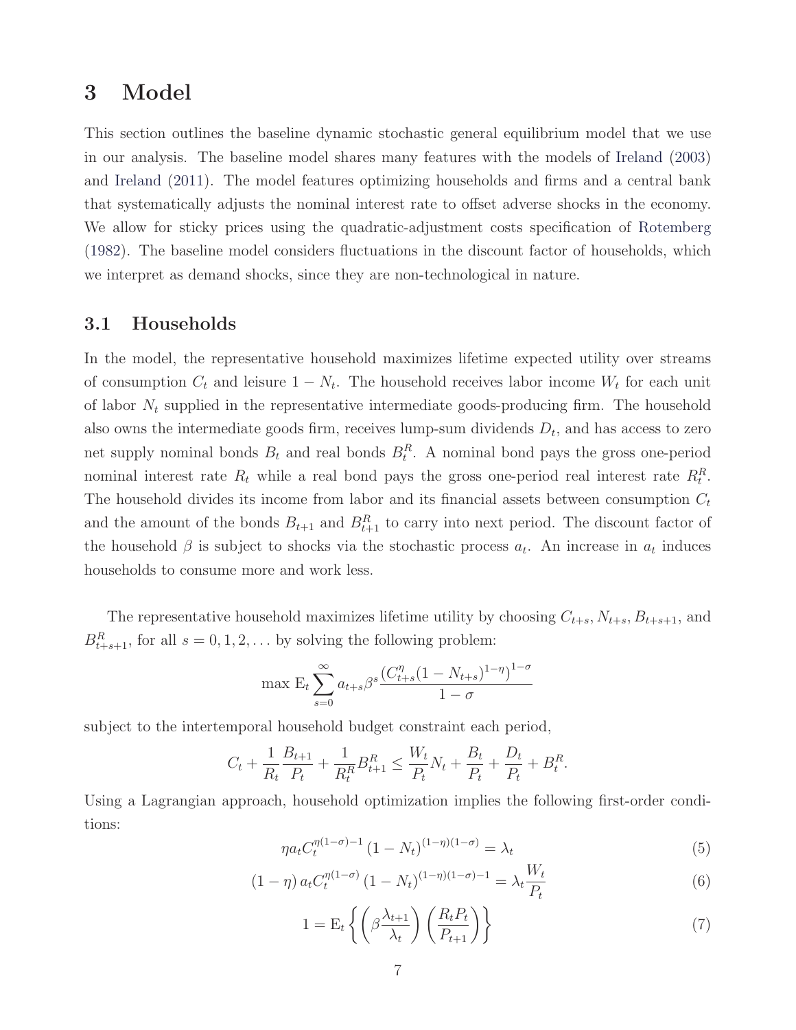# 3 Model

This section outlines the baseline dynamic stochastic general equilibrium model that we use in our analysis. The baseline model shares many features with the models of Ireland (2003) and Ireland (2011). The model features optimizing households and firms and a central bank that systematically adjusts the nominal interest rate to offset adverse shocks in the economy. We allow for sticky prices using the quadratic-adjustment costs specification of Rotemberg (1982). The baseline model considers fluctuations in the discount factor of households, which we interpret as demand shocks, since they are non-technological in nature.

## 3.1 Households

In the model, the representative household maximizes lifetime expected utility over streams of consumption $C_t$ and leisure $1 - N_t$. The household receives labor income $W_t$ for each unit of labor $N_t$ supplied in the representative intermediate goods-producing firm. The household also owns the intermediate goods firm, receives lump-sum dividends $D_t$, and has access to zero net supply nominal bonds $B_t$ and real bonds $B_t^R$. A nominal bond pays the gross one-period nominal interest rate $R_t$ while a real bond pays the gross one-period real interest rate $R_t^R$. The household divides its income from labor and its financial assets between consumption $C_t$ and the amount of the bonds $B_{t+1}$ and $B_{t+1}^R$ to carry into next period. The discount factor of the household $\beta$ is subject to shocks via the stochastic process $a_t$. An increase in $a_t$ induces households to consume more and work less.

The representative household maximizes lifetime utility by choosing $C_{t+s}, N_{t+s}, B_{t+s+1}$, and $B_{t+s+1}^R$, for all $s = 0, 1, 2, \ldots$ by solving the following problem:

$$\max \mathrm{E}_t \sum_{s=0}^{\infty} a_{t+s} \beta^s \frac{\left(C_{t+s}^{\eta}(1 - N_{t+s})^{1-\eta}\right)^{1-\sigma}}{1 - \sigma}$$

subject to the intertemporal household budget constraint each period,

$$C_t + \frac{1}{R_t}\frac{B_{t+1}}{P_t} + \frac{1}{R_t^R} B_{t+1}^R \leq \frac{W_t}{P_t} N_t + \frac{B_t}{P_t} + \frac{D_t}{P_t} + B_t^R.$$

Using a Lagrangian approach, household optimization implies the following first-order conditions:

$$\eta a_t C_t^{\eta(1-\sigma)-1} \left(1 - N_t\right)^{(1-\eta)(1-\sigma)} = \lambda_t \tag{5}$$

$$(1 - \eta)\, a_t C_t^{\eta(1-\sigma)} \left(1 - N_t\right)^{(1-\eta)(1-\sigma)-1} = \lambda_t \frac{W_t}{P_t} \tag{6}$$

$$1 = \mathrm{E}_t \left\{ \left(\beta \frac{\lambda_{t+1}}{\lambda_t}\right) \left(\frac{R_t P_t}{P_{t+1}}\right) \right\} \tag{7}$$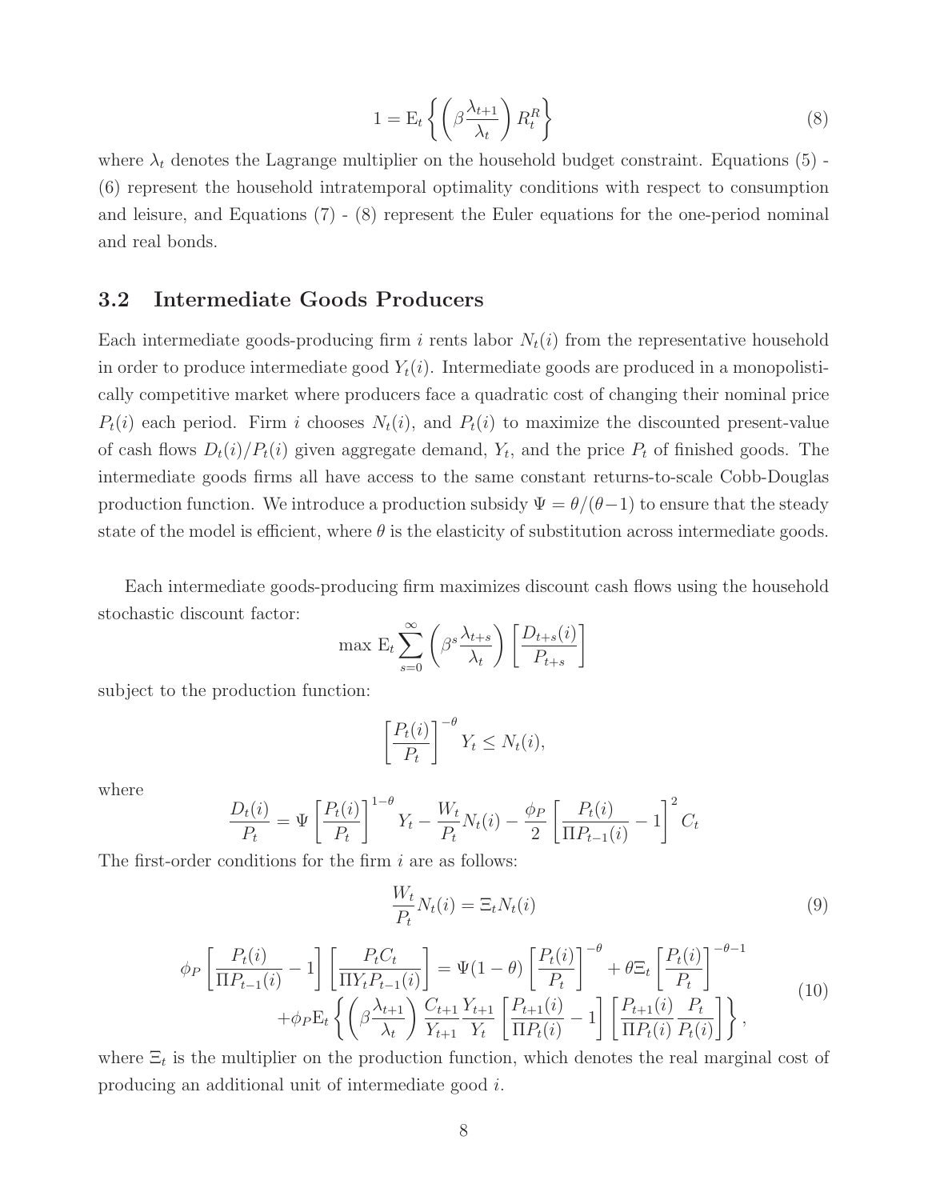$$1 = \mathrm{E}_t \left\{ \left( \beta \frac{\lambda_{t+1}}{\lambda_t} \right) R_t^R \right\} \tag{8}$$

where $\lambda_t$ denotes the Lagrange multiplier on the household budget constraint. Equations (5) - (6) represent the household intratemporal optimality conditions with respect to consumption and leisure, and Equations (7) - (8) represent the Euler equations for the one-period nominal and real bonds.

## 3.2 Intermediate Goods Producers

Each intermediate goods-producing firm $i$ rents labor $N_t(i)$ from the representative household in order to produce intermediate good $Y_t(i)$. Intermediate goods are produced in a monopolistically competitive market where producers face a quadratic cost of changing their nominal price $P_t(i)$ each period. Firm $i$ chooses $N_t(i)$, and $P_t(i)$ to maximize the discounted present-value of cash flows $D_t(i)/P_t(i)$ given aggregate demand, $Y_t$, and the price $P_t$ of finished goods. The intermediate goods firms all have access to the same constant returns-to-scale Cobb-Douglas production function. We introduce a production subsidy $\Psi = \theta/(\theta-1)$ to ensure that the steady state of the model is efficient, where $\theta$ is the elasticity of substitution across intermediate goods.

Each intermediate goods-producing firm maximizes discount cash flows using the household stochastic discount factor:

$$\max \mathrm{E}_t \sum_{s=0}^{\infty} \left( \beta^s \frac{\lambda_{t+s}}{\lambda_t} \right) \left[ \frac{D_{t+s}(i)}{P_{t+s}} \right]$$

subject to the production function:

$$\left[ \frac{P_t(i)}{P_t} \right]^{-\theta} Y_t \leq N_t(i),$$

where

$$\frac{D_t(i)}{P_t} = \Psi \left[ \frac{P_t(i)}{P_t} \right]^{1-\theta} Y_t - \frac{W_t}{P_t} N_t(i) - \frac{\phi_P}{2} \left[ \frac{P_t(i)}{\Pi P_{t-1}(i)} - 1 \right]^2 C_t$$

The first-order conditions for the firm $i$ are as follows:

$$\frac{W_t}{P_t} N_t(i) = \Xi_t N_t(i) \tag{9}$$

$$\begin{aligned} \phi_P \left[ \frac{P_t(i)}{\Pi P_{t-1}(i)} - 1 \right] \left[ \frac{P_t C_t}{\Pi Y_t P_{t-1}(i)} \right] &= \Psi(1-\theta) \left[ \frac{P_t(i)}{P_t} \right]^{-\theta} + \theta \Xi_t \left[ \frac{P_t(i)}{P_t} \right]^{-\theta-1} \\ &+ \phi_P \mathrm{E}_t \left\{ \left( \beta \frac{\lambda_{t+1}}{\lambda_t} \right) \frac{C_{t+1}}{Y_{t+1}} \frac{Y_{t+1}}{Y_t} \left[ \frac{P_{t+1}(i)}{\Pi P_t(i)} - 1 \right] \left[ \frac{P_{t+1}(i)}{\Pi P_t(i)} \frac{P_t}{P_t(i)} \right] \right\}, \end{aligned} \tag{10}$$

where $\Xi_t$ is the multiplier on the production function, which denotes the real marginal cost of producing an additional unit of intermediate good $i$.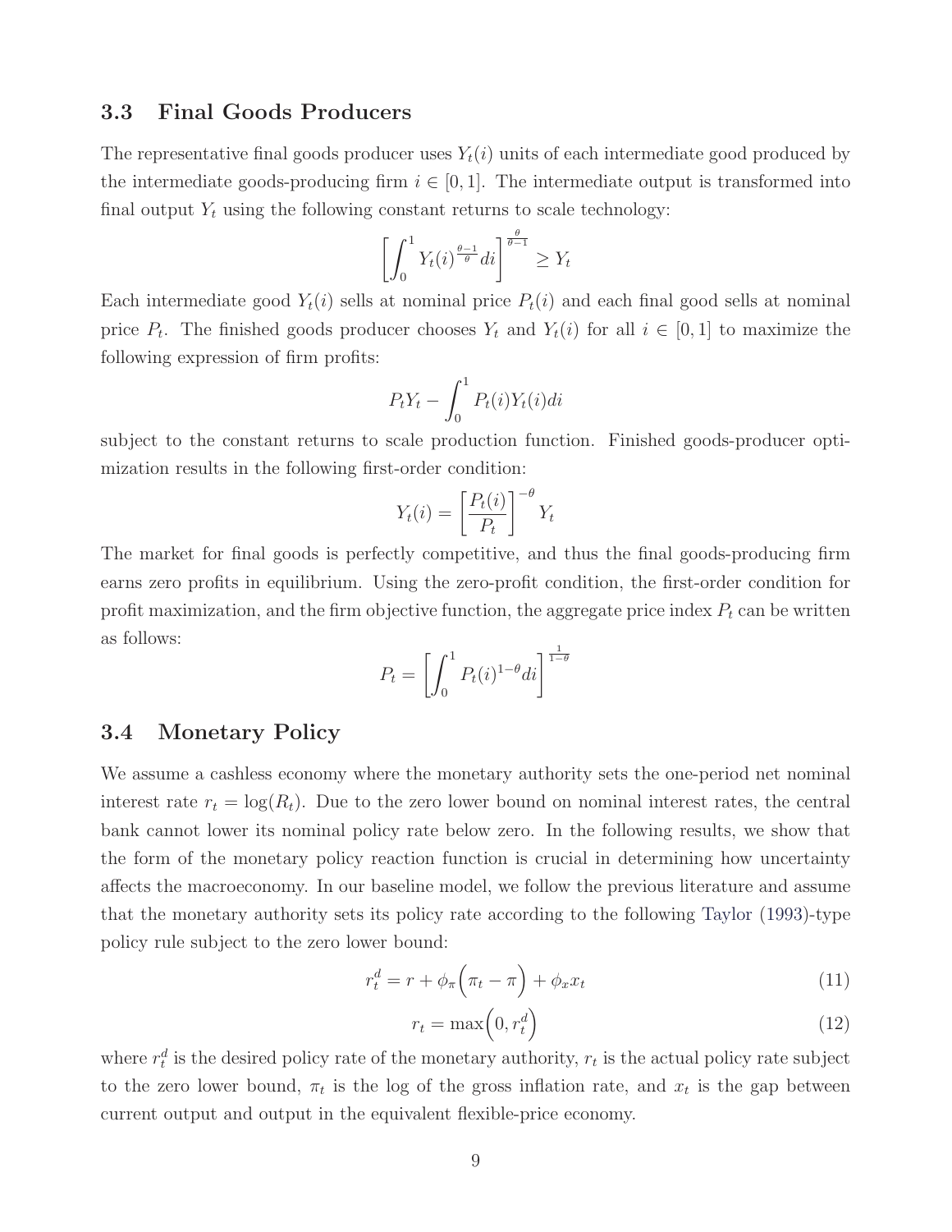### 3.3 Final Goods Producers

The representative final goods producer uses $Y_t(i)$ units of each intermediate good produced by the intermediate goods-producing firm $i \in [0,1]$. The intermediate output is transformed into final output $Y_t$ using the following constant returns to scale technology:

$$\left[\int_0^1 Y_t(i)^{\frac{\theta-1}{\theta}} di\right]^{\frac{\theta}{\theta-1}} \geq Y_t$$

Each intermediate good $Y_t(i)$ sells at nominal price $P_t(i)$ and each final good sells at nominal price $P_t$. The finished goods producer chooses $Y_t$ and $Y_t(i)$ for all $i \in [0,1]$ to maximize the following expression of firm profits:

$$P_t Y_t - \int_0^1 P_t(i) Y_t(i) di$$

subject to the constant returns to scale production function. Finished goods-producer optimization results in the following first-order condition:

$$Y_t(i) = \left[\frac{P_t(i)}{P_t}\right]^{-\theta} Y_t$$

The market for final goods is perfectly competitive, and thus the final goods-producing firm earns zero profits in equilibrium. Using the zero-profit condition, the first-order condition for profit maximization, and the firm objective function, the aggregate price index $P_t$ can be written as follows:

$$P_t = \left[\int_0^1 P_t(i)^{1-\theta} di\right]^{\frac{1}{1-\theta}}$$

### 3.4 Monetary Policy

We assume a cashless economy where the monetary authority sets the one-period net nominal interest rate $r_t = \log(R_t)$. Due to the zero lower bound on nominal interest rates, the central bank cannot lower its nominal policy rate below zero. In the following results, we show that the form of the monetary policy reaction function is crucial in determining how uncertainty affects the macroeconomy. In our baseline model, we follow the previous literature and assume that the monetary authority sets its policy rate according to the following Taylor (1993)-type policy rule subject to the zero lower bound:

$$r_t^d = r + \phi_\pi\Big(\pi_t - \pi\Big) + \phi_x x_t \tag{11}$$

$$r_t = \max\Big(0, r_t^d\Big) \tag{12}$$

where $r_t^d$ is the desired policy rate of the monetary authority, $r_t$ is the actual policy rate subject to the zero lower bound, $\pi_t$ is the log of the gross inflation rate, and $x_t$ is the gap between current output and output in the equivalent flexible-price economy.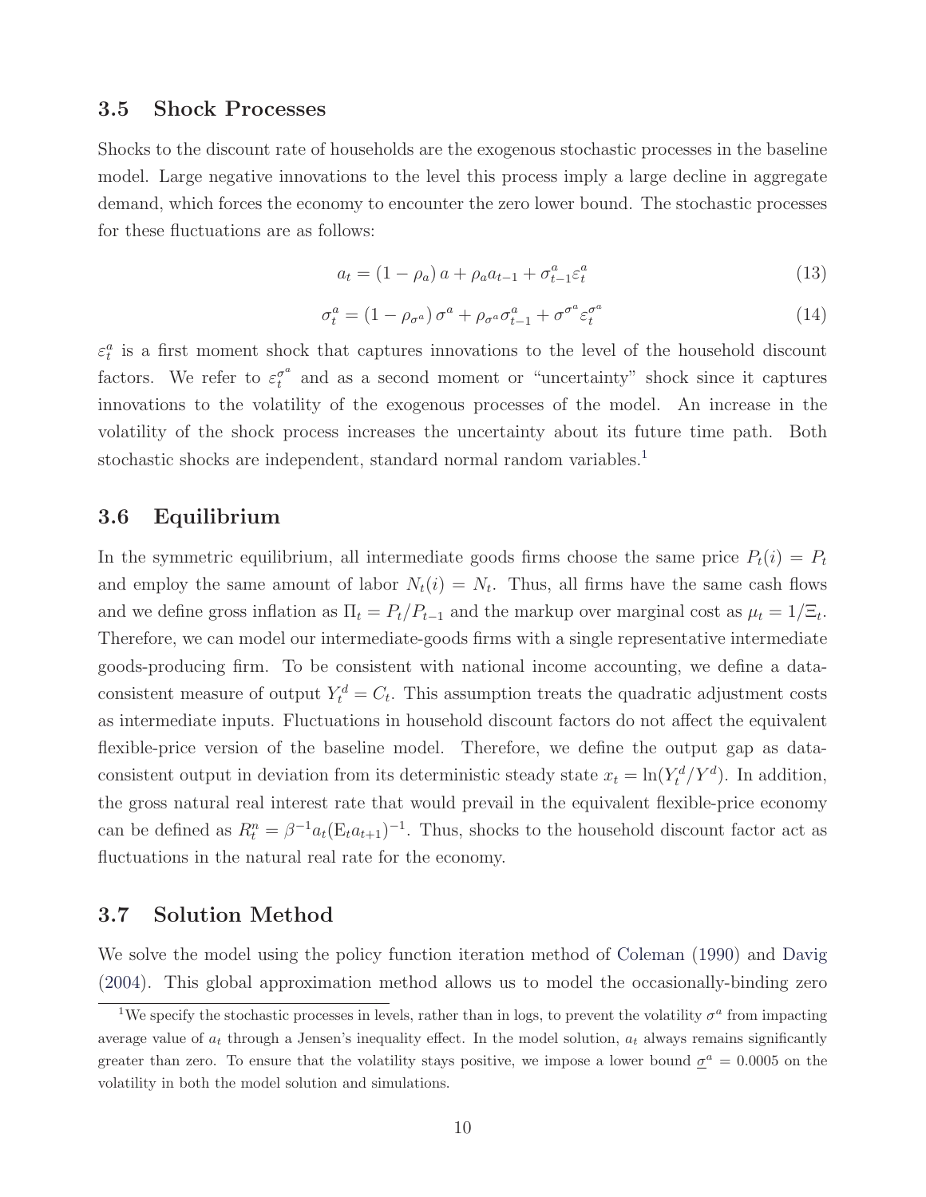### 3.5 Shock Processes

Shocks to the discount rate of households are the exogenous stochastic processes in the baseline model. Large negative innovations to the level this process imply a large decline in aggregate demand, which forces the economy to encounter the zero lower bound. The stochastic processes for these fluctuations are as follows:

$$a_t = (1 - \rho_a)\, a + \rho_a a_{t-1} + \sigma^a_{t-1} \varepsilon^a_t \tag{13}$$

$$\sigma^a_t = (1 - \rho_{\sigma^a})\, \sigma^a + \rho_{\sigma^a} \sigma^a_{t-1} + \sigma^{\sigma^a} \varepsilon^{\sigma^a}_t \tag{14}$$

$\varepsilon^a_t$ is a first moment shock that captures innovations to the level of the household discount factors. We refer to $\varepsilon^{\sigma^a}_t$ and as a second moment or "uncertainty" shock since it captures innovations to the volatility of the exogenous processes of the model. An increase in the volatility of the shock process increases the uncertainty about its future time path. Both stochastic shocks are independent, standard normal random variables.[1]

### 3.6 Equilibrium

In the symmetric equilibrium, all intermediate goods firms choose the same price $P_t(i) = P_t$ and employ the same amount of labor $N_t(i) = N_t$. Thus, all firms have the same cash flows and we define gross inflation as $\Pi_t = P_t/P_{t-1}$ and the markup over marginal cost as $\mu_t = 1/\Xi_t$. Therefore, we can model our intermediate-goods firms with a single representative intermediate goods-producing firm. To be consistent with national income accounting, we define a data-consistent measure of output $Y^d_t = C_t$. This assumption treats the quadratic adjustment costs as intermediate inputs. Fluctuations in household discount factors do not affect the equivalent flexible-price version of the baseline model. Therefore, we define the output gap as data-consistent output in deviation from its deterministic steady state $x_t = \ln(Y^d_t/Y^d)$. In addition, the gross natural real interest rate that would prevail in the equivalent flexible-price economy can be defined as $R^n_t = \beta^{-1} a_t (\mathrm{E}_t a_{t+1})^{-1}$. Thus, shocks to the household discount factor act as fluctuations in the natural real rate for the economy.

### 3.7 Solution Method

We solve the model using the policy function iteration method of Coleman (1990) and Davig (2004). This global approximation method allows us to model the occasionally-binding zero

[1] We specify the stochastic processes in levels, rather than in logs, to prevent the volatility $\sigma^a$ from impacting average value of $a_t$ through a Jensen's inequality effect. In the model solution, $a_t$ always remains significantly greater than zero. To ensure that the volatility stays positive, we impose a lower bound $\underline{\sigma}^a = 0.0005$ on the volatility in both the model solution and simulations.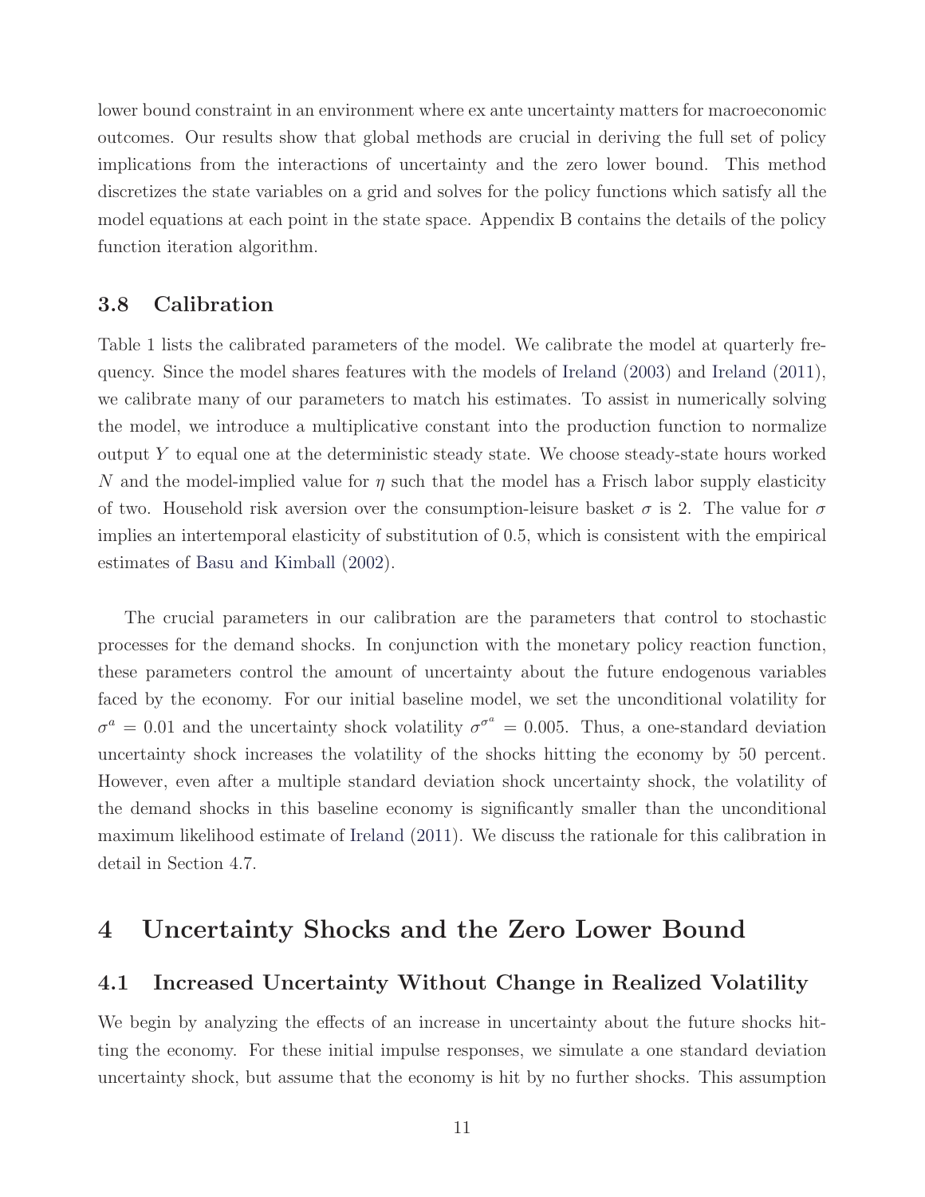lower bound constraint in an environment where ex ante uncertainty matters for macroeconomic outcomes. Our results show that global methods are crucial in deriving the full set of policy implications from the interactions of uncertainty and the zero lower bound. This method discretizes the state variables on a grid and solves for the policy functions which satisfy all the model equations at each point in the state space. Appendix B contains the details of the policy function iteration algorithm.

### 3.8 Calibration

Table 1 lists the calibrated parameters of the model. We calibrate the model at quarterly frequency. Since the model shares features with the models of Ireland (2003) and Ireland (2011), we calibrate many of our parameters to match his estimates. To assist in numerically solving the model, we introduce a multiplicative constant into the production function to normalize output $Y$ to equal one at the deterministic steady state. We choose steady-state hours worked $N$ and the model-implied value for $\eta$ such that the model has a Frisch labor supply elasticity of two. Household risk aversion over the consumption-leisure basket $\sigma$ is 2. The value for $\sigma$ implies an intertemporal elasticity of substitution of 0.5, which is consistent with the empirical estimates of Basu and Kimball (2002).

The crucial parameters in our calibration are the parameters that control to stochastic processes for the demand shocks. In conjunction with the monetary policy reaction function, these parameters control the amount of uncertainty about the future endogenous variables faced by the economy. For our initial baseline model, we set the unconditional volatility for $\sigma^a = 0.01$ and the uncertainty shock volatility $\sigma^{\sigma^a} = 0.005$. Thus, a one-standard deviation uncertainty shock increases the volatility of the shocks hitting the economy by 50 percent. However, even after a multiple standard deviation shock uncertainty shock, the volatility of the demand shocks in this baseline economy is significantly smaller than the unconditional maximum likelihood estimate of Ireland (2011). We discuss the rationale for this calibration in detail in Section 4.7.

## 4 Uncertainty Shocks and the Zero Lower Bound

### 4.1 Increased Uncertainty Without Change in Realized Volatility

We begin by analyzing the effects of an increase in uncertainty about the future shocks hitting the economy. For these initial impulse responses, we simulate a one standard deviation uncertainty shock, but assume that the economy is hit by no further shocks. This assumption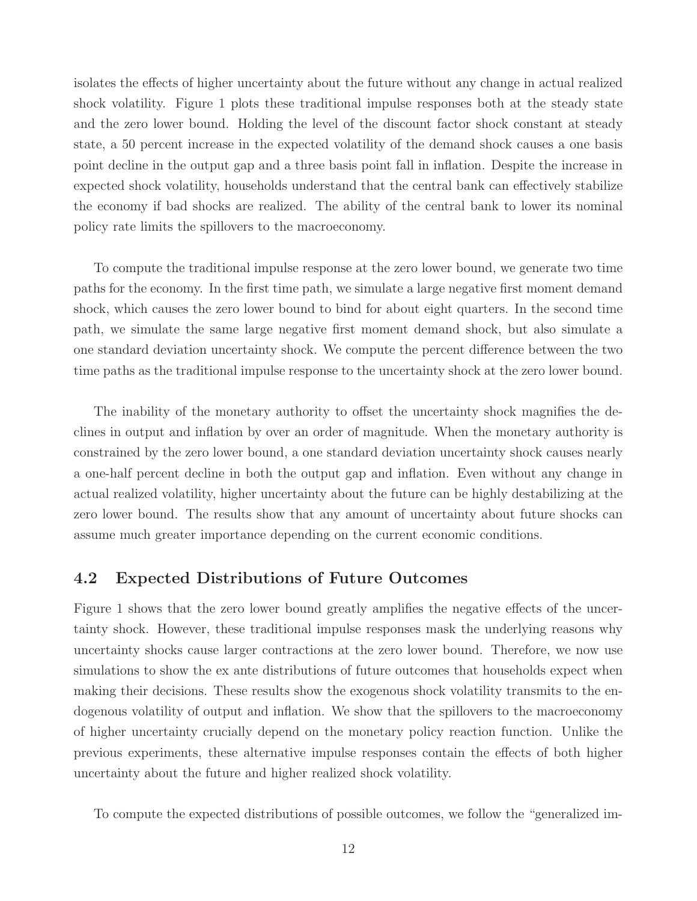isolates the effects of higher uncertainty about the future without any change in actual realized shock volatility. Figure 1 plots these traditional impulse responses both at the steady state and the zero lower bound. Holding the level of the discount factor shock constant at steady state, a 50 percent increase in the expected volatility of the demand shock causes a one basis point decline in the output gap and a three basis point fall in inflation. Despite the increase in expected shock volatility, households understand that the central bank can effectively stabilize the economy if bad shocks are realized. The ability of the central bank to lower its nominal policy rate limits the spillovers to the macroeconomy.

To compute the traditional impulse response at the zero lower bound, we generate two time paths for the economy. In the first time path, we simulate a large negative first moment demand shock, which causes the zero lower bound to bind for about eight quarters. In the second time path, we simulate the same large negative first moment demand shock, but also simulate a one standard deviation uncertainty shock. We compute the percent difference between the two time paths as the traditional impulse response to the uncertainty shock at the zero lower bound.

The inability of the monetary authority to offset the uncertainty shock magnifies the declines in output and inflation by over an order of magnitude. When the monetary authority is constrained by the zero lower bound, a one standard deviation uncertainty shock causes nearly a one-half percent decline in both the output gap and inflation. Even without any change in actual realized volatility, higher uncertainty about the future can be highly destabilizing at the zero lower bound. The results show that any amount of uncertainty about future shocks can assume much greater importance depending on the current economic conditions.

## 4.2 Expected Distributions of Future Outcomes

Figure 1 shows that the zero lower bound greatly amplifies the negative effects of the uncertainty shock. However, these traditional impulse responses mask the underlying reasons why uncertainty shocks cause larger contractions at the zero lower bound. Therefore, we now use simulations to show the ex ante distributions of future outcomes that households expect when making their decisions. These results show the exogenous shock volatility transmits to the endogenous volatility of output and inflation. We show that the spillovers to the macroeconomy of higher uncertainty crucially depend on the monetary policy reaction function. Unlike the previous experiments, these alternative impulse responses contain the effects of both higher uncertainty about the future and higher realized shock volatility.

To compute the expected distributions of possible outcomes, we follow the "generalized im-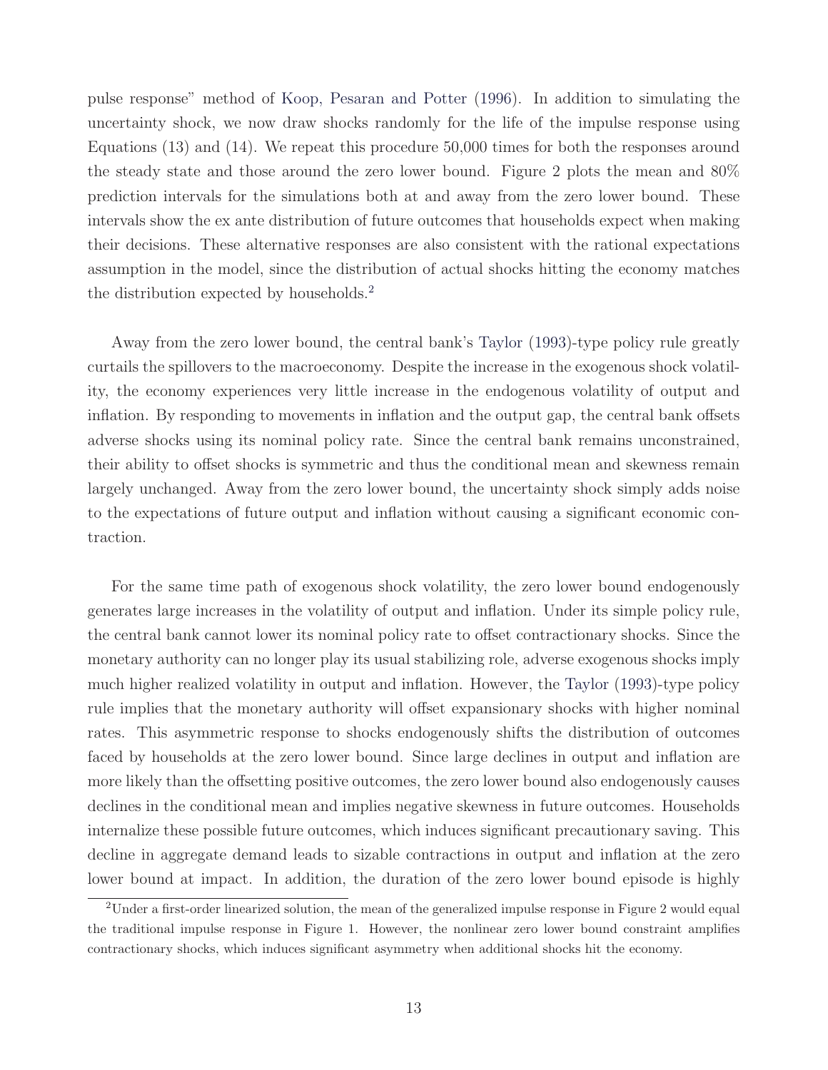pulse response" method of Koop, Pesaran and Potter (1996). In addition to simulating the uncertainty shock, we now draw shocks randomly for the life of the impulse response using Equations (13) and (14). We repeat this procedure 50,000 times for both the responses around the steady state and those around the zero lower bound. Figure 2 plots the mean and 80% prediction intervals for the simulations both at and away from the zero lower bound. These intervals show the ex ante distribution of future outcomes that households expect when making their decisions. These alternative responses are also consistent with the rational expectations assumption in the model, since the distribution of actual shocks hitting the economy matches the distribution expected by households.[2]

Away from the zero lower bound, the central bank's Taylor (1993)-type policy rule greatly curtails the spillovers to the macroeconomy. Despite the increase in the exogenous shock volatility, the economy experiences very little increase in the endogenous volatility of output and inflation. By responding to movements in inflation and the output gap, the central bank offsets adverse shocks using its nominal policy rate. Since the central bank remains unconstrained, their ability to offset shocks is symmetric and thus the conditional mean and skewness remain largely unchanged. Away from the zero lower bound, the uncertainty shock simply adds noise to the expectations of future output and inflation without causing a significant economic contraction.

For the same time path of exogenous shock volatility, the zero lower bound endogenously generates large increases in the volatility of output and inflation. Under its simple policy rule, the central bank cannot lower its nominal policy rate to offset contractionary shocks. Since the monetary authority can no longer play its usual stabilizing role, adverse exogenous shocks imply much higher realized volatility in output and inflation. However, the Taylor (1993)-type policy rule implies that the monetary authority will offset expansionary shocks with higher nominal rates. This asymmetric response to shocks endogenously shifts the distribution of outcomes faced by households at the zero lower bound. Since large declines in output and inflation are more likely than the offsetting positive outcomes, the zero lower bound also endogenously causes declines in the conditional mean and implies negative skewness in future outcomes. Households internalize these possible future outcomes, which induces significant precautionary saving. This decline in aggregate demand leads to sizable contractions in output and inflation at the zero lower bound at impact. In addition, the duration of the zero lower bound episode is highly

[2]Under a first-order linearized solution, the mean of the generalized impulse response in Figure 2 would equal the traditional impulse response in Figure 1. However, the nonlinear zero lower bound constraint amplifies contractionary shocks, which induces significant asymmetry when additional shocks hit the economy.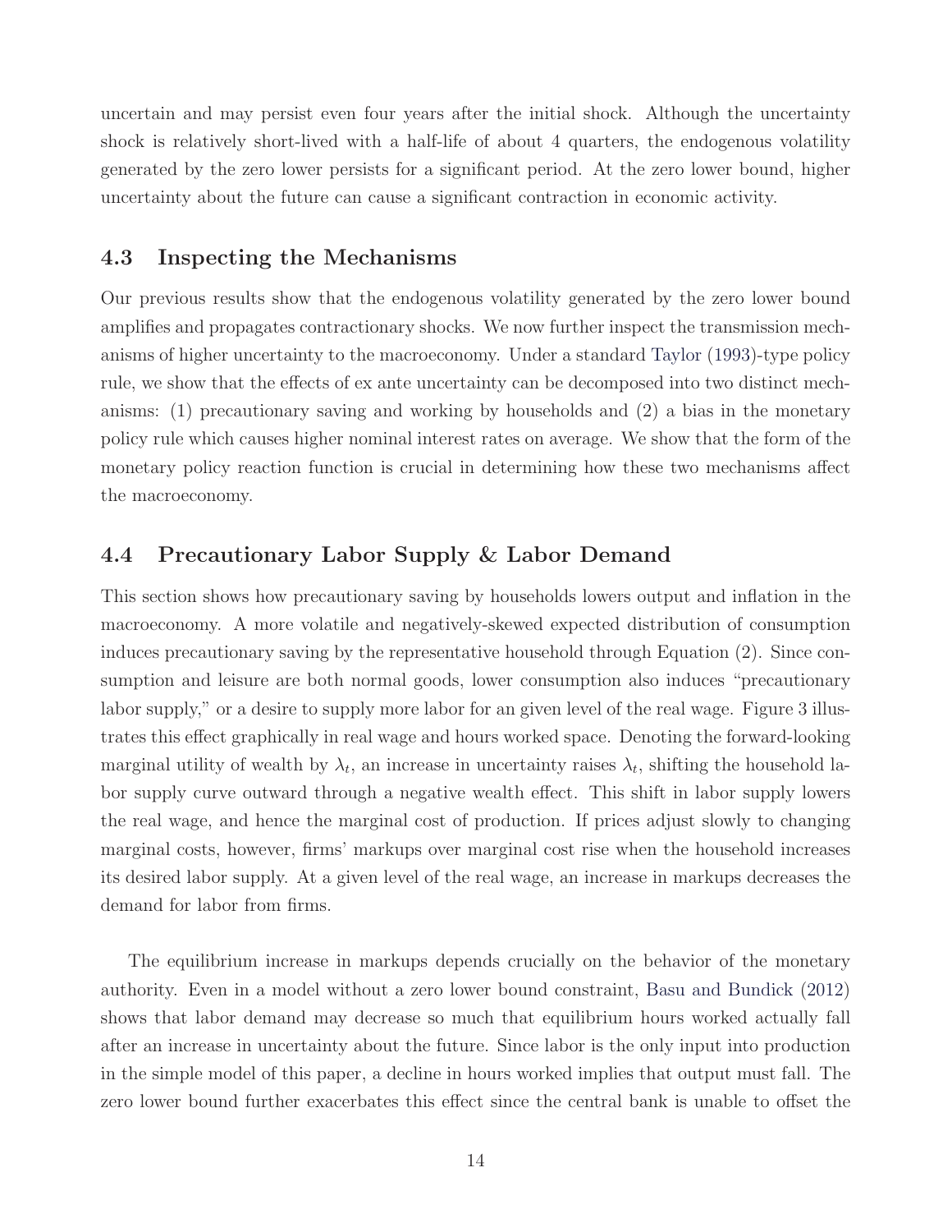uncertain and may persist even four years after the initial shock. Although the uncertainty shock is relatively short-lived with a half-life of about 4 quarters, the endogenous volatility generated by the zero lower persists for a significant period. At the zero lower bound, higher uncertainty about the future can cause a significant contraction in economic activity.

## 4.3 Inspecting the Mechanisms

Our previous results show that the endogenous volatility generated by the zero lower bound amplifies and propagates contractionary shocks. We now further inspect the transmission mechanisms of higher uncertainty to the macroeconomy. Under a standard Taylor (1993)-type policy rule, we show that the effects of ex ante uncertainty can be decomposed into two distinct mechanisms: (1) precautionary saving and working by households and (2) a bias in the monetary policy rule which causes higher nominal interest rates on average. We show that the form of the monetary policy reaction function is crucial in determining how these two mechanisms affect the macroeconomy.

## 4.4 Precautionary Labor Supply & Labor Demand

This section shows how precautionary saving by households lowers output and inflation in the macroeconomy. A more volatile and negatively-skewed expected distribution of consumption induces precautionary saving by the representative household through Equation (2). Since consumption and leisure are both normal goods, lower consumption also induces "precautionary labor supply," or a desire to supply more labor for an given level of the real wage. Figure 3 illustrates this effect graphically in real wage and hours worked space. Denoting the forward-looking marginal utility of wealth by $\lambda_t$, an increase in uncertainty raises $\lambda_t$, shifting the household labor supply curve outward through a negative wealth effect. This shift in labor supply lowers the real wage, and hence the marginal cost of production. If prices adjust slowly to changing marginal costs, however, firms' markups over marginal cost rise when the household increases its desired labor supply. At a given level of the real wage, an increase in markups decreases the demand for labor from firms.

The equilibrium increase in markups depends crucially on the behavior of the monetary authority. Even in a model without a zero lower bound constraint, Basu and Bundick (2012) shows that labor demand may decrease so much that equilibrium hours worked actually fall after an increase in uncertainty about the future. Since labor is the only input into production in the simple model of this paper, a decline in hours worked implies that output must fall. The zero lower bound further exacerbates this effect since the central bank is unable to offset the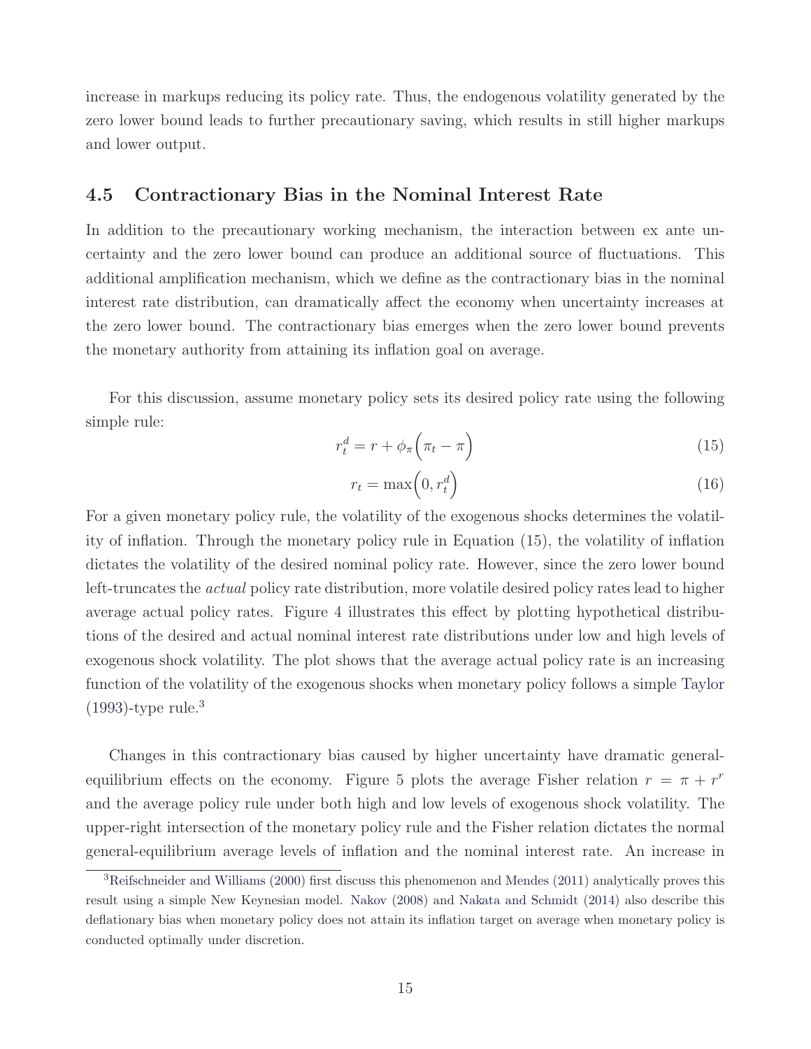increase in markups reducing its policy rate. Thus, the endogenous volatility generated by the zero lower bound leads to further precautionary saving, which results in still higher markups and lower output.

### 4.5 Contractionary Bias in the Nominal Interest Rate

In addition to the precautionary working mechanism, the interaction between ex ante uncertainty and the zero lower bound can produce an additional source of fluctuations. This additional amplification mechanism, which we define as the contractionary bias in the nominal interest rate distribution, can dramatically affect the economy when uncertainty increases at the zero lower bound. The contractionary bias emerges when the zero lower bound prevents the monetary authority from attaining its inflation goal on average.

For this discussion, assume monetary policy sets its desired policy rate using the following simple rule:

$$r_t^d = r + \phi_\pi \Big( \pi_t - \pi \Big) \tag{15}$$

$$r_t = \max\Big(0, r_t^d\Big) \tag{16}$$

For a given monetary policy rule, the volatility of the exogenous shocks determines the volatility of inflation. Through the monetary policy rule in Equation (15), the volatility of inflation dictates the volatility of the desired nominal policy rate. However, since the zero lower bound left-truncates the *actual* policy rate distribution, more volatile desired policy rates lead to higher average actual policy rates. Figure 4 illustrates this effect by plotting hypothetical distributions of the desired and actual nominal interest rate distributions under low and high levels of exogenous shock volatility. The plot shows that the average actual policy rate is an increasing function of the volatility of the exogenous shocks when monetary policy follows a simple Taylor (1993)-type rule.[3]

Changes in this contractionary bias caused by higher uncertainty have dramatic general-equilibrium effects on the economy. Figure 5 plots the average Fisher relation $r = \pi + r^r$ and the average policy rule under both high and low levels of exogenous shock volatility. The upper-right intersection of the monetary policy rule and the Fisher relation dictates the normal general-equilibrium average levels of inflation and the nominal interest rate. An increase in

[3] Reifschneider and Williams (2000) first discuss this phenomenon and Mendes (2011) analytically proves this result using a simple New Keynesian model. Nakov (2008) and Nakata and Schmidt (2014) also describe this deflationary bias when monetary policy does not attain its inflation target on average when monetary policy is conducted optimally under discretion.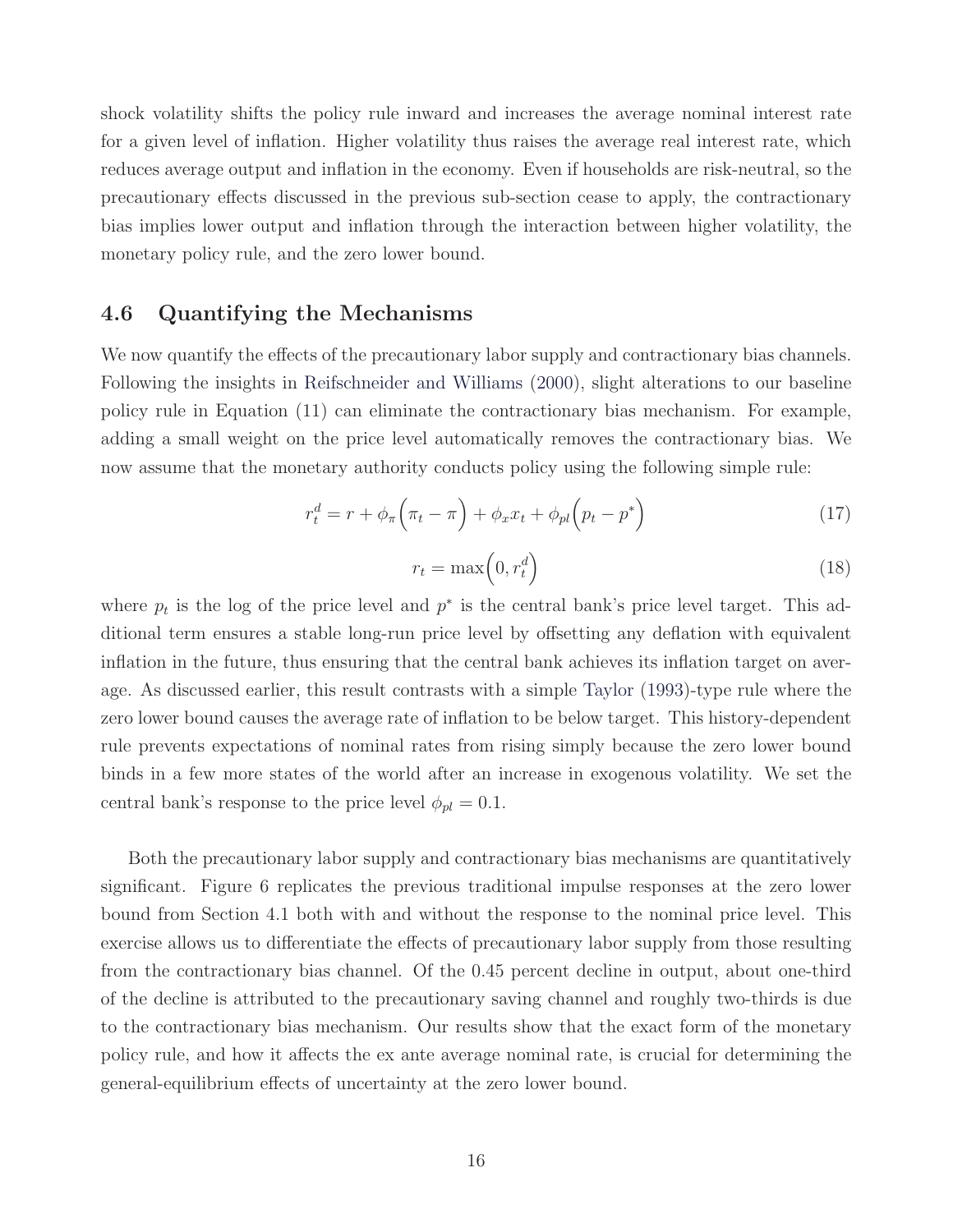shock volatility shifts the policy rule inward and increases the average nominal interest rate for a given level of inflation. Higher volatility thus raises the average real interest rate, which reduces average output and inflation in the economy. Even if households are risk-neutral, so the precautionary effects discussed in the previous sub-section cease to apply, the contractionary bias implies lower output and inflation through the interaction between higher volatility, the monetary policy rule, and the zero lower bound.

### 4.6 Quantifying the Mechanisms

We now quantify the effects of the precautionary labor supply and contractionary bias channels. Following the insights in Reifschneider and Williams (2000), slight alterations to our baseline policy rule in Equation (11) can eliminate the contractionary bias mechanism. For example, adding a small weight on the price level automatically removes the contractionary bias. We now assume that the monetary authority conducts policy using the following simple rule:

$$r_t^d = r + \phi_\pi \Big(\pi_t - \pi\Big) + \phi_x x_t + \phi_{pl}\Big(p_t - p^*\Big) \tag{17}$$

$$r_t = \max\Big(0, r_t^d\Big) \tag{18}$$

where $p_t$ is the log of the price level and $p^*$ is the central bank's price level target. This additional term ensures a stable long-run price level by offsetting any deflation with equivalent inflation in the future, thus ensuring that the central bank achieves its inflation target on average. As discussed earlier, this result contrasts with a simple Taylor (1993)-type rule where the zero lower bound causes the average rate of inflation to be below target. This history-dependent rule prevents expectations of nominal rates from rising simply because the zero lower bound binds in a few more states of the world after an increase in exogenous volatility. We set the central bank's response to the price level $\phi_{pl} = 0.1$.

Both the precautionary labor supply and contractionary bias mechanisms are quantitatively significant. Figure 6 replicates the previous traditional impulse responses at the zero lower bound from Section 4.1 both with and without the response to the nominal price level. This exercise allows us to differentiate the effects of precautionary labor supply from those resulting from the contractionary bias channel. Of the 0.45 percent decline in output, about one-third of the decline is attributed to the precautionary saving channel and roughly two-thirds is due to the contractionary bias mechanism. Our results show that the exact form of the monetary policy rule, and how it affects the ex ante average nominal rate, is crucial for determining the general-equilibrium effects of uncertainty at the zero lower bound.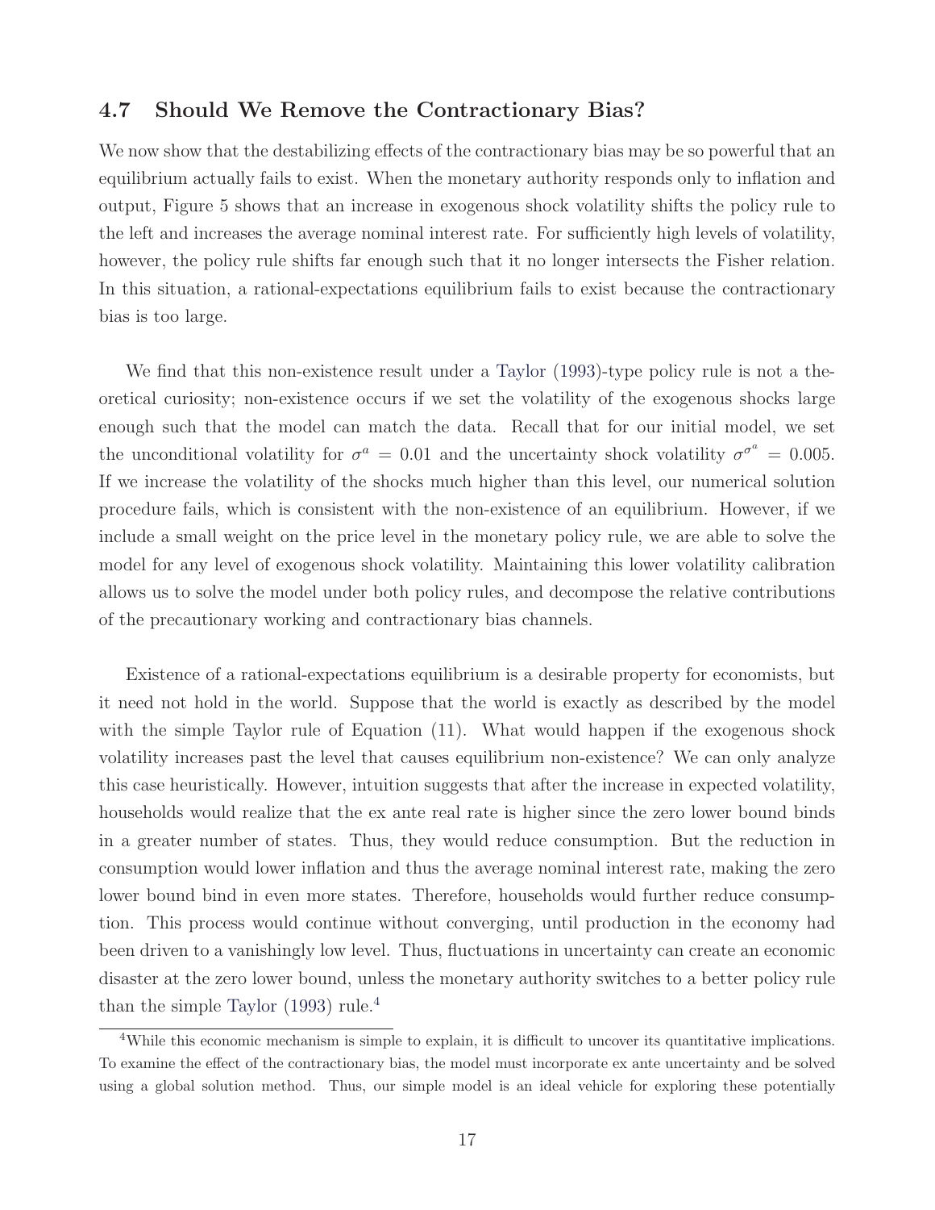## 4.7 Should We Remove the Contractionary Bias?

We now show that the destabilizing effects of the contractionary bias may be so powerful that an equilibrium actually fails to exist. When the monetary authority responds only to inflation and output, Figure 5 shows that an increase in exogenous shock volatility shifts the policy rule to the left and increases the average nominal interest rate. For sufficiently high levels of volatility, however, the policy rule shifts far enough such that it no longer intersects the Fisher relation. In this situation, a rational-expectations equilibrium fails to exist because the contractionary bias is too large.

We find that this non-existence result under a Taylor (1993)-type policy rule is not a theoretical curiosity; non-existence occurs if we set the volatility of the exogenous shocks large enough such that the model can match the data. Recall that for our initial model, we set the unconditional volatility for $\sigma^a = 0.01$ and the uncertainty shock volatility $\sigma^{\sigma^a} = 0.005$. If we increase the volatility of the shocks much higher than this level, our numerical solution procedure fails, which is consistent with the non-existence of an equilibrium. However, if we include a small weight on the price level in the monetary policy rule, we are able to solve the model for any level of exogenous shock volatility. Maintaining this lower volatility calibration allows us to solve the model under both policy rules, and decompose the relative contributions of the precautionary working and contractionary bias channels.

Existence of a rational-expectations equilibrium is a desirable property for economists, but it need not hold in the world. Suppose that the world is exactly as described by the model with the simple Taylor rule of Equation (11). What would happen if the exogenous shock volatility increases past the level that causes equilibrium non-existence? We can only analyze this case heuristically. However, intuition suggests that after the increase in expected volatility, households would realize that the ex ante real rate is higher since the zero lower bound binds in a greater number of states. Thus, they would reduce consumption. But the reduction in consumption would lower inflation and thus the average nominal interest rate, making the zero lower bound bind in even more states. Therefore, households would further reduce consumption. This process would continue without converging, until production in the economy had been driven to a vanishingly low level. Thus, fluctuations in uncertainty can create an economic disaster at the zero lower bound, unless the monetary authority switches to a better policy rule than the simple Taylor (1993) rule.[4]

[4]While this economic mechanism is simple to explain, it is difficult to uncover its quantitative implications. To examine the effect of the contractionary bias, the model must incorporate ex ante uncertainty and be solved using a global solution method. Thus, our simple model is an ideal vehicle for exploring these potentially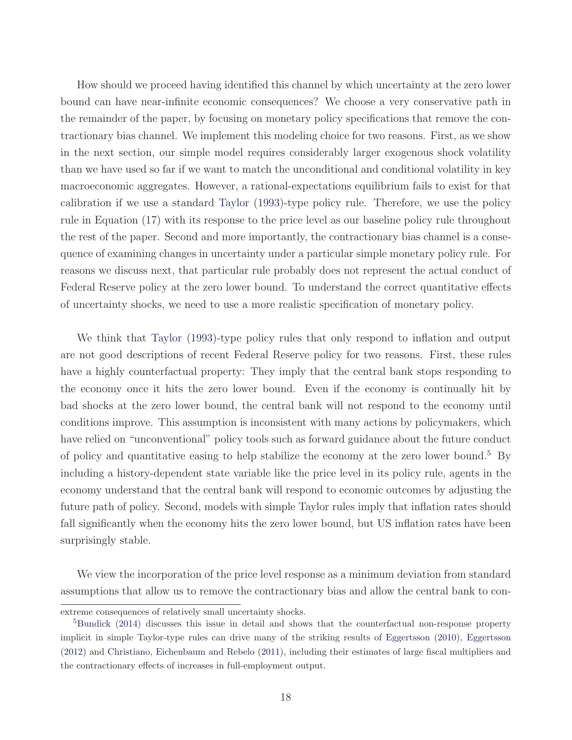How should we proceed having identified this channel by which uncertainty at the zero lower bound can have near-infinite economic consequences? We choose a very conservative path in the remainder of the paper, by focusing on monetary policy specifications that remove the contractionary bias channel. We implement this modeling choice for two reasons. First, as we show in the next section, our simple model requires considerably larger exogenous shock volatility than we have used so far if we want to match the unconditional and conditional volatility in key macroeconomic aggregates. However, a rational-expectations equilibrium fails to exist for that calibration if we use a standard Taylor (1993)-type policy rule. Therefore, we use the policy rule in Equation (17) with its response to the price level as our baseline policy rule throughout the rest of the paper. Second and more importantly, the contractionary bias channel is a consequence of examining changes in uncertainty under a particular simple monetary policy rule. For reasons we discuss next, that particular rule probably does not represent the actual conduct of Federal Reserve policy at the zero lower bound. To understand the correct quantitative effects of uncertainty shocks, we need to use a more realistic specification of monetary policy.

We think that Taylor (1993)-type policy rules that only respond to inflation and output are not good descriptions of recent Federal Reserve policy for two reasons. First, these rules have a highly counterfactual property: They imply that the central bank stops responding to the economy once it hits the zero lower bound. Even if the economy is continually hit by bad shocks at the zero lower bound, the central bank will not respond to the economy until conditions improve. This assumption is inconsistent with many actions by policymakers, which have relied on "unconventional" policy tools such as forward guidance about the future conduct of policy and quantitative easing to help stabilize the economy at the zero lower bound.[5] By including a history-dependent state variable like the price level in its policy rule, agents in the economy understand that the central bank will respond to economic outcomes by adjusting the future path of policy. Second, models with simple Taylor rules imply that inflation rates should fall significantly when the economy hits the zero lower bound, but US inflation rates have been surprisingly stable.

We view the incorporation of the price level response as a minimum deviation from standard assumptions that allow us to remove the contractionary bias and allow the central bank to con-

extreme consequences of relatively small uncertainty shocks.

[5] Bundick (2014) discusses this issue in detail and shows that the counterfactual non-response property implicit in simple Taylor-type rules can drive many of the striking results of Eggertsson (2010), Eggertsson (2012) and Christiano, Eichenbaum and Rebelo (2011), including their estimates of large fiscal multipliers and the contractionary effects of increases in full-employment output.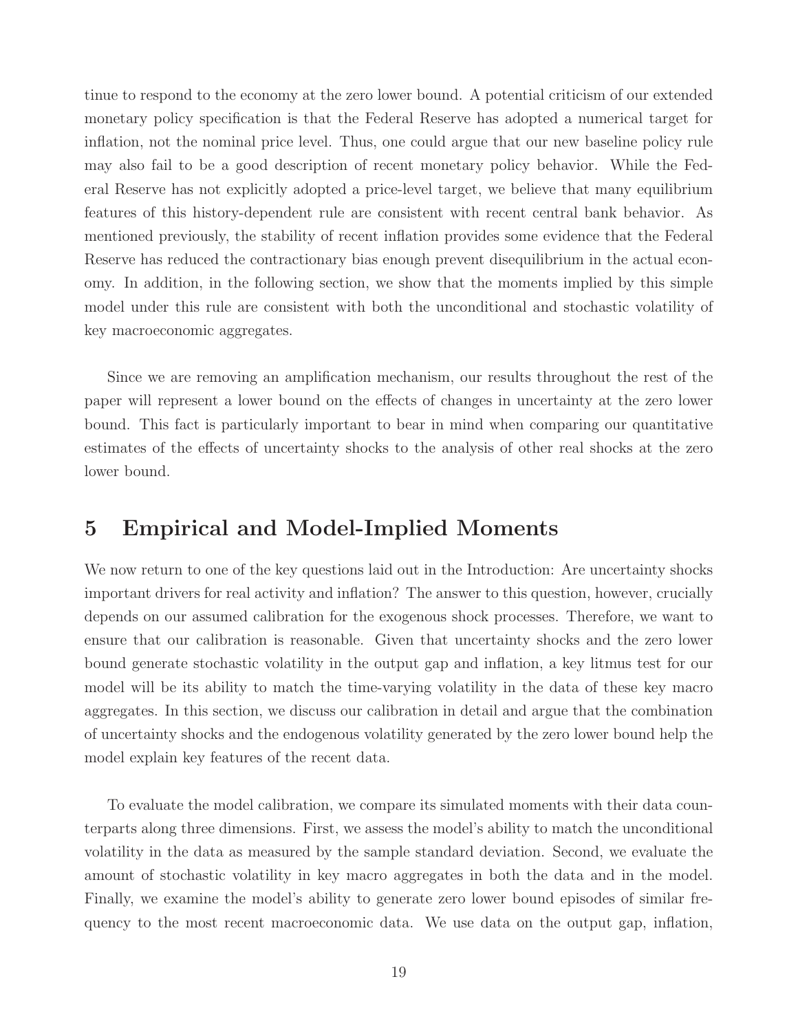tinue to respond to the economy at the zero lower bound. A potential criticism of our extended monetary policy specification is that the Federal Reserve has adopted a numerical target for inflation, not the nominal price level. Thus, one could argue that our new baseline policy rule may also fail to be a good description of recent monetary policy behavior. While the Federal Reserve has not explicitly adopted a price-level target, we believe that many equilibrium features of this history-dependent rule are consistent with recent central bank behavior. As mentioned previously, the stability of recent inflation provides some evidence that the Federal Reserve has reduced the contractionary bias enough prevent disequilibrium in the actual economy. In addition, in the following section, we show that the moments implied by this simple model under this rule are consistent with both the unconditional and stochastic volatility of key macroeconomic aggregates.

Since we are removing an amplification mechanism, our results throughout the rest of the paper will represent a lower bound on the effects of changes in uncertainty at the zero lower bound. This fact is particularly important to bear in mind when comparing our quantitative estimates of the effects of uncertainty shocks to the analysis of other real shocks at the zero lower bound.

# 5 Empirical and Model-Implied Moments

We now return to one of the key questions laid out in the Introduction: Are uncertainty shocks important drivers for real activity and inflation? The answer to this question, however, crucially depends on our assumed calibration for the exogenous shock processes. Therefore, we want to ensure that our calibration is reasonable. Given that uncertainty shocks and the zero lower bound generate stochastic volatility in the output gap and inflation, a key litmus test for our model will be its ability to match the time-varying volatility in the data of these key macro aggregates. In this section, we discuss our calibration in detail and argue that the combination of uncertainty shocks and the endogenous volatility generated by the zero lower bound help the model explain key features of the recent data.

To evaluate the model calibration, we compare its simulated moments with their data counterparts along three dimensions. First, we assess the model's ability to match the unconditional volatility in the data as measured by the sample standard deviation. Second, we evaluate the amount of stochastic volatility in key macro aggregates in both the data and in the model. Finally, we examine the model's ability to generate zero lower bound episodes of similar frequency to the most recent macroeconomic data. We use data on the output gap, inflation,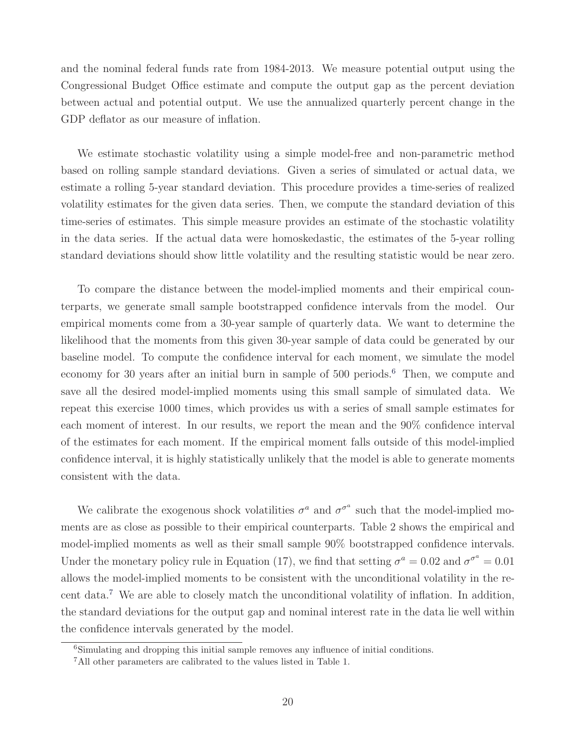and the nominal federal funds rate from 1984-2013. We measure potential output using the Congressional Budget Office estimate and compute the output gap as the percent deviation between actual and potential output. We use the annualized quarterly percent change in the GDP deflator as our measure of inflation.

We estimate stochastic volatility using a simple model-free and non-parametric method based on rolling sample standard deviations. Given a series of simulated or actual data, we estimate a rolling 5-year standard deviation. This procedure provides a time-series of realized volatility estimates for the given data series. Then, we compute the standard deviation of this time-series of estimates. This simple measure provides an estimate of the stochastic volatility in the data series. If the actual data were homoskedastic, the estimates of the 5-year rolling standard deviations should show little volatility and the resulting statistic would be near zero.

To compare the distance between the model-implied moments and their empirical counterparts, we generate small sample bootstrapped confidence intervals from the model. Our empirical moments come from a 30-year sample of quarterly data. We want to determine the likelihood that the moments from this given 30-year sample of data could be generated by our baseline model. To compute the confidence interval for each moment, we simulate the model economy for 30 years after an initial burn in sample of 500 periods.[6] Then, we compute and save all the desired model-implied moments using this small sample of simulated data. We repeat this exercise 1000 times, which provides us with a series of small sample estimates for each moment of interest. In our results, we report the mean and the 90% confidence interval of the estimates for each moment. If the empirical moment falls outside of this model-implied confidence interval, it is highly statistically unlikely that the model is able to generate moments consistent with the data.

We calibrate the exogenous shock volatilities $\sigma^a$ and $\sigma^{\sigma^a}$ such that the model-implied moments are as close as possible to their empirical counterparts. Table 2 shows the empirical and model-implied moments as well as their small sample 90% bootstrapped confidence intervals. Under the monetary policy rule in Equation (17), we find that setting $\sigma^a = 0.02$ and $\sigma^{\sigma^a} = 0.01$ allows the model-implied moments to be consistent with the unconditional volatility in the recent data.[7] We are able to closely match the unconditional volatility of inflation. In addition, the standard deviations for the output gap and nominal interest rate in the data lie well within the confidence intervals generated by the model.

[6]Simulating and dropping this initial sample removes any influence of initial conditions.

[7]All other parameters are calibrated to the values listed in Table 1.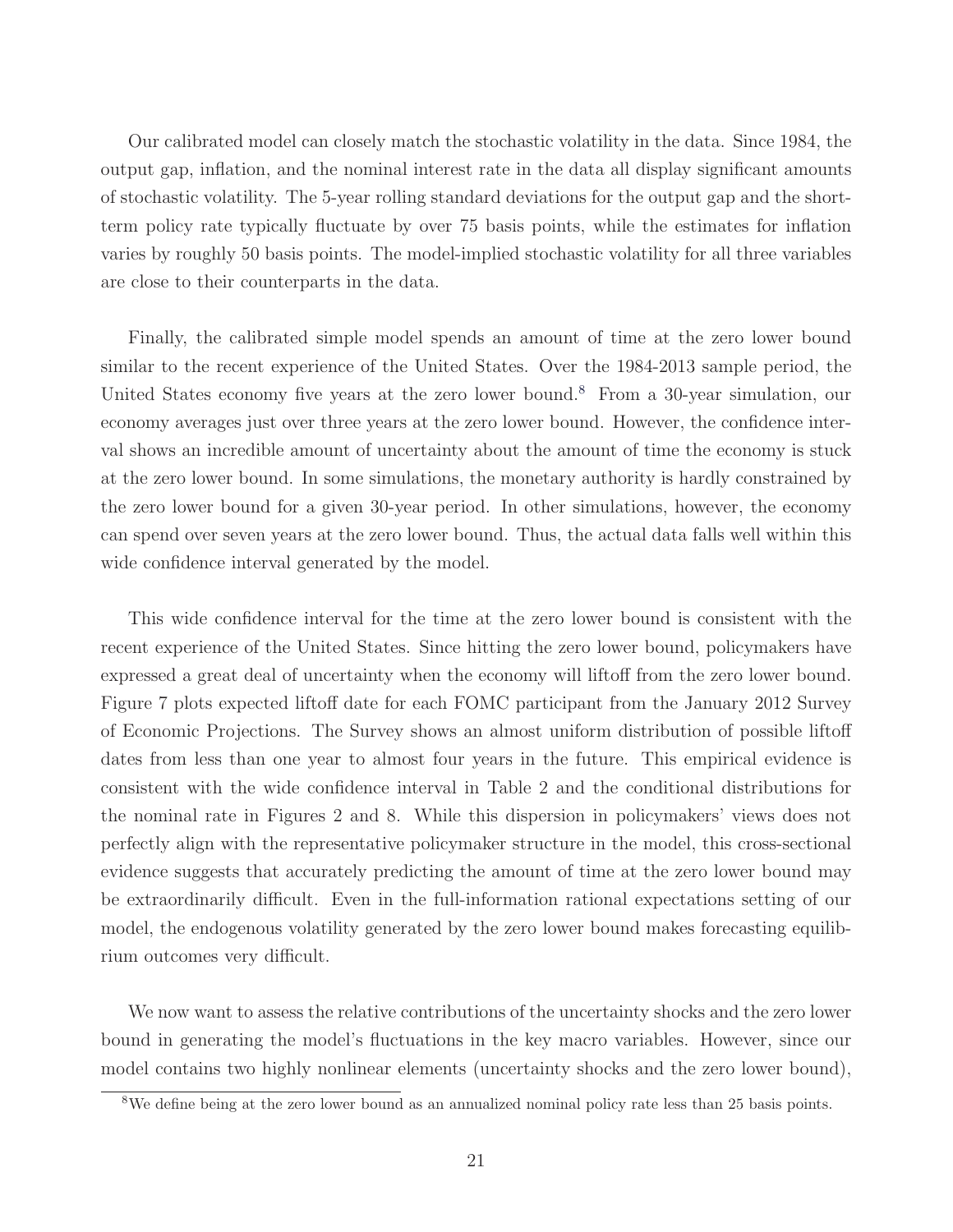Our calibrated model can closely match the stochastic volatility in the data. Since 1984, the output gap, inflation, and the nominal interest rate in the data all display significant amounts of stochastic volatility. The 5-year rolling standard deviations for the output gap and the short-term policy rate typically fluctuate by over 75 basis points, while the estimates for inflation varies by roughly 50 basis points. The model-implied stochastic volatility for all three variables are close to their counterparts in the data.

Finally, the calibrated simple model spends an amount of time at the zero lower bound similar to the recent experience of the United States. Over the 1984-2013 sample period, the United States economy five years at the zero lower bound.[8] From a 30-year simulation, our economy averages just over three years at the zero lower bound. However, the confidence interval shows an incredible amount of uncertainty about the amount of time the economy is stuck at the zero lower bound. In some simulations, the monetary authority is hardly constrained by the zero lower bound for a given 30-year period. In other simulations, however, the economy can spend over seven years at the zero lower bound. Thus, the actual data falls well within this wide confidence interval generated by the model.

This wide confidence interval for the time at the zero lower bound is consistent with the recent experience of the United States. Since hitting the zero lower bound, policymakers have expressed a great deal of uncertainty when the economy will liftoff from the zero lower bound. Figure 7 plots expected liftoff date for each FOMC participant from the January 2012 Survey of Economic Projections. The Survey shows an almost uniform distribution of possible liftoff dates from less than one year to almost four years in the future. This empirical evidence is consistent with the wide confidence interval in Table 2 and the conditional distributions for the nominal rate in Figures 2 and 8. While this dispersion in policymakers' views does not perfectly align with the representative policymaker structure in the model, this cross-sectional evidence suggests that accurately predicting the amount of time at the zero lower bound may be extraordinarily difficult. Even in the full-information rational expectations setting of our model, the endogenous volatility generated by the zero lower bound makes forecasting equilibrium outcomes very difficult.

We now want to assess the relative contributions of the uncertainty shocks and the zero lower bound in generating the model's fluctuations in the key macro variables. However, since our model contains two highly nonlinear elements (uncertainty shocks and the zero lower bound),

[8] We define being at the zero lower bound as an annualized nominal policy rate less than 25 basis points.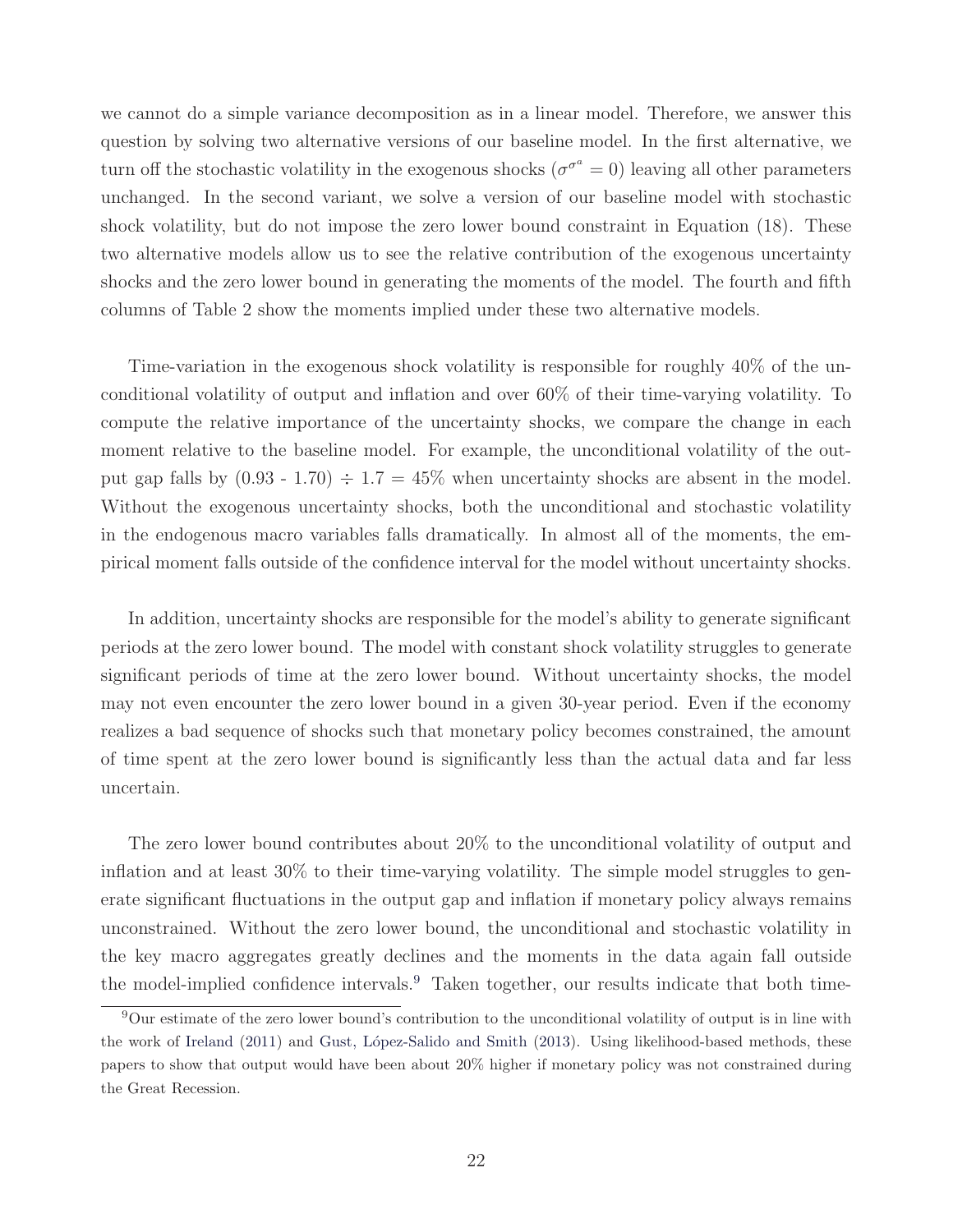we cannot do a simple variance decomposition as in a linear model. Therefore, we answer this question by solving two alternative versions of our baseline model. In the first alternative, we turn off the stochastic volatility in the exogenous shocks ($\sigma^{\sigma^a} = 0$) leaving all other parameters unchanged. In the second variant, we solve a version of our baseline model with stochastic shock volatility, but do not impose the zero lower bound constraint in Equation (18). These two alternative models allow us to see the relative contribution of the exogenous uncertainty shocks and the zero lower bound in generating the moments of the model. The fourth and fifth columns of Table 2 show the moments implied under these two alternative models.

Time-variation in the exogenous shock volatility is responsible for roughly 40% of the unconditional volatility of output and inflation and over 60% of their time-varying volatility. To compute the relative importance of the uncertainty shocks, we compare the change in each moment relative to the baseline model. For example, the unconditional volatility of the output gap falls by (0.93 - 1.70) ÷ 1.7 = 45% when uncertainty shocks are absent in the model. Without the exogenous uncertainty shocks, both the unconditional and stochastic volatility in the endogenous macro variables falls dramatically. In almost all of the moments, the empirical moment falls outside of the confidence interval for the model without uncertainty shocks.

In addition, uncertainty shocks are responsible for the model's ability to generate significant periods at the zero lower bound. The model with constant shock volatility struggles to generate significant periods of time at the zero lower bound. Without uncertainty shocks, the model may not even encounter the zero lower bound in a given 30-year period. Even if the economy realizes a bad sequence of shocks such that monetary policy becomes constrained, the amount of time spent at the zero lower bound is significantly less than the actual data and far less uncertain.

The zero lower bound contributes about 20% to the unconditional volatility of output and inflation and at least 30% to their time-varying volatility. The simple model struggles to generate significant fluctuations in the output gap and inflation if monetary policy always remains unconstrained. Without the zero lower bound, the unconditional and stochastic volatility in the key macro aggregates greatly declines and the moments in the data again fall outside the model-implied confidence intervals.[9] Taken together, our results indicate that both time-

[9]Our estimate of the zero lower bound's contribution to the unconditional volatility of output is in line with the work of Ireland (2011) and Gust, López-Salido and Smith (2013). Using likelihood-based methods, these papers to show that output would have been about 20% higher if monetary policy was not constrained during the Great Recession.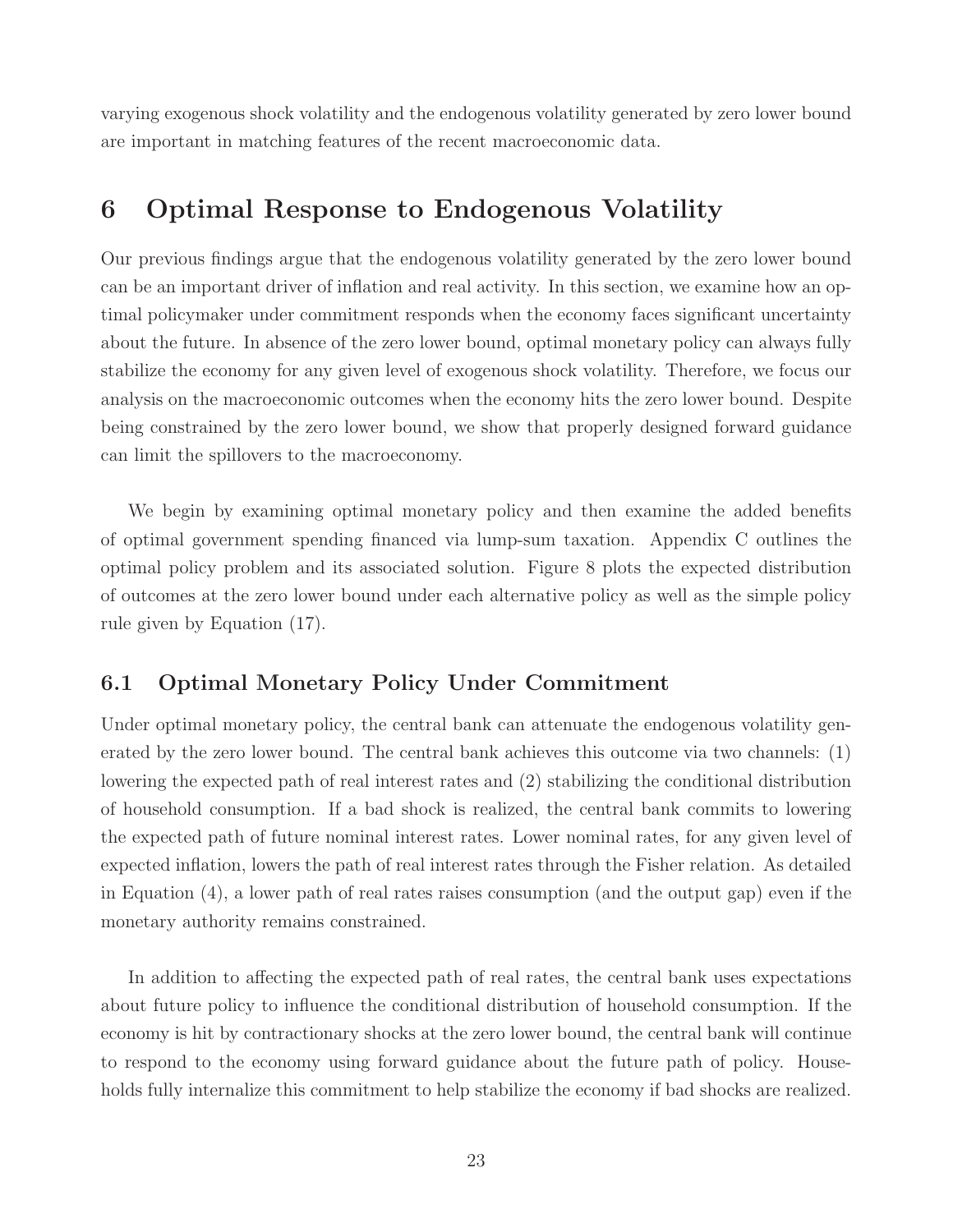varying exogenous shock volatility and the endogenous volatility generated by zero lower bound are important in matching features of the recent macroeconomic data.

# 6 Optimal Response to Endogenous Volatility

Our previous findings argue that the endogenous volatility generated by the zero lower bound can be an important driver of inflation and real activity. In this section, we examine how an optimal policymaker under commitment responds when the economy faces significant uncertainty about the future. In absence of the zero lower bound, optimal monetary policy can always fully stabilize the economy for any given level of exogenous shock volatility. Therefore, we focus our analysis on the macroeconomic outcomes when the economy hits the zero lower bound. Despite being constrained by the zero lower bound, we show that properly designed forward guidance can limit the spillovers to the macroeconomy.

We begin by examining optimal monetary policy and then examine the added benefits of optimal government spending financed via lump-sum taxation. Appendix C outlines the optimal policy problem and its associated solution. Figure 8 plots the expected distribution of outcomes at the zero lower bound under each alternative policy as well as the simple policy rule given by Equation (17).

## 6.1 Optimal Monetary Policy Under Commitment

Under optimal monetary policy, the central bank can attenuate the endogenous volatility generated by the zero lower bound. The central bank achieves this outcome via two channels: (1) lowering the expected path of real interest rates and (2) stabilizing the conditional distribution of household consumption. If a bad shock is realized, the central bank commits to lowering the expected path of future nominal interest rates. Lower nominal rates, for any given level of expected inflation, lowers the path of real interest rates through the Fisher relation. As detailed in Equation (4), a lower path of real rates raises consumption (and the output gap) even if the monetary authority remains constrained.

In addition to affecting the expected path of real rates, the central bank uses expectations about future policy to influence the conditional distribution of household consumption. If the economy is hit by contractionary shocks at the zero lower bound, the central bank will continue to respond to the economy using forward guidance about the future path of policy. Households fully internalize this commitment to help stabilize the economy if bad shocks are realized.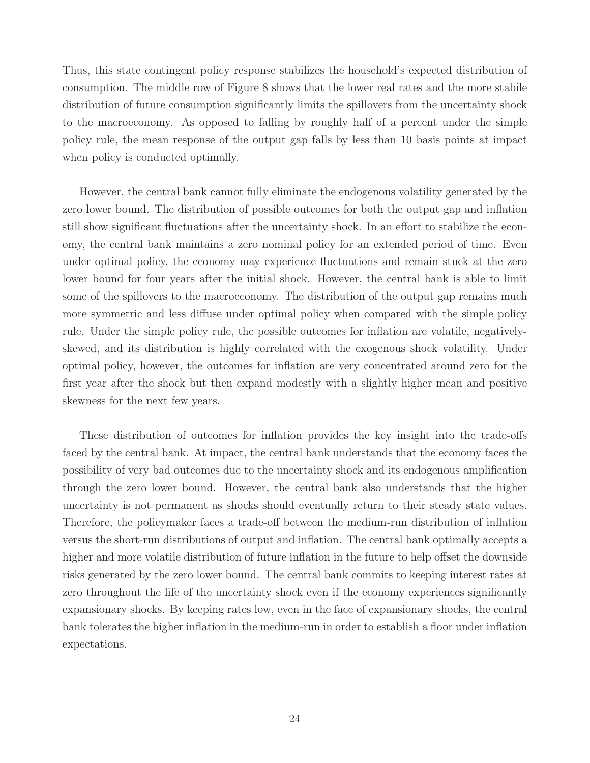Thus, this state contingent policy response stabilizes the household's expected distribution of consumption. The middle row of Figure 8 shows that the lower real rates and the more stabile distribution of future consumption significantly limits the spillovers from the uncertainty shock to the macroeconomy. As opposed to falling by roughly half of a percent under the simple policy rule, the mean response of the output gap falls by less than 10 basis points at impact when policy is conducted optimally.

However, the central bank cannot fully eliminate the endogenous volatility generated by the zero lower bound. The distribution of possible outcomes for both the output gap and inflation still show significant fluctuations after the uncertainty shock. In an effort to stabilize the economy, the central bank maintains a zero nominal policy for an extended period of time. Even under optimal policy, the economy may experience fluctuations and remain stuck at the zero lower bound for four years after the initial shock. However, the central bank is able to limit some of the spillovers to the macroeconomy. The distribution of the output gap remains much more symmetric and less diffuse under optimal policy when compared with the simple policy rule. Under the simple policy rule, the possible outcomes for inflation are volatile, negatively-skewed, and its distribution is highly correlated with the exogenous shock volatility. Under optimal policy, however, the outcomes for inflation are very concentrated around zero for the first year after the shock but then expand modestly with a slightly higher mean and positive skewness for the next few years.

These distribution of outcomes for inflation provides the key insight into the trade-offs faced by the central bank. At impact, the central bank understands that the economy faces the possibility of very bad outcomes due to the uncertainty shock and its endogenous amplification through the zero lower bound. However, the central bank also understands that the higher uncertainty is not permanent as shocks should eventually return to their steady state values. Therefore, the policymaker faces a trade-off between the medium-run distribution of inflation versus the short-run distributions of output and inflation. The central bank optimally accepts a higher and more volatile distribution of future inflation in the future to help offset the downside risks generated by the zero lower bound. The central bank commits to keeping interest rates at zero throughout the life of the uncertainty shock even if the economy experiences significantly expansionary shocks. By keeping rates low, even in the face of expansionary shocks, the central bank tolerates the higher inflation in the medium-run in order to establish a floor under inflation expectations.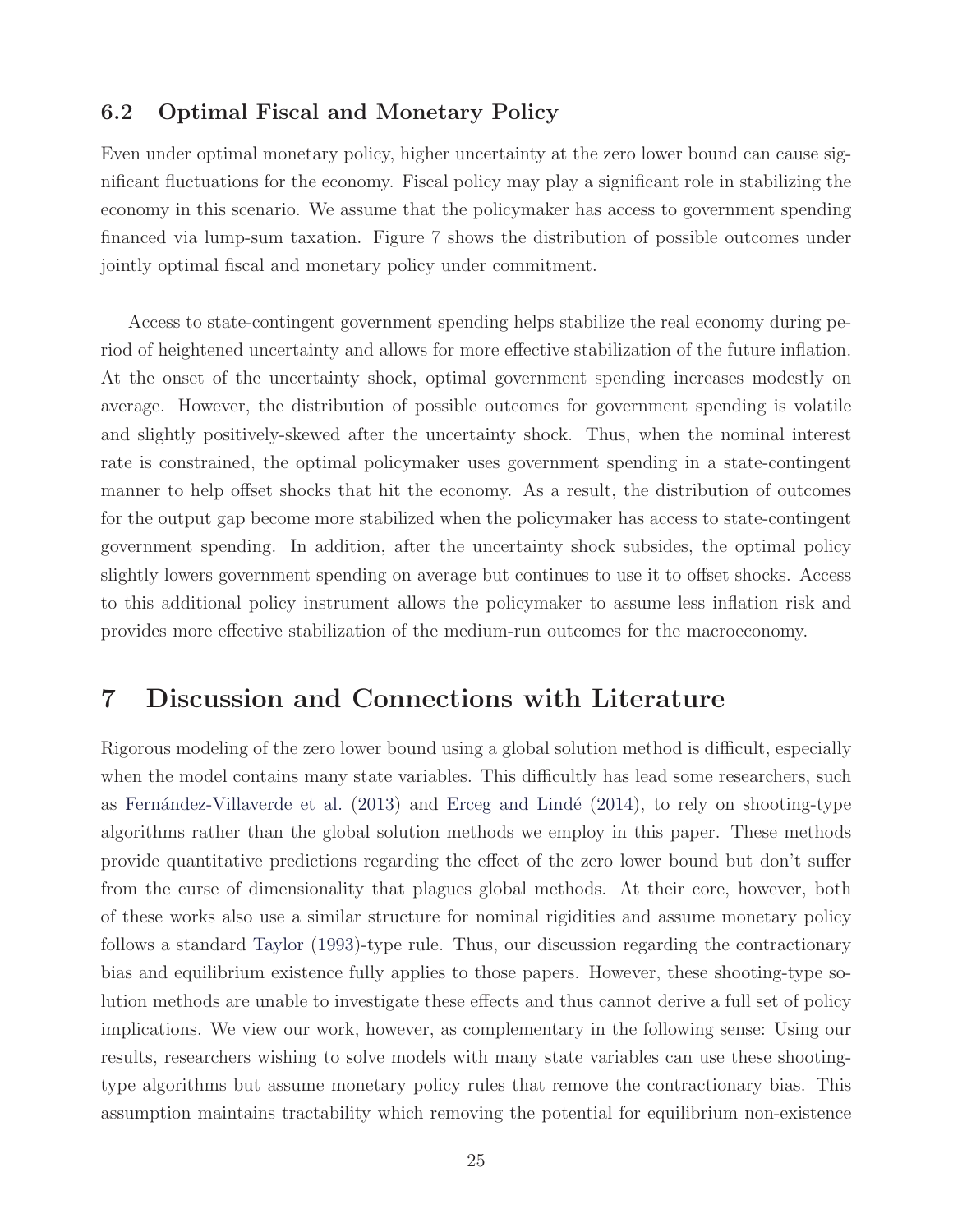### 6.2 Optimal Fiscal and Monetary Policy

Even under optimal monetary policy, higher uncertainty at the zero lower bound can cause significant fluctuations for the economy. Fiscal policy may play a significant role in stabilizing the economy in this scenario. We assume that the policymaker has access to government spending financed via lump-sum taxation. Figure 7 shows the distribution of possible outcomes under jointly optimal fiscal and monetary policy under commitment.

Access to state-contingent government spending helps stabilize the real economy during period of heightened uncertainty and allows for more effective stabilization of the future inflation. At the onset of the uncertainty shock, optimal government spending increases modestly on average. However, the distribution of possible outcomes for government spending is volatile and slightly positively-skewed after the uncertainty shock. Thus, when the nominal interest rate is constrained, the optimal policymaker uses government spending in a state-contingent manner to help offset shocks that hit the economy. As a result, the distribution of outcomes for the output gap become more stabilized when the policymaker has access to state-contingent government spending. In addition, after the uncertainty shock subsides, the optimal policy slightly lowers government spending on average but continues to use it to offset shocks. Access to this additional policy instrument allows the policymaker to assume less inflation risk and provides more effective stabilization of the medium-run outcomes for the macroeconomy.

# 7 Discussion and Connections with Literature

Rigorous modeling of the zero lower bound using a global solution method is difficult, especially when the model contains many state variables. This difficultly has lead some researchers, such as Fernández-Villaverde et al. (2013) and Erceg and Lindé (2014), to rely on shooting-type algorithms rather than the global solution methods we employ in this paper. These methods provide quantitative predictions regarding the effect of the zero lower bound but don't suffer from the curse of dimensionality that plagues global methods. At their core, however, both of these works also use a similar structure for nominal rigidities and assume monetary policy follows a standard Taylor (1993)-type rule. Thus, our discussion regarding the contractionary bias and equilibrium existence fully applies to those papers. However, these shooting-type solution methods are unable to investigate these effects and thus cannot derive a full set of policy implications. We view our work, however, as complementary in the following sense: Using our results, researchers wishing to solve models with many state variables can use these shooting-type algorithms but assume monetary policy rules that remove the contractionary bias. This assumption maintains tractability which removing the potential for equilibrium non-existence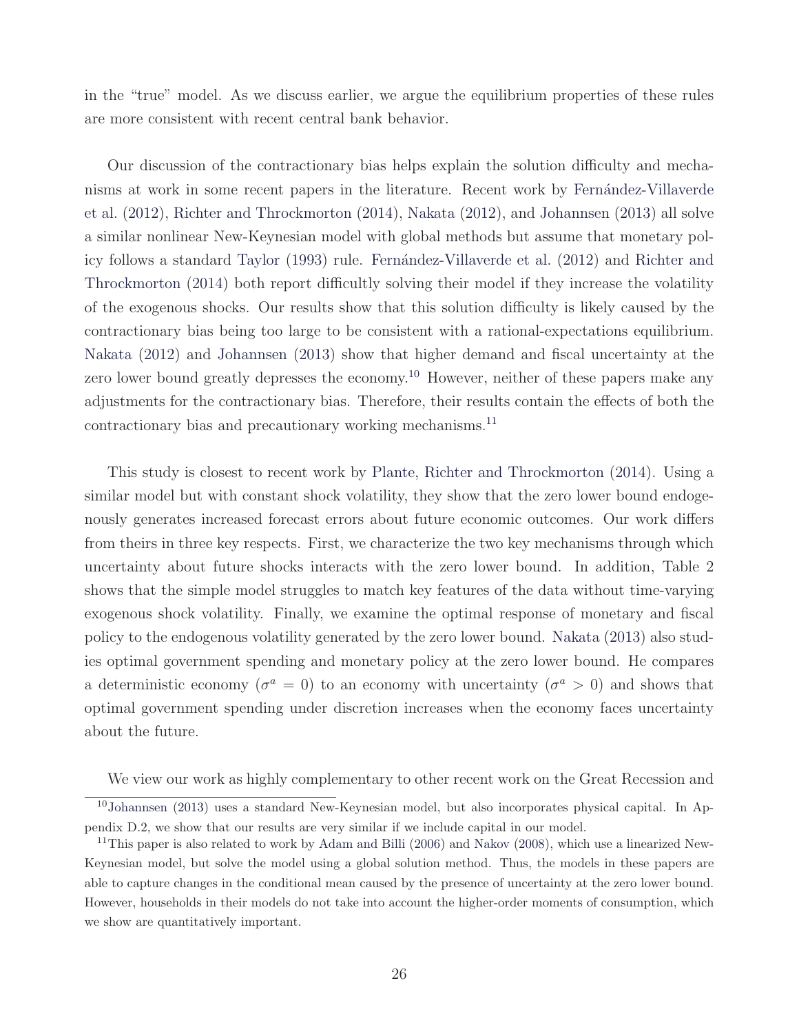in the "true" model. As we discuss earlier, we argue the equilibrium properties of these rules are more consistent with recent central bank behavior.

Our discussion of the contractionary bias helps explain the solution difficulty and mechanisms at work in some recent papers in the literature. Recent work by Fernández-Villaverde et al. (2012), Richter and Throckmorton (2014), Nakata (2012), and Johannsen (2013) all solve a similar nonlinear New-Keynesian model with global methods but assume that monetary policy follows a standard Taylor (1993) rule. Fernández-Villaverde et al. (2012) and Richter and Throckmorton (2014) both report difficultly solving their model if they increase the volatility of the exogenous shocks. Our results show that this solution difficulty is likely caused by the contractionary bias being too large to be consistent with a rational-expectations equilibrium. Nakata (2012) and Johannsen (2013) show that higher demand and fiscal uncertainty at the zero lower bound greatly depresses the economy.[10] However, neither of these papers make any adjustments for the contractionary bias. Therefore, their results contain the effects of both the contractionary bias and precautionary working mechanisms.[11]

This study is closest to recent work by Plante, Richter and Throckmorton (2014). Using a similar model but with constant shock volatility, they show that the zero lower bound endogenously generates increased forecast errors about future economic outcomes. Our work differs from theirs in three key respects. First, we characterize the two key mechanisms through which uncertainty about future shocks interacts with the zero lower bound. In addition, Table 2 shows that the simple model struggles to match key features of the data without time-varying exogenous shock volatility. Finally, we examine the optimal response of monetary and fiscal policy to the endogenous volatility generated by the zero lower bound. Nakata (2013) also studies optimal government spending and monetary policy at the zero lower bound. He compares a deterministic economy ($\sigma^a = 0$) to an economy with uncertainty ($\sigma^a > 0$) and shows that optimal government spending under discretion increases when the economy faces uncertainty about the future.

We view our work as highly complementary to other recent work on the Great Recession and

[10] Johannsen (2013) uses a standard New-Keynesian model, but also incorporates physical capital. In Appendix D.2, we show that our results are very similar if we include capital in our model.

[11] This paper is also related to work by Adam and Billi (2006) and Nakov (2008), which use a linearized New-Keynesian model, but solve the model using a global solution method. Thus, the models in these papers are able to capture changes in the conditional mean caused by the presence of uncertainty at the zero lower bound. However, households in their models do not take into account the higher-order moments of consumption, which we show are quantitatively important.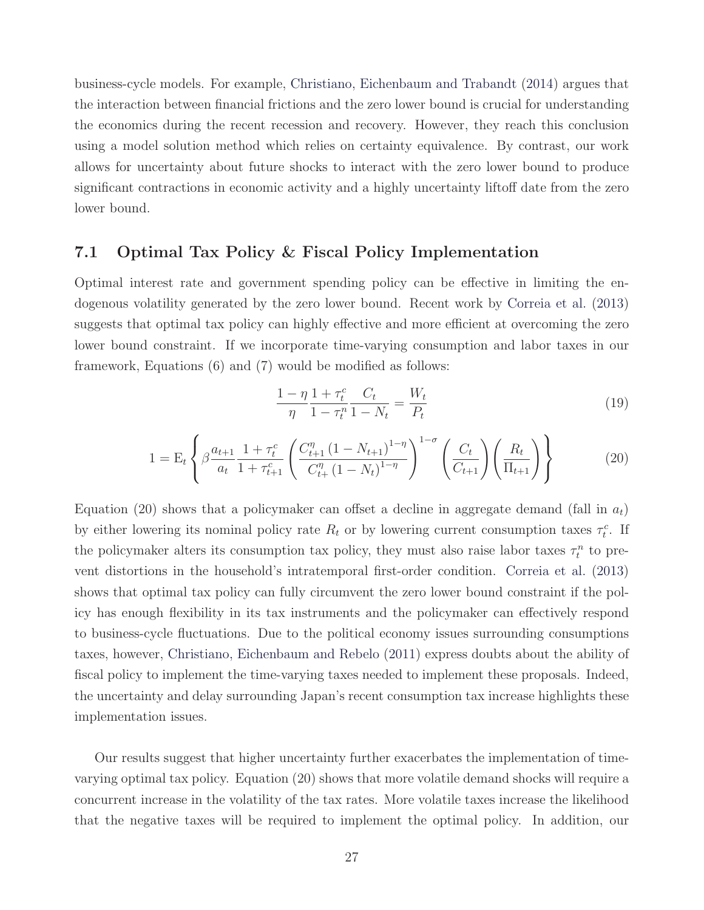business-cycle models. For example, Christiano, Eichenbaum and Trabandt (2014) argues that the interaction between financial frictions and the zero lower bound is crucial for understanding the economics during the recent recession and recovery. However, they reach this conclusion using a model solution method which relies on certainty equivalence. By contrast, our work allows for uncertainty about future shocks to interact with the zero lower bound to produce significant contractions in economic activity and a highly uncertainty liftoff date from the zero lower bound.

### 7.1 Optimal Tax Policy & Fiscal Policy Implementation

Optimal interest rate and government spending policy can be effective in limiting the endogenous volatility generated by the zero lower bound. Recent work by Correia et al. (2013) suggests that optimal tax policy can highly effective and more efficient at overcoming the zero lower bound constraint. If we incorporate time-varying consumption and labor taxes in our framework, Equations (6) and (7) would be modified as follows:

$$\frac{1-\eta}{\eta}\frac{1+\tau_t^c}{1-\tau_t^n}\frac{C_t}{1-N_t} = \frac{W_t}{P_t} \tag{19}$$

$$1 = \mathrm{E}_t\left\{\beta\frac{a_{t+1}}{a_t}\frac{1+\tau_t^c}{1+\tau_{t+1}^c}\left(\frac{C_{t+1}^{\eta}\left(1-N_{t+1}\right)^{1-\eta}}{C_{t+}^{\eta}\left(1-N_t\right)^{1-\eta}}\right)^{1-\sigma}\left(\frac{C_t}{C_{t+1}}\right)\left(\frac{R_t}{\Pi_{t+1}}\right)\right\} \tag{20}$$

Equation (20) shows that a policymaker can offset a decline in aggregate demand (fall in $a_t$) by either lowering its nominal policy rate $R_t$ or by lowering current consumption taxes $\tau_t^c$. If the policymaker alters its consumption tax policy, they must also raise labor taxes $\tau_t^n$ to prevent distortions in the household's intratemporal first-order condition. Correia et al. (2013) shows that optimal tax policy can fully circumvent the zero lower bound constraint if the policy has enough flexibility in its tax instruments and the policymaker can effectively respond to business-cycle fluctuations. Due to the political economy issues surrounding consumptions taxes, however, Christiano, Eichenbaum and Rebelo (2011) express doubts about the ability of fiscal policy to implement the time-varying taxes needed to implement these proposals. Indeed, the uncertainty and delay surrounding Japan's recent consumption tax increase highlights these implementation issues.

Our results suggest that higher uncertainty further exacerbates the implementation of time-varying optimal tax policy. Equation (20) shows that more volatile demand shocks will require a concurrent increase in the volatility of the tax rates. More volatile taxes increase the likelihood that the negative taxes will be required to implement the optimal policy. In addition, our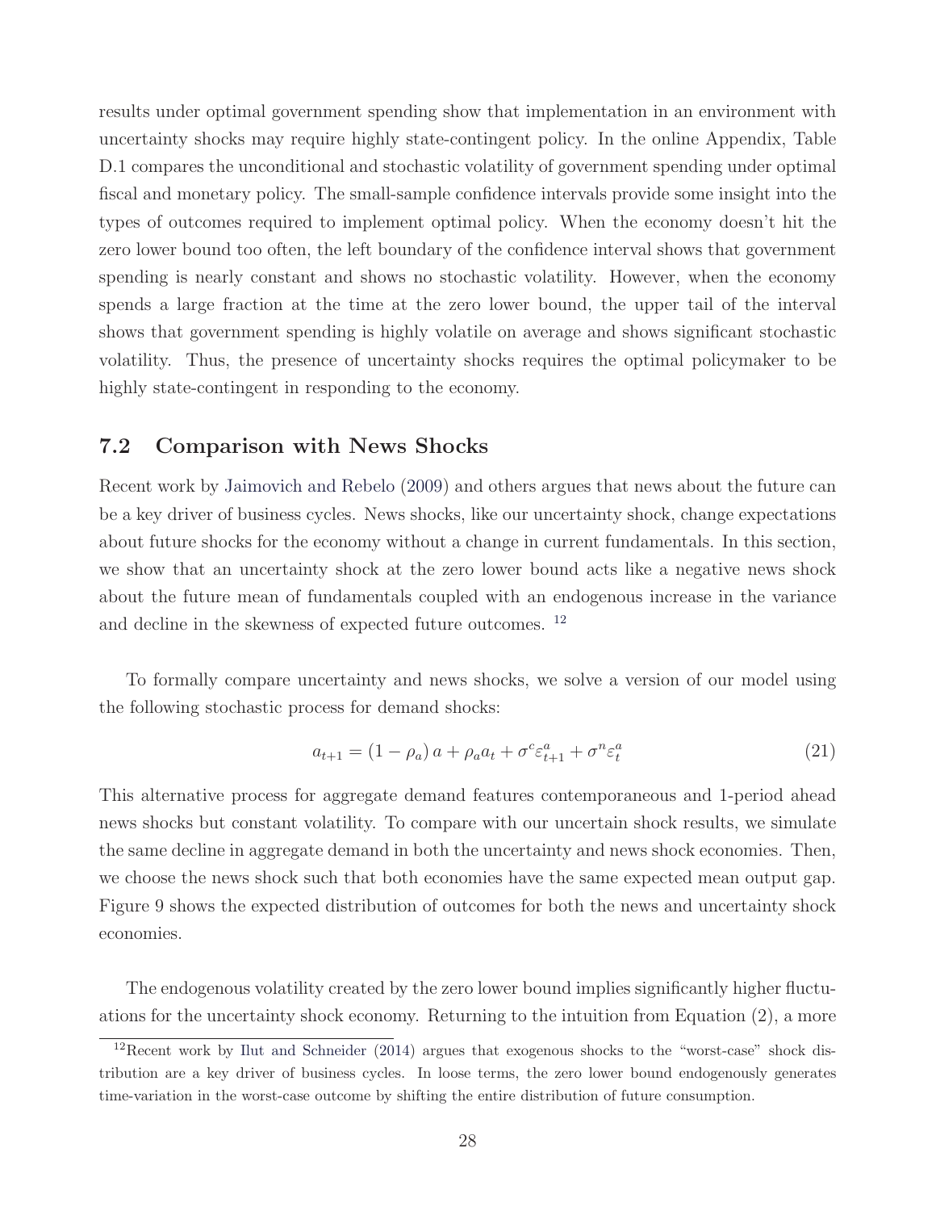results under optimal government spending show that implementation in an environment with uncertainty shocks may require highly state-contingent policy. In the online Appendix, Table D.1 compares the unconditional and stochastic volatility of government spending under optimal fiscal and monetary policy. The small-sample confidence intervals provide some insight into the types of outcomes required to implement optimal policy. When the economy doesn't hit the zero lower bound too often, the left boundary of the confidence interval shows that government spending is nearly constant and shows no stochastic volatility. However, when the economy spends a large fraction at the time at the zero lower bound, the upper tail of the interval shows that government spending is highly volatile on average and shows significant stochastic volatility. Thus, the presence of uncertainty shocks requires the optimal policymaker to be highly state-contingent in responding to the economy.

## 7.2 Comparison with News Shocks

Recent work by Jaimovich and Rebelo (2009) and others argues that news about the future can be a key driver of business cycles. News shocks, like our uncertainty shock, change expectations about future shocks for the economy without a change in current fundamentals. In this section, we show that an uncertainty shock at the zero lower bound acts like a negative news shock about the future mean of fundamentals coupled with an endogenous increase in the variance and decline in the skewness of expected future outcomes. [12]

To formally compare uncertainty and news shocks, we solve a version of our model using the following stochastic process for demand shocks:

$$a_{t+1} = (1 - \rho_a)\, a + \rho_a a_t + \sigma^c \varepsilon^a_{t+1} + \sigma^n \varepsilon^a_t \tag{21}$$

This alternative process for aggregate demand features contemporaneous and 1-period ahead news shocks but constant volatility. To compare with our uncertain shock results, we simulate the same decline in aggregate demand in both the uncertainty and news shock economies. Then, we choose the news shock such that both economies have the same expected mean output gap. Figure 9 shows the expected distribution of outcomes for both the news and uncertainty shock economies.

The endogenous volatility created by the zero lower bound implies significantly higher fluctuations for the uncertainty shock economy. Returning to the intuition from Equation (2), a more

[12] Recent work by Ilut and Schneider (2014) argues that exogenous shocks to the "worst-case" shock distribution are a key driver of business cycles. In loose terms, the zero lower bound endogenously generates time-variation in the worst-case outcome by shifting the entire distribution of future consumption.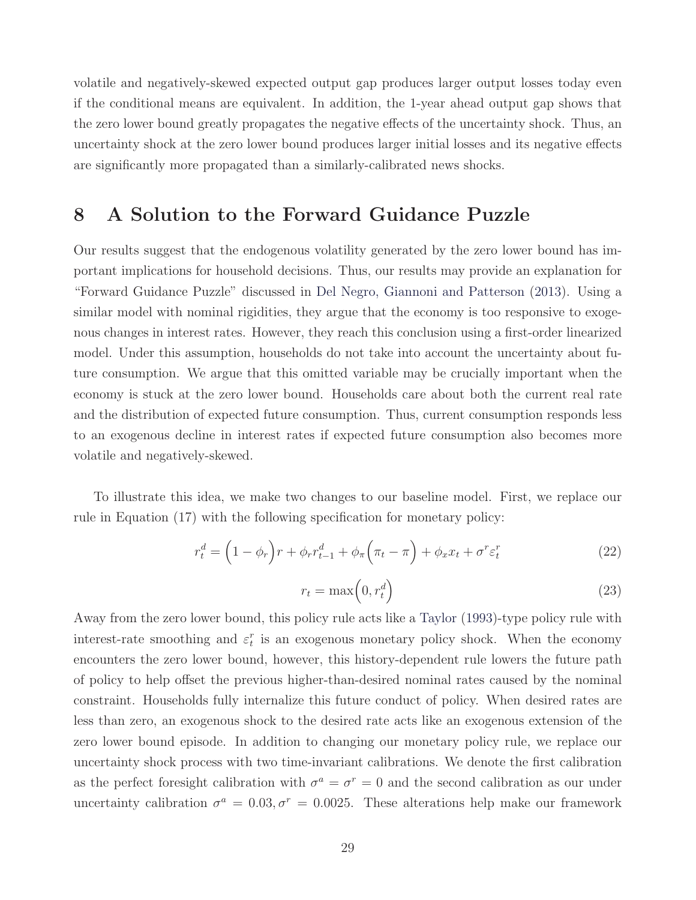volatile and negatively-skewed expected output gap produces larger output losses today even if the conditional means are equivalent. In addition, the 1-year ahead output gap shows that the zero lower bound greatly propagates the negative effects of the uncertainty shock. Thus, an uncertainty shock at the zero lower bound produces larger initial losses and its negative effects are significantly more propagated than a similarly-calibrated news shocks.

# 8 A Solution to the Forward Guidance Puzzle

Our results suggest that the endogenous volatility generated by the zero lower bound has important implications for household decisions. Thus, our results may provide an explanation for "Forward Guidance Puzzle" discussed in Del Negro, Giannoni and Patterson (2013). Using a similar model with nominal rigidities, they argue that the economy is too responsive to exogenous changes in interest rates. However, they reach this conclusion using a first-order linearized model. Under this assumption, households do not take into account the uncertainty about future consumption. We argue that this omitted variable may be crucially important when the economy is stuck at the zero lower bound. Households care about both the current real rate and the distribution of expected future consumption. Thus, current consumption responds less to an exogenous decline in interest rates if expected future consumption also becomes more volatile and negatively-skewed.

To illustrate this idea, we make two changes to our baseline model. First, we replace our rule in Equation (17) with the following specification for monetary policy:

$$r_t^d = \Big(1 - \phi_r\Big) r + \phi_r r_{t-1}^d + \phi_\pi \Big(\pi_t - \pi\Big) + \phi_x x_t + \sigma^r \varepsilon_t^r \tag{22}$$

$$r_t = \max\Big(0, r_t^d\Big) \tag{23}$$

Away from the zero lower bound, this policy rule acts like a Taylor (1993)-type policy rule with interest-rate smoothing and $\varepsilon_t^r$ is an exogenous monetary policy shock. When the economy encounters the zero lower bound, however, this history-dependent rule lowers the future path of policy to help offset the previous higher-than-desired nominal rates caused by the nominal constraint. Households fully internalize this future conduct of policy. When desired rates are less than zero, an exogenous shock to the desired rate acts like an exogenous extension of the zero lower bound episode. In addition to changing our monetary policy rule, we replace our uncertainty shock process with two time-invariant calibrations. We denote the first calibration as the perfect foresight calibration with $\sigma^a = \sigma^r = 0$ and the second calibration as our under uncertainty calibration $\sigma^a = 0.03, \sigma^r = 0.0025$. These alterations help make our framework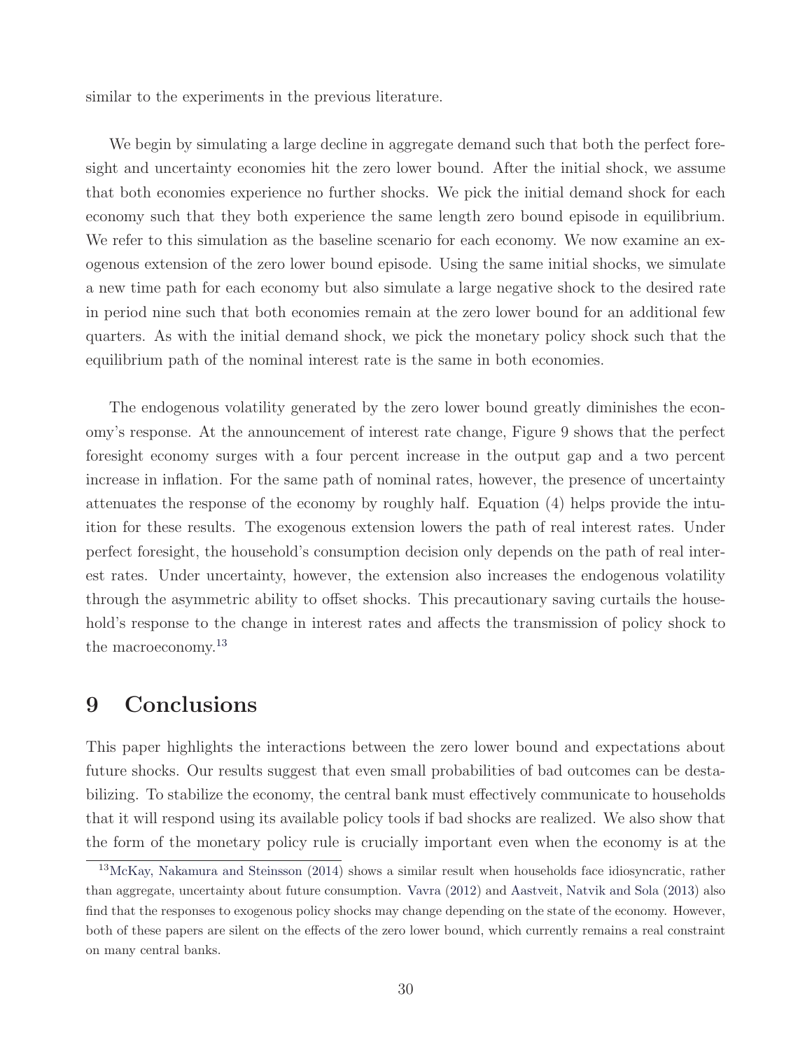similar to the experiments in the previous literature.

We begin by simulating a large decline in aggregate demand such that both the perfect foresight and uncertainty economies hit the zero lower bound. After the initial shock, we assume that both economies experience no further shocks. We pick the initial demand shock for each economy such that they both experience the same length zero bound episode in equilibrium. We refer to this simulation as the baseline scenario for each economy. We now examine an exogenous extension of the zero lower bound episode. Using the same initial shocks, we simulate a new time path for each economy but also simulate a large negative shock to the desired rate in period nine such that both economies remain at the zero lower bound for an additional few quarters. As with the initial demand shock, we pick the monetary policy shock such that the equilibrium path of the nominal interest rate is the same in both economies.

The endogenous volatility generated by the zero lower bound greatly diminishes the economy's response. At the announcement of interest rate change, Figure 9 shows that the perfect foresight economy surges with a four percent increase in the output gap and a two percent increase in inflation. For the same path of nominal rates, however, the presence of uncertainty attenuates the response of the economy by roughly half. Equation (4) helps provide the intuition for these results. The exogenous extension lowers the path of real interest rates. Under perfect foresight, the household's consumption decision only depends on the path of real interest rates. Under uncertainty, however, the extension also increases the endogenous volatility through the asymmetric ability to offset shocks. This precautionary saving curtails the household's response to the change in interest rates and affects the transmission of policy shock to the macroeconomy.[13]

# 9 Conclusions

This paper highlights the interactions between the zero lower bound and expectations about future shocks. Our results suggest that even small probabilities of bad outcomes can be destabilizing. To stabilize the economy, the central bank must effectively communicate to households that it will respond using its available policy tools if bad shocks are realized. We also show that the form of the monetary policy rule is crucially important even when the economy is at the

[13] McKay, Nakamura and Steinsson (2014) shows a similar result when households face idiosyncratic, rather than aggregate, uncertainty about future consumption. Vavra (2012) and Aastveit, Natvik and Sola (2013) also find that the responses to exogenous policy shocks may change depending on the state of the economy. However, both of these papers are silent on the effects of the zero lower bound, which currently remains a real constraint on many central banks.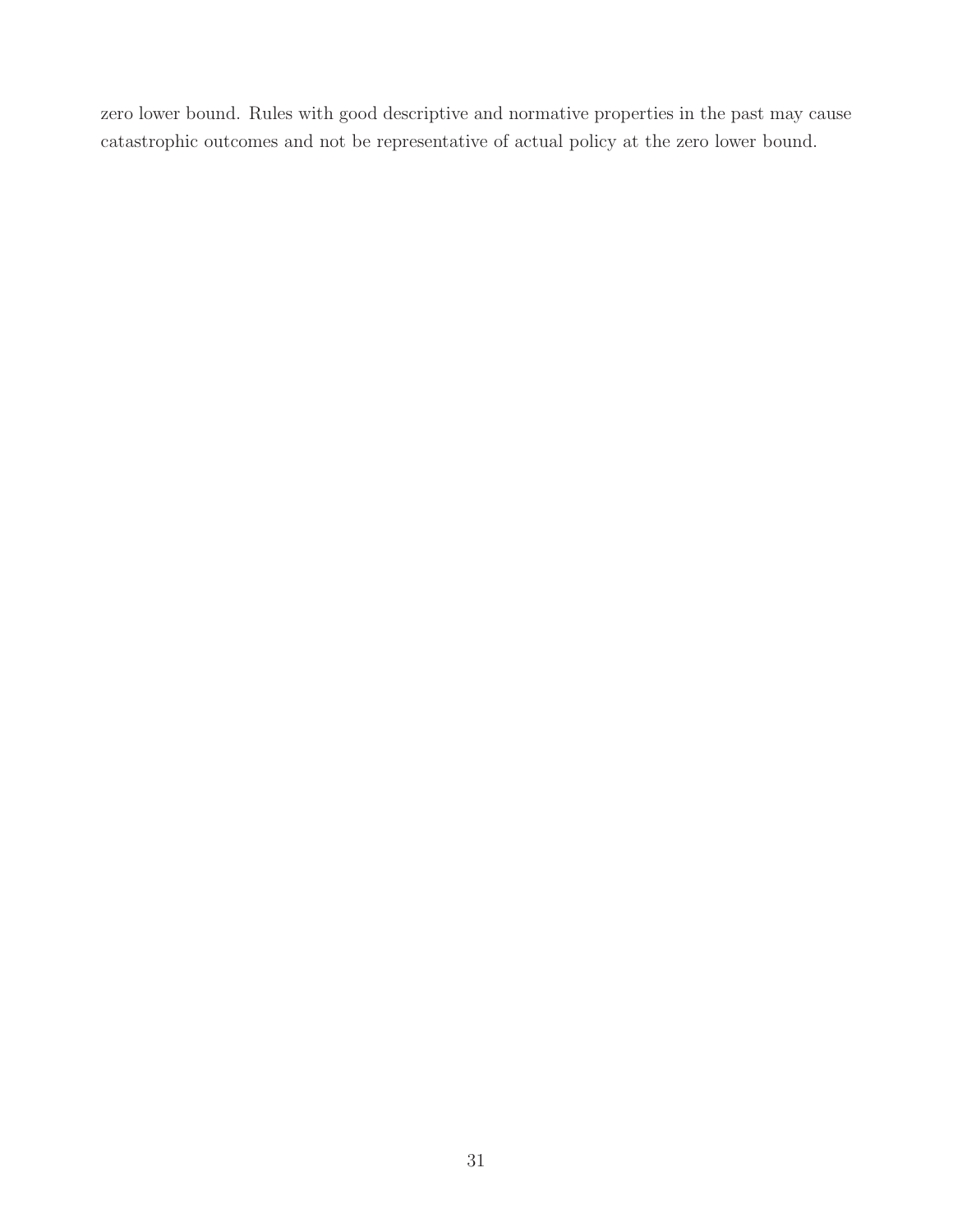zero lower bound. Rules with good descriptive and normative properties in the past may cause catastrophic outcomes and not be representative of actual policy at the zero lower bound.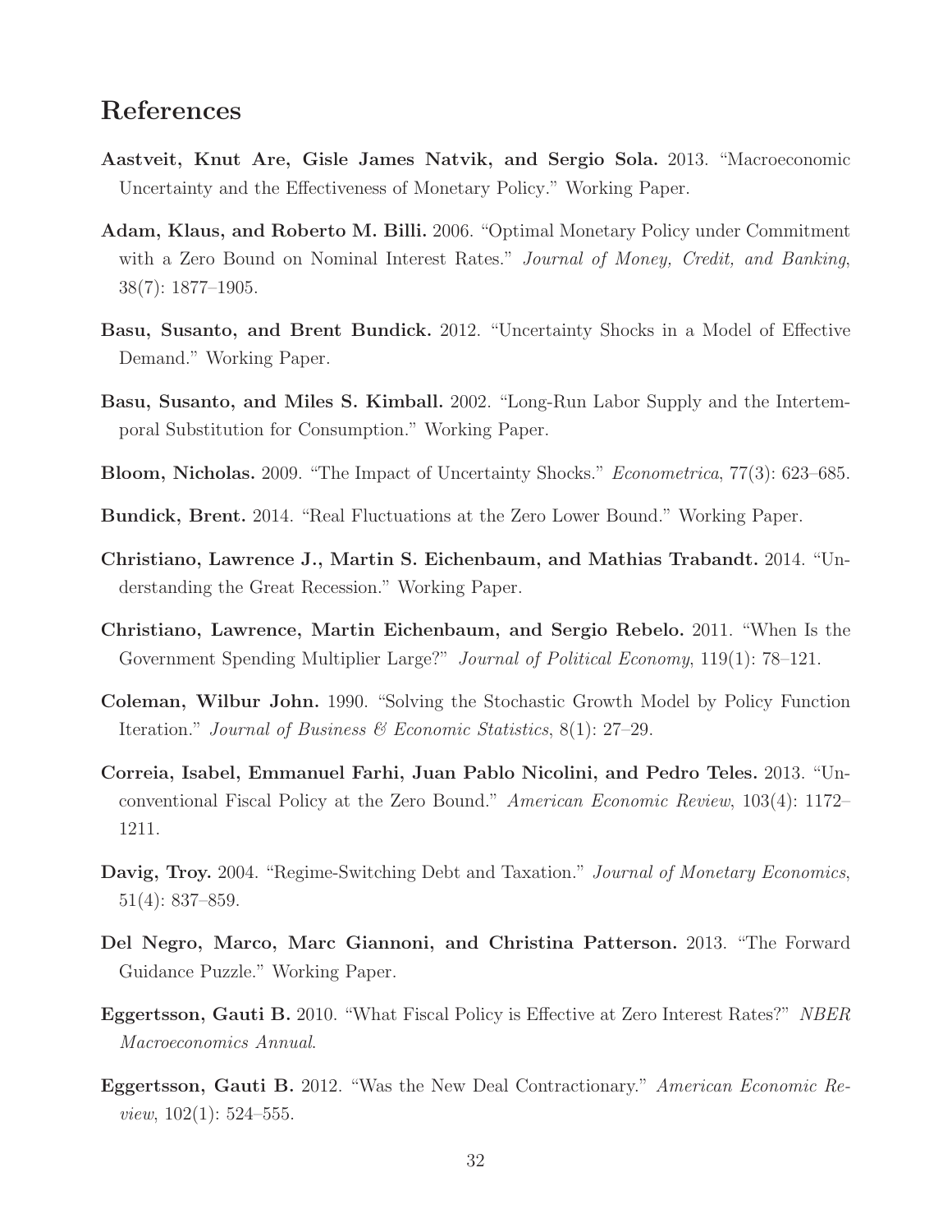# References

**Aastveit, Knut Are, Gisle James Natvik, and Sergio Sola.** 2013. "Macroeconomic Uncertainty and the Effectiveness of Monetary Policy." Working Paper.

**Adam, Klaus, and Roberto M. Billi.** 2006. "Optimal Monetary Policy under Commitment with a Zero Bound on Nominal Interest Rates." *Journal of Money, Credit, and Banking*, 38(7): 1877–1905.

**Basu, Susanto, and Brent Bundick.** 2012. "Uncertainty Shocks in a Model of Effective Demand." Working Paper.

**Basu, Susanto, and Miles S. Kimball.** 2002. "Long-Run Labor Supply and the Intertemporal Substitution for Consumption." Working Paper.

**Bloom, Nicholas.** 2009. "The Impact of Uncertainty Shocks." *Econometrica*, 77(3): 623–685.

**Bundick, Brent.** 2014. "Real Fluctuations at the Zero Lower Bound." Working Paper.

**Christiano, Lawrence J., Martin S. Eichenbaum, and Mathias Trabandt.** 2014. "Understanding the Great Recession." Working Paper.

**Christiano, Lawrence, Martin Eichenbaum, and Sergio Rebelo.** 2011. "When Is the Government Spending Multiplier Large?" *Journal of Political Economy*, 119(1): 78–121.

**Coleman, Wilbur John.** 1990. "Solving the Stochastic Growth Model by Policy Function Iteration." *Journal of Business & Economic Statistics*, 8(1): 27–29.

**Correia, Isabel, Emmanuel Farhi, Juan Pablo Nicolini, and Pedro Teles.** 2013. "Unconventional Fiscal Policy at the Zero Bound." *American Economic Review*, 103(4): 1172–1211.

**Davig, Troy.** 2004. "Regime-Switching Debt and Taxation." *Journal of Monetary Economics*, 51(4): 837–859.

**Del Negro, Marco, Marc Giannoni, and Christina Patterson.** 2013. "The Forward Guidance Puzzle." Working Paper.

**Eggertsson, Gauti B.** 2010. "What Fiscal Policy is Effective at Zero Interest Rates?" *NBER Macroeconomics Annual*.

**Eggertsson, Gauti B.** 2012. "Was the New Deal Contractionary." *American Economic Review*, 102(1): 524–555.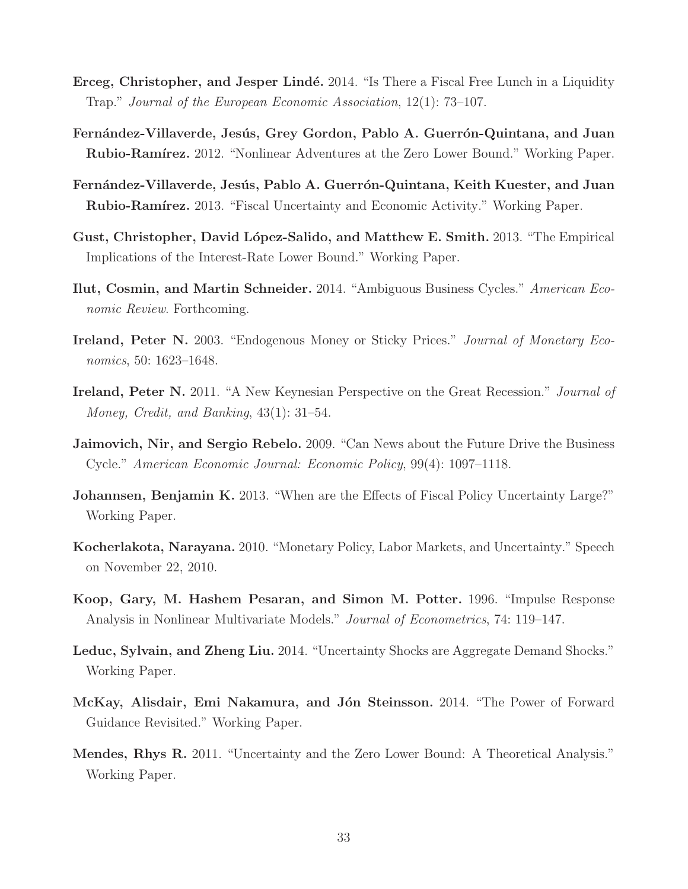**Erceg, Christopher, and Jesper Lindé.** 2014. "Is There a Fiscal Free Lunch in a Liquidity Trap." *Journal of the European Economic Association*, 12(1): 73–107.

**Fernández-Villaverde, Jesús, Grey Gordon, Pablo A. Guerrón-Quintana, and Juan Rubio-Ramírez.** 2012. "Nonlinear Adventures at the Zero Lower Bound." Working Paper.

**Fernández-Villaverde, Jesús, Pablo A. Guerrón-Quintana, Keith Kuester, and Juan Rubio-Ramírez.** 2013. "Fiscal Uncertainty and Economic Activity." Working Paper.

**Gust, Christopher, David López-Salido, and Matthew E. Smith.** 2013. "The Empirical Implications of the Interest-Rate Lower Bound." Working Paper.

**Ilut, Cosmin, and Martin Schneider.** 2014. "Ambiguous Business Cycles." *American Economic Review*. Forthcoming.

**Ireland, Peter N.** 2003. "Endogenous Money or Sticky Prices." *Journal of Monetary Economics*, 50: 1623–1648.

**Ireland, Peter N.** 2011. "A New Keynesian Perspective on the Great Recession." *Journal of Money, Credit, and Banking*, 43(1): 31–54.

**Jaimovich, Nir, and Sergio Rebelo.** 2009. "Can News about the Future Drive the Business Cycle." *American Economic Journal: Economic Policy*, 99(4): 1097–1118.

**Johannsen, Benjamin K.** 2013. "When are the Effects of Fiscal Policy Uncertainty Large?" Working Paper.

**Kocherlakota, Narayana.** 2010. "Monetary Policy, Labor Markets, and Uncertainty." Speech on November 22, 2010.

**Koop, Gary, M. Hashem Pesaran, and Simon M. Potter.** 1996. "Impulse Response Analysis in Nonlinear Multivariate Models." *Journal of Econometrics*, 74: 119–147.

**Leduc, Sylvain, and Zheng Liu.** 2014. "Uncertainty Shocks are Aggregate Demand Shocks." Working Paper.

**McKay, Alisdair, Emi Nakamura, and Jón Steinsson.** 2014. "The Power of Forward Guidance Revisited." Working Paper.

**Mendes, Rhys R.** 2011. "Uncertainty and the Zero Lower Bound: A Theoretical Analysis." Working Paper.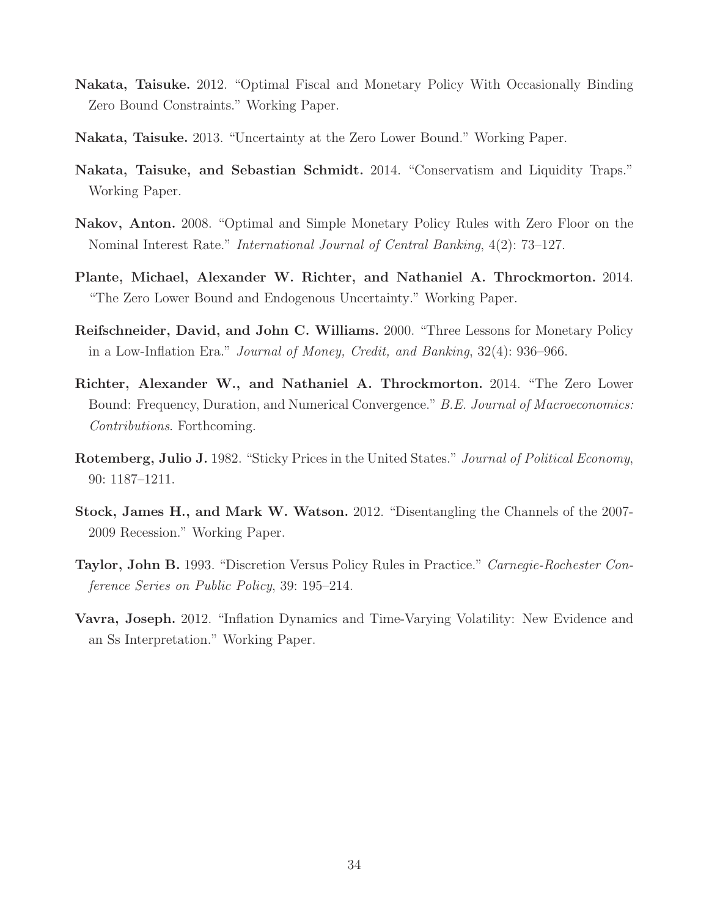**Nakata, Taisuke.** 2012. "Optimal Fiscal and Monetary Policy With Occasionally Binding Zero Bound Constraints." Working Paper.

**Nakata, Taisuke.** 2013. "Uncertainty at the Zero Lower Bound." Working Paper.

**Nakata, Taisuke, and Sebastian Schmidt.** 2014. "Conservatism and Liquidity Traps." Working Paper.

**Nakov, Anton.** 2008. "Optimal and Simple Monetary Policy Rules with Zero Floor on the Nominal Interest Rate." *International Journal of Central Banking*, 4(2): 73–127.

**Plante, Michael, Alexander W. Richter, and Nathaniel A. Throckmorton.** 2014. "The Zero Lower Bound and Endogenous Uncertainty." Working Paper.

**Reifschneider, David, and John C. Williams.** 2000. "Three Lessons for Monetary Policy in a Low-Inflation Era." *Journal of Money, Credit, and Banking*, 32(4): 936–966.

**Richter, Alexander W., and Nathaniel A. Throckmorton.** 2014. "The Zero Lower Bound: Frequency, Duration, and Numerical Convergence." *B.E. Journal of Macroeconomics: Contributions*. Forthcoming.

**Rotemberg, Julio J.** 1982. "Sticky Prices in the United States." *Journal of Political Economy*, 90: 1187–1211.

**Stock, James H., and Mark W. Watson.** 2012. "Disentangling the Channels of the 2007-2009 Recession." Working Paper.

**Taylor, John B.** 1993. "Discretion Versus Policy Rules in Practice." *Carnegie-Rochester Conference Series on Public Policy*, 39: 195–214.

**Vavra, Joseph.** 2012. "Inflation Dynamics and Time-Varying Volatility: New Evidence and an Ss Interpretation." Working Paper.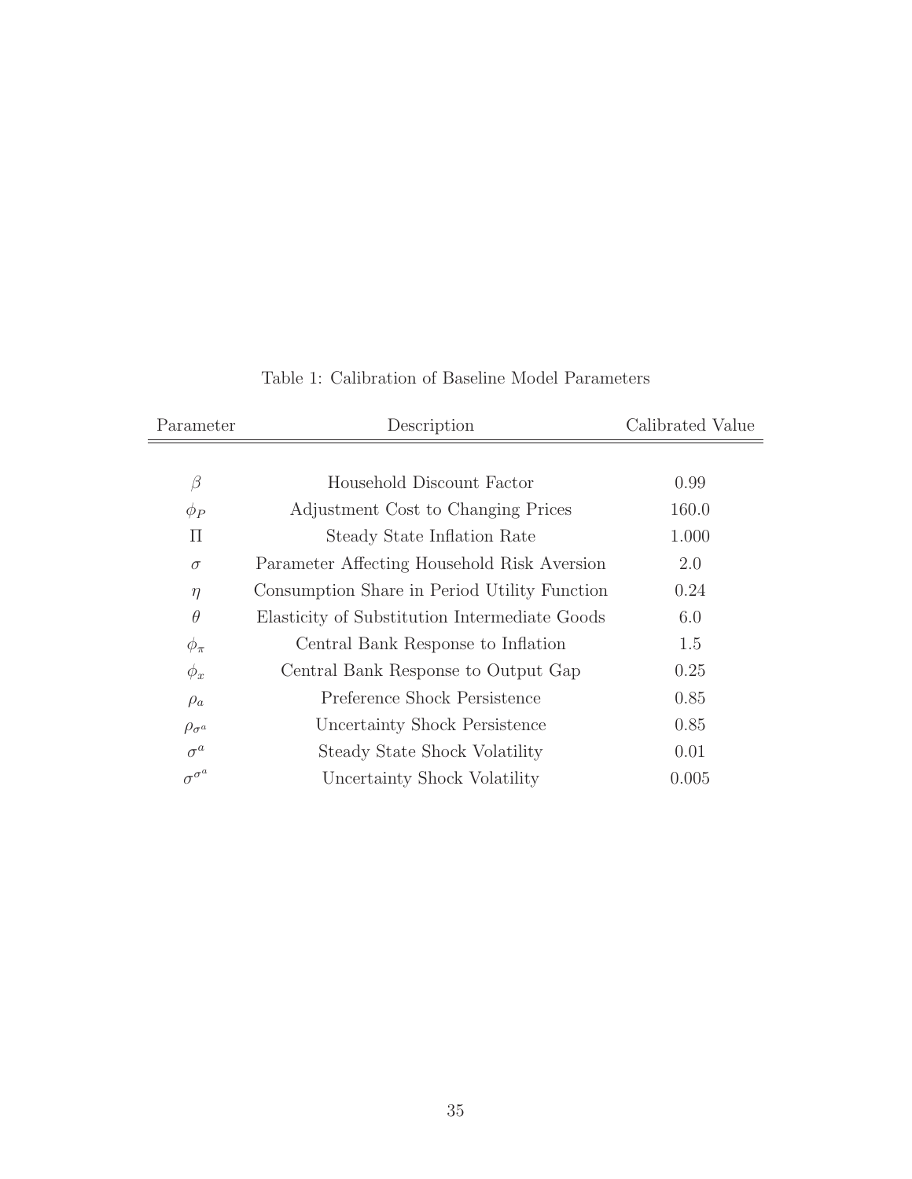Table 1: Calibration of Baseline Model Parameters

| Parameter | Description | Calibrated Value |
| --- | --- | --- |
| $\beta$ | Household Discount Factor | 0.99 |
| $\phi_P$ | Adjustment Cost to Changing Prices | 160.0 |
| $\Pi$ | Steady State Inflation Rate | 1.000 |
| $\sigma$ | Parameter Affecting Household Risk Aversion | 2.0 |
| $\eta$ | Consumption Share in Period Utility Function | 0.24 |
| $\theta$ | Elasticity of Substitution Intermediate Goods | 6.0 |
| $\phi_\pi$ | Central Bank Response to Inflation | 1.5 |
| $\phi_x$ | Central Bank Response to Output Gap | 0.25 |
| $\rho_a$ | Preference Shock Persistence | 0.85 |
| $\rho_{\sigma^a}$ | Uncertainty Shock Persistence | 0.85 |
| $\sigma^a$ | Steady State Shock Volatility | 0.01 |
| $\sigma^{\sigma^a}$ | Uncertainty Shock Volatility | 0.005 |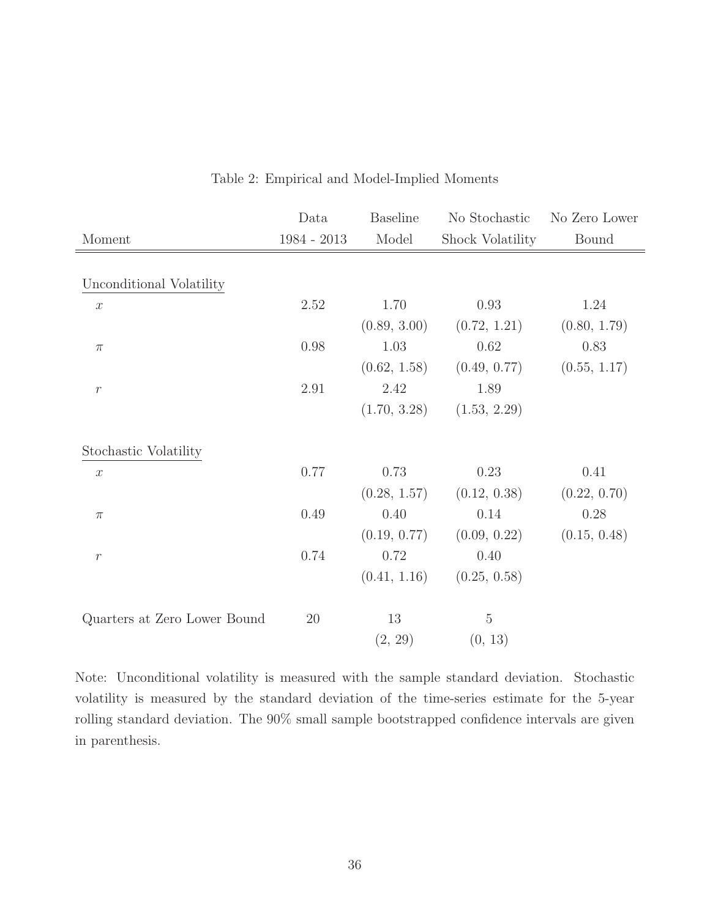Table 2: Empirical and Model-Implied Moments

| Moment | Data 1984 - 2013 | Baseline Model | No Stochastic Shock Volatility | No Zero Lower Bound |
|---|---|---|---|---|
| Unconditional Volatility | | | | |
| $x$ | 2.52 | 1.70 | 0.93 | 1.24 |
| | | (0.89, 3.00) | (0.72, 1.21) | (0.80, 1.79) |
| $\pi$ | 0.98 | 1.03 | 0.62 | 0.83 |
| | | (0.62, 1.58) | (0.49, 0.77) | (0.55, 1.17) |
| $r$ | 2.91 | 2.42 | 1.89 | |
| | | (1.70, 3.28) | (1.53, 2.29) | |
| Stochastic Volatility | | | | |
| $x$ | 0.77 | 0.73 | 0.23 | 0.41 |
| | | (0.28, 1.57) | (0.12, 0.38) | (0.22, 0.70) |
| $\pi$ | 0.49 | 0.40 | 0.14 | 0.28 |
| | | (0.19, 0.77) | (0.09, 0.22) | (0.15, 0.48) |
| $r$ | 0.74 | 0.72 | 0.40 | |
| | | (0.41, 1.16) | (0.25, 0.58) | |
| Quarters at Zero Lower Bound | 20 | 13 | 5 | |
| | | (2, 29) | (0, 13) | |

Note: Unconditional volatility is measured with the sample standard deviation. Stochastic volatility is measured by the standard deviation of the time-series estimate for the 5-year rolling standard deviation. The 90% small sample bootstrapped confidence intervals are given in parenthesis.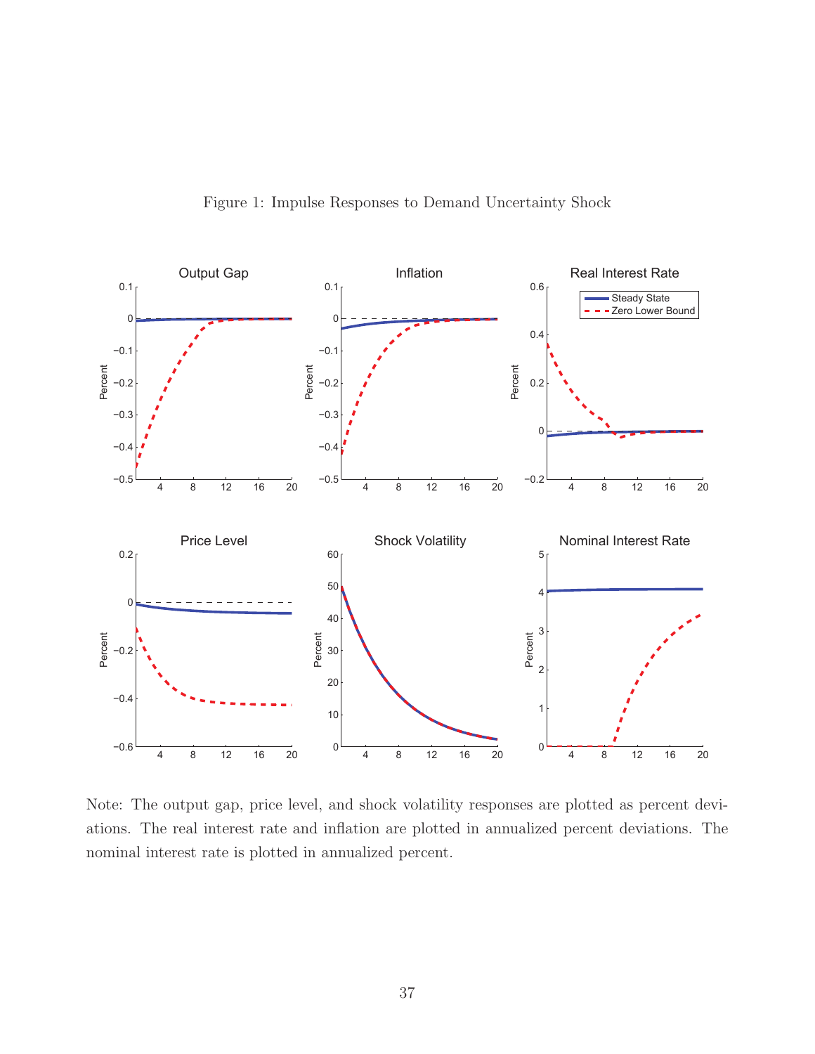Figure 1: Impulse Responses to Demand Uncertainty Shock

Output Gap

Percent

0.1
0
−0.1
−0.2
−0.3
−0.4
−0.5

4 8 12 16 20

Inflation

Percent

0.1
0
−0.1
−0.2
−0.3
−0.4
−0.5

4 8 12 16 20

Real Interest Rate

Percent

Steady State
Zero Lower Bound

0.6
0.4
0.2
0
−0.2

4 8 12 16 20

Price Level

Percent

0.2
0
−0.2
−0.4
−0.6

4 8 12 16 20

Shock Volatility

Percent

60
50
40
30
20
10
0

4 8 12 16 20

Nominal Interest Rate

Percent

5
4
3
2
1
0

4 8 12 16 20

Note: The output gap, price level, and shock volatility responses are plotted as percent deviations. The real interest rate and inflation are plotted in annualized percent deviations. The nominal interest rate is plotted in annualized percent.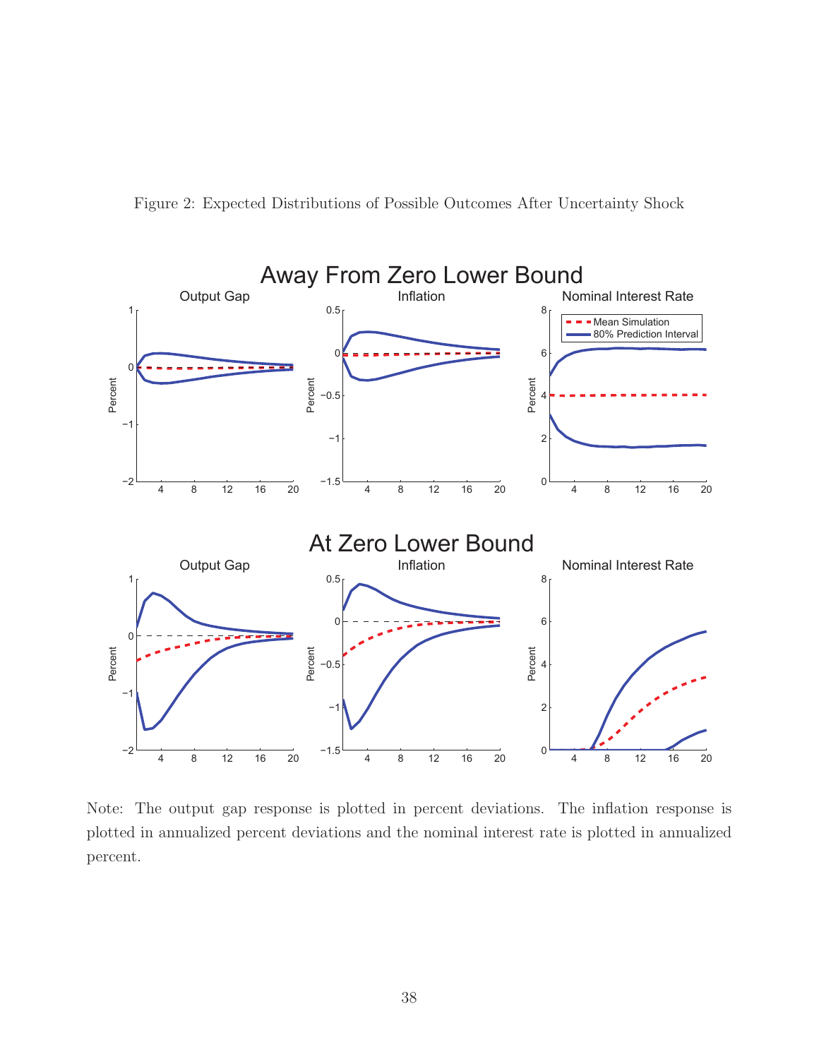Figure 2: Expected Distributions of Possible Outcomes After Uncertainty Shock

Away From Zero Lower Bound

Output Gap

Percent

1
0
−1
−2

4 8 12 16 20

Inflation

Percent

0.5
0
−0.5
−1
−1.5

4 8 12 16 20

Nominal Interest Rate

Mean Simulation
80% Prediction Interval

Percent

8
6
4
2
0

4 8 12 16 20

At Zero Lower Bound

Output Gap

Percent

1
0
−1
−2

4 8 12 16 20

Inflation

Percent

0.5
0
−0.5
−1
−1.5

4 8 12 16 20

Nominal Interest Rate

Percent

8
6
4
2
0

4 8 12 16 20

Note: The output gap response is plotted in percent deviations. The inflation response is plotted in annualized percent deviations and the nominal interest rate is plotted in annualized percent.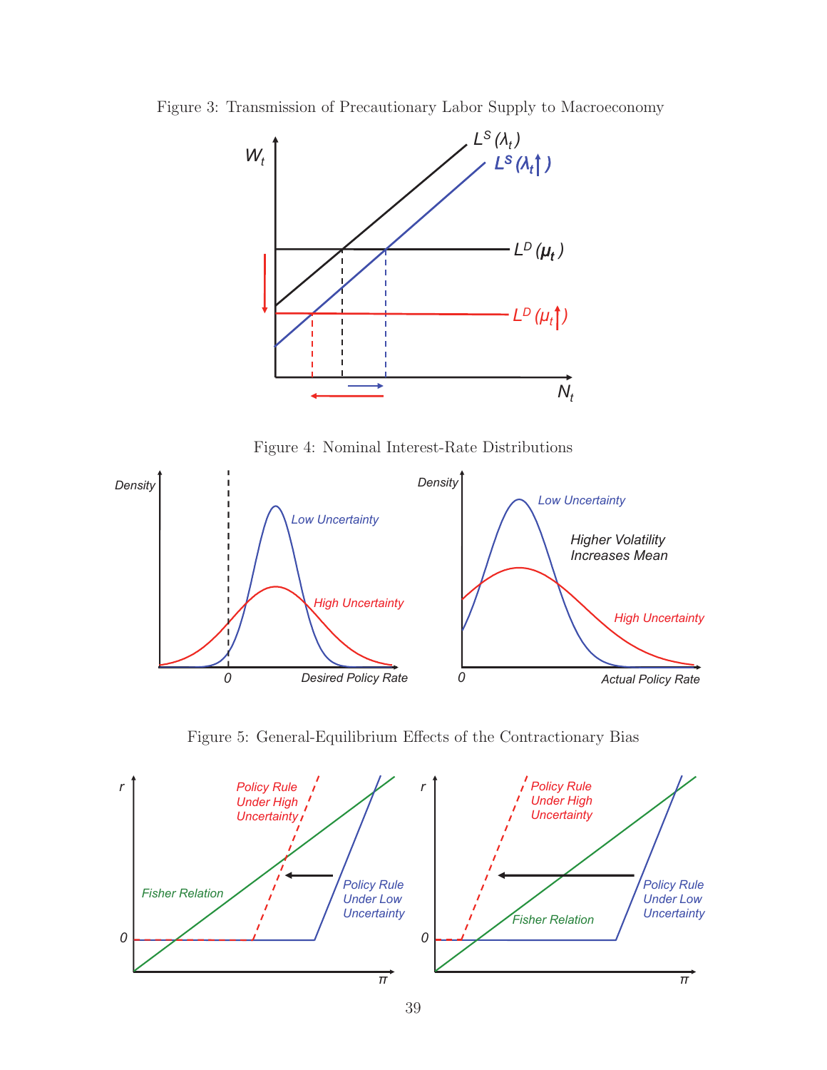Figure 3: Transmission of Precautionary Labor Supply to Macroeconomy

$W_t$

$L^S(\lambda_t)$

$L^S(\lambda_t \uparrow)$

$L^D(\mu_t)$

$L^D(\mu_t \uparrow)$

$N_t$

Figure 4: Nominal Interest-Rate Distributions

Density

Low Uncertainty

High Uncertainty

0

Desired Policy Rate

Density

Low Uncertainty

Higher Volatility Increases Mean

High Uncertainty

0

Actual Policy Rate

Figure 5: General-Equilibrium Effects of the Contractionary Bias

$r$

Policy Rule Under High Uncertainty

Fisher Relation

Policy Rule Under Low Uncertainty

0

$\pi$

$r$

Policy Rule Under High Uncertainty

Fisher Relation

Policy Rule Under Low Uncertainty

0

$\pi$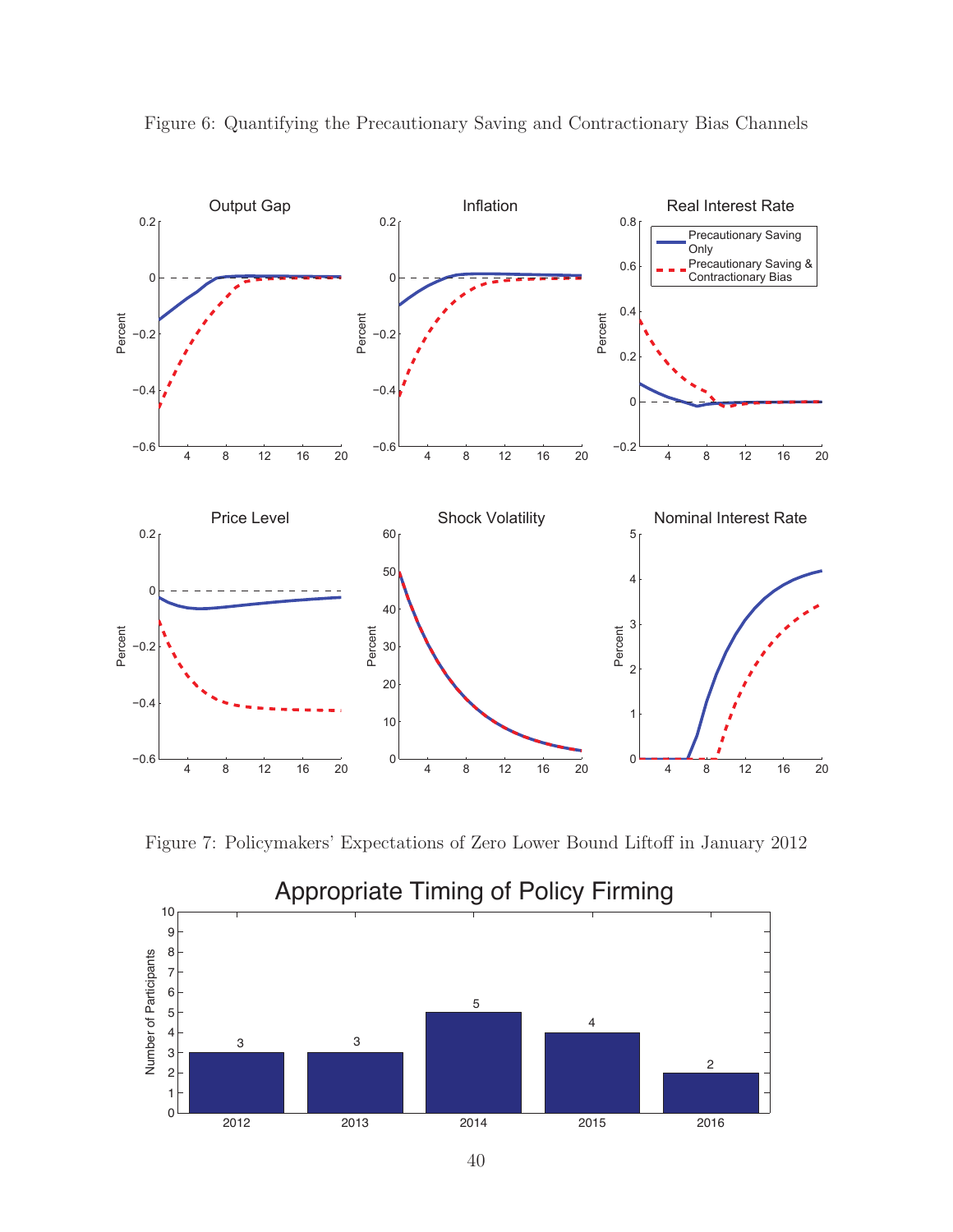Figure 6: Quantifying the Precautionary Saving and Contractionary Bias Channels

Output Gap

0.2
0
−0.2
−0.4
−0.6
Percent
4 8 12 16 20

Inflation

0.2
0
−0.2
−0.4
−0.6
Percent
4 8 12 16 20

Real Interest Rate

0.8
0.6
0.4
0.2
0
−0.2
Percent
4 8 12 16 20

Precautionary Saving Only

Precautionary Saving & Contractionary Bias

Price Level

0.2
0
−0.2
−0.4
−0.6
Percent
4 8 12 16 20

Shock Volatility

60
50
40
30
20
10
0
Percent
4 8 12 16 20

Nominal Interest Rate

5
4
3
2
1
0
Percent
4 8 12 16 20

Figure 7: Policymakers' Expectations of Zero Lower Bound Liftoff in January 2012

Appropriate Timing of Policy Firming

Number of Participants

10 9 8 7 6 5 4 3 2 1 0

3 3 5 4 2

2012 2013 2014 2015 2016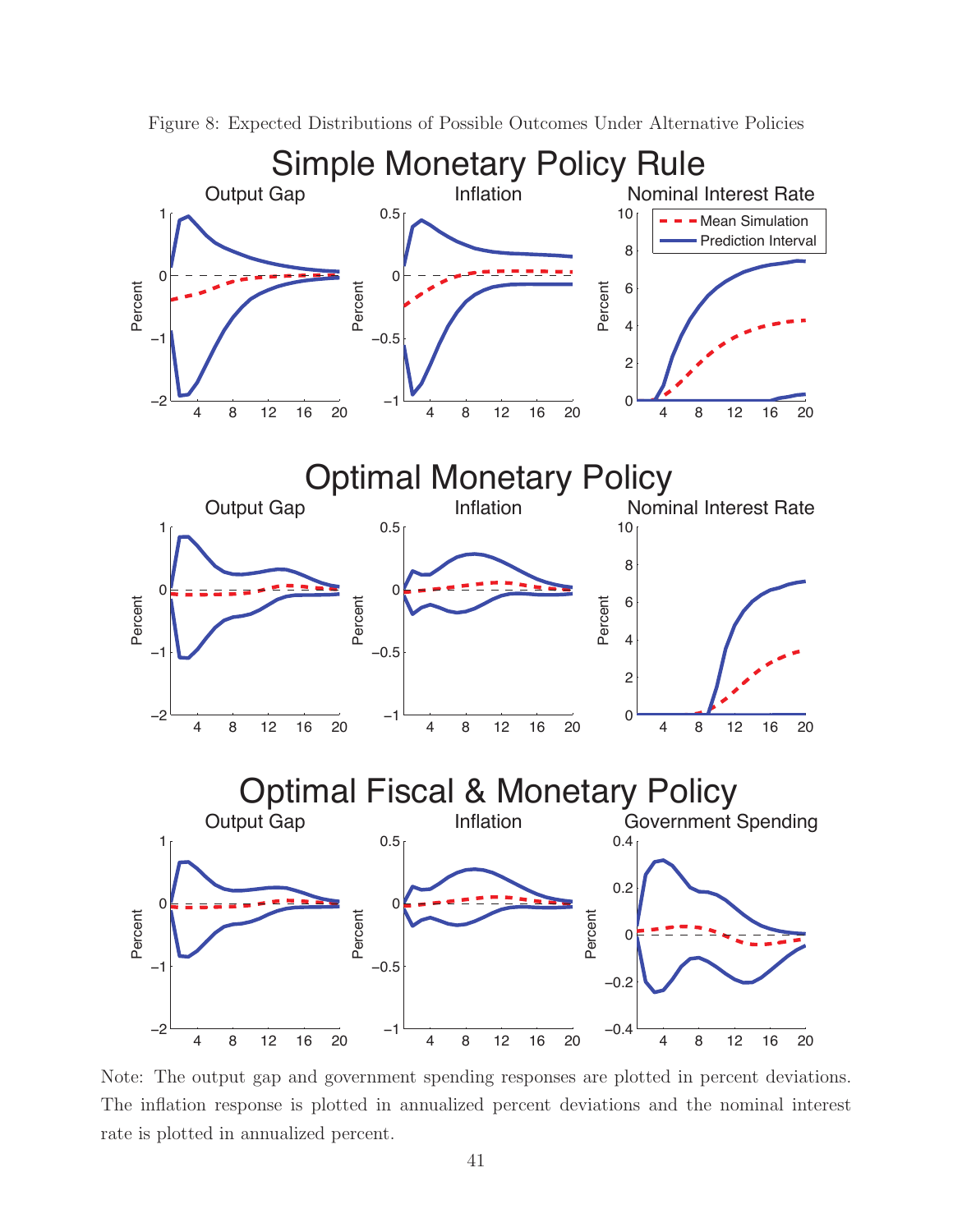Figure 8: Expected Distributions of Possible Outcomes Under Alternative Policies

Simple Monetary Policy Rule

Output Gap

Percent

1
0
−1
−2

4 8 12 16 20

Inflation

Percent

0.5
0
−0.5
−1

4 8 12 16 20

Nominal Interest Rate

Mean Simulation
Prediction Interval

Percent

10
8
6
4
2
0

4 8 12 16 20

Optimal Monetary Policy

Output Gap

Percent

1
0
−1
−2

4 8 12 16 20

Inflation

Percent

0.5
0
−0.5
−1

4 8 12 16 20

Nominal Interest Rate

Percent

10
8
6
4
2
0

4 8 12 16 20

Optimal Fiscal & Monetary Policy

Output Gap

Percent

1
0
−1
−2

4 8 12 16 20

Inflation

Percent

0.5
0
−0.5
−1

4 8 12 16 20

Government Spending

Percent

0.4
0.2
0
−0.2
−0.4

4 8 12 16 20

Note: The output gap and government spending responses are plotted in percent deviations. The inflation response is plotted in annualized percent deviations and the nominal interest rate is plotted in annualized percent.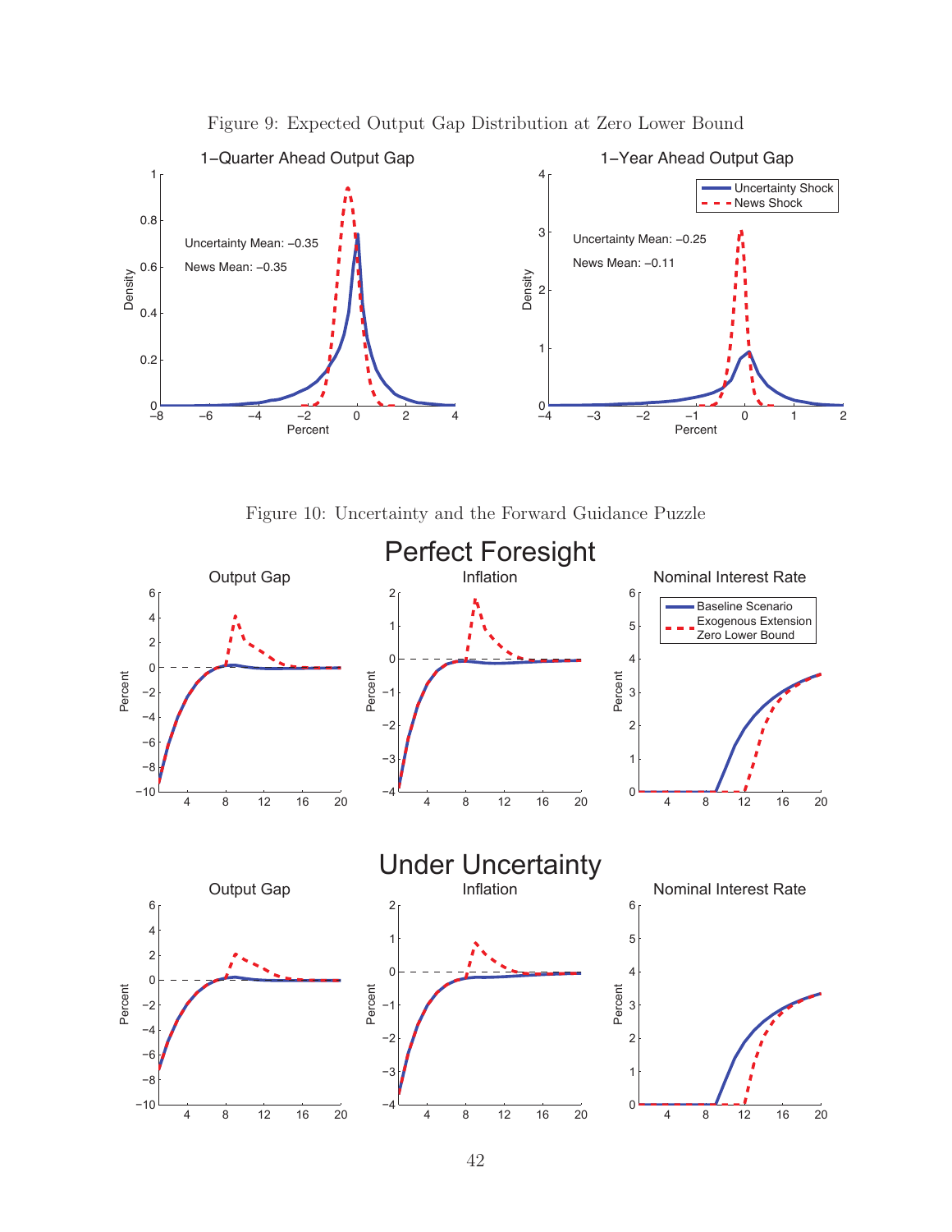Figure 9: Expected Output Gap Distribution at Zero Lower Bound

1–Quarter Ahead Output Gap

Uncertainty Mean: −0.35

News Mean: −0.35

Density

Percent

1–Year Ahead Output Gap

Uncertainty Shock

News Shock

Uncertainty Mean: −0.25

News Mean: −0.11

Density

Percent

Figure 10: Uncertainty and the Forward Guidance Puzzle

Perfect Foresight

Output Gap

Inflation

Nominal Interest Rate

Baseline Scenario

Exogenous Extension Zero Lower Bound

Percent

Under Uncertainty

Output Gap

Inflation

Nominal Interest Rate

Percent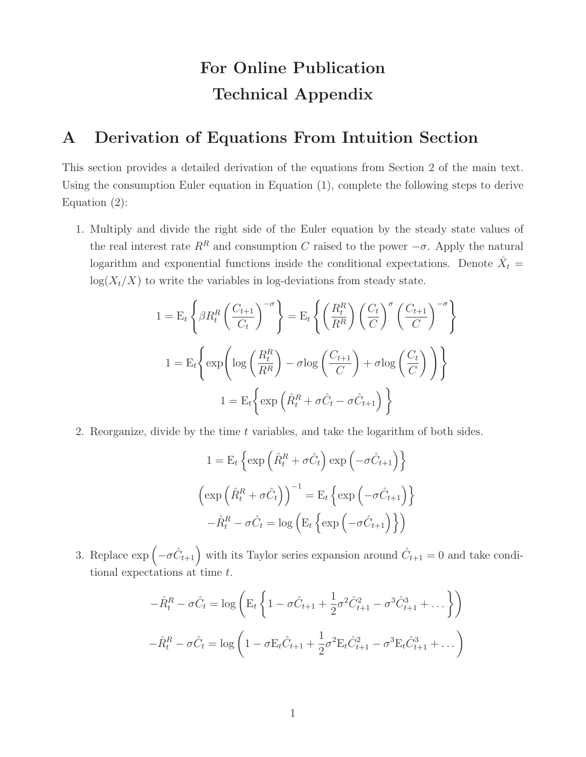# For Online Publication
# Technical Appendix

## A Derivation of Equations From Intuition Section

This section provides a detailed derivation of the equations from Section 2 of the main text. Using the consumption Euler equation in Equation (1), complete the following steps to derive Equation (2):

1. Multiply and divide the right side of the Euler equation by the steady state values of the real interest rate $R^R$ and consumption $C$ raised to the power $-\sigma$. Apply the natural logarithm and exponential functions inside the conditional expectations. Denote $\hat{X}_t = \log(X_t/X)$ to write the variables in log-deviations from steady state.

$$1 = \mathrm{E}_t \left\{ \beta R_t^R \left( \frac{C_{t+1}}{C_t} \right)^{-\sigma} \right\} = \mathrm{E}_t \left\{ \left( \frac{R_t^R}{R^R} \right) \left( \frac{C_t}{C} \right)^{\sigma} \left( \frac{C_{t+1}}{C} \right)^{-\sigma} \right\}$$

$$1 = \mathrm{E}_t \left\{ \exp \left( \log \left( \frac{R_t^R}{R^R} \right) - \sigma \log \left( \frac{C_{t+1}}{C} \right) + \sigma \log \left( \frac{C_t}{C} \right) \right) \right\}$$

$$1 = \mathrm{E}_t \left\{ \exp \left( \hat{R}_t^R + \sigma \hat{C}_t - \sigma \hat{C}_{t+1} \right) \right\}$$

2. Reorganize, divide by the time $t$ variables, and take the logarithm of both sides.

$$1 = \mathrm{E}_t \left\{ \exp \left( \hat{R}_t^R + \sigma \hat{C}_t \right) \exp \left( -\sigma \hat{C}_{t+1} \right) \right\}$$

$$\left( \exp \left( \hat{R}_t^R + \sigma \hat{C}_t \right) \right)^{-1} = \mathrm{E}_t \left\{ \exp \left( -\sigma \hat{C}_{t+1} \right) \right\}$$

$$-\hat{R}_t^R - \sigma \hat{C}_t = \log \left( \mathrm{E}_t \left\{ \exp \left( -\sigma \hat{C}_{t+1} \right) \right\} \right)$$

3. Replace $\exp \left( -\sigma \hat{C}_{t+1} \right)$ with its Taylor series expansion around $\hat{C}_{t+1} = 0$ and take conditional expectations at time $t$.

$$-\hat{R}_t^R - \sigma \hat{C}_t = \log \left( \mathrm{E}_t \left\{ 1 - \sigma \hat{C}_{t+1} + \frac{1}{2} \sigma^2 \hat{C}_{t+1}^2 - \sigma^3 \hat{C}_{t+1}^3 + \dots \right\} \right)$$

$$-\hat{R}_t^R - \sigma \hat{C}_t = \log \left( 1 - \sigma \mathrm{E}_t \hat{C}_{t+1} + \frac{1}{2} \sigma^2 \mathrm{E}_t \hat{C}_{t+1}^2 - \sigma^3 \mathrm{E}_t \hat{C}_{t+1}^3 + \dots \right)$$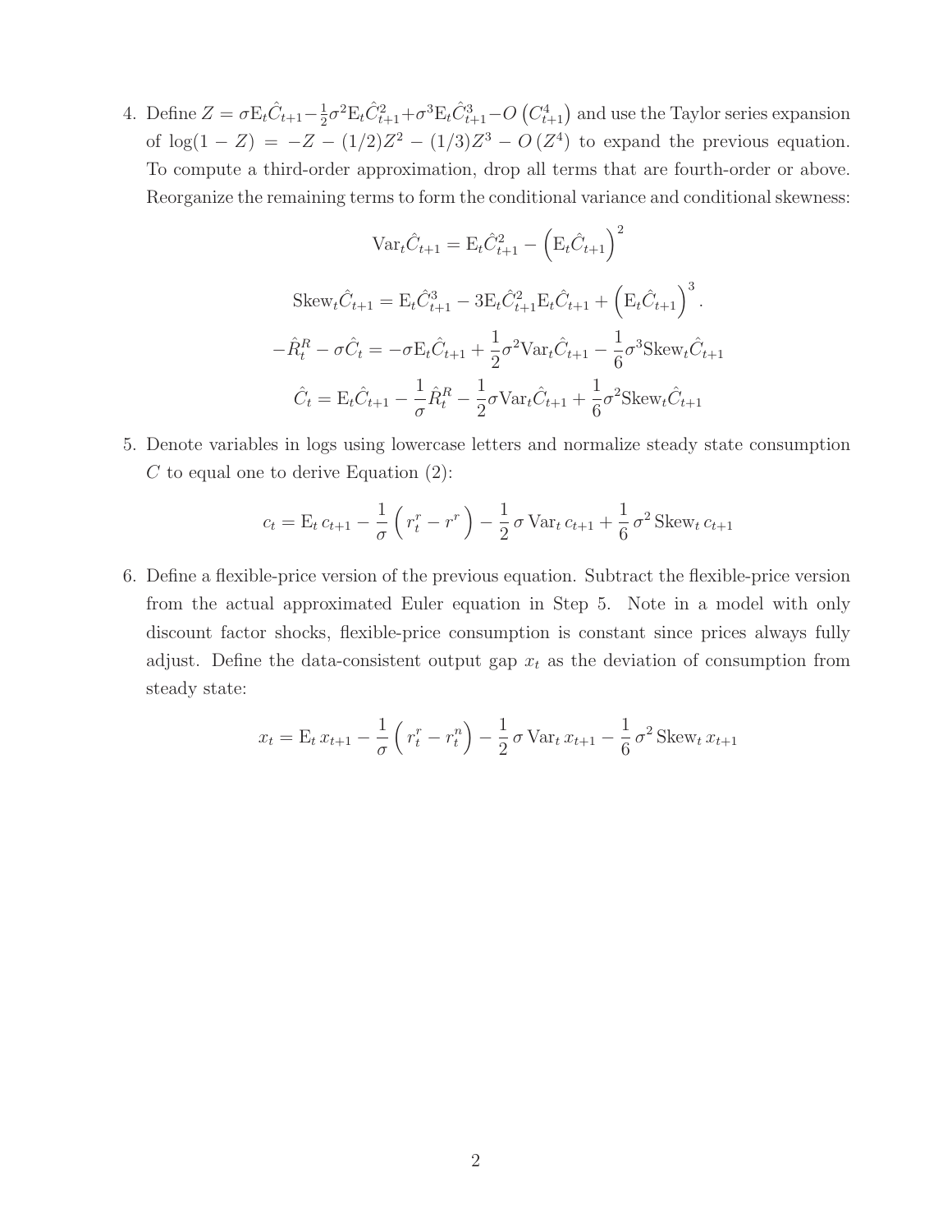4. Define $Z = \sigma \mathrm{E}_t \hat{C}_{t+1} - \frac{1}{2}\sigma^2 \mathrm{E}_t \hat{C}^2_{t+1} + \sigma^3 \mathrm{E}_t \hat{C}^3_{t+1} - O\left(C^4_{t+1}\right)$ and use the Taylor series expansion of $\log(1-Z) = -Z - (1/2)Z^2 - (1/3)Z^3 - O\left(Z^4\right)$ to expand the previous equation. To compute a third-order approximation, drop all terms that are fourth-order or above. Reorganize the remaining terms to form the conditional variance and conditional skewness:

$$\mathrm{Var}_t \hat{C}_{t+1} = \mathrm{E}_t \hat{C}^2_{t+1} - \left(\mathrm{E}_t \hat{C}_{t+1}\right)^2$$

$$\mathrm{Skew}_t \hat{C}_{t+1} = \mathrm{E}_t \hat{C}^3_{t+1} - 3\mathrm{E}_t \hat{C}^2_{t+1} \mathrm{E}_t \hat{C}_{t+1} + \left(\mathrm{E}_t \hat{C}_{t+1}\right)^3.$$

$$-\hat{R}^R_t - \sigma \hat{C}_t = -\sigma \mathrm{E}_t \hat{C}_{t+1} + \frac{1}{2}\sigma^2 \mathrm{Var}_t \hat{C}_{t+1} - \frac{1}{6}\sigma^3 \mathrm{Skew}_t \hat{C}_{t+1}$$

$$\hat{C}_t = \mathrm{E}_t \hat{C}_{t+1} - \frac{1}{\sigma}\hat{R}^R_t - \frac{1}{2}\sigma \mathrm{Var}_t \hat{C}_{t+1} + \frac{1}{6}\sigma^2 \mathrm{Skew}_t \hat{C}_{t+1}$$

5. Denote variables in logs using lowercase letters and normalize steady state consumption $C$ to equal one to derive Equation (2):

$$c_t = \mathrm{E}_t\, c_{t+1} - \frac{1}{\sigma}\left(r^r_t - r^r\right) - \frac{1}{2}\,\sigma\,\mathrm{Var}_t\, c_{t+1} + \frac{1}{6}\,\sigma^2\,\mathrm{Skew}_t\, c_{t+1}$$

6. Define a flexible-price version of the previous equation. Subtract the flexible-price version from the actual approximated Euler equation in Step 5. Note in a model with only discount factor shocks, flexible-price consumption is constant since prices always fully adjust. Define the data-consistent output gap $x_t$ as the deviation of consumption from steady state:

$$x_t = \mathrm{E}_t\, x_{t+1} - \frac{1}{\sigma}\left(r^r_t - r^n_t\right) - \frac{1}{2}\,\sigma\,\mathrm{Var}_t\, x_{t+1} - \frac{1}{6}\,\sigma^2\,\mathrm{Skew}_t\, x_{t+1}$$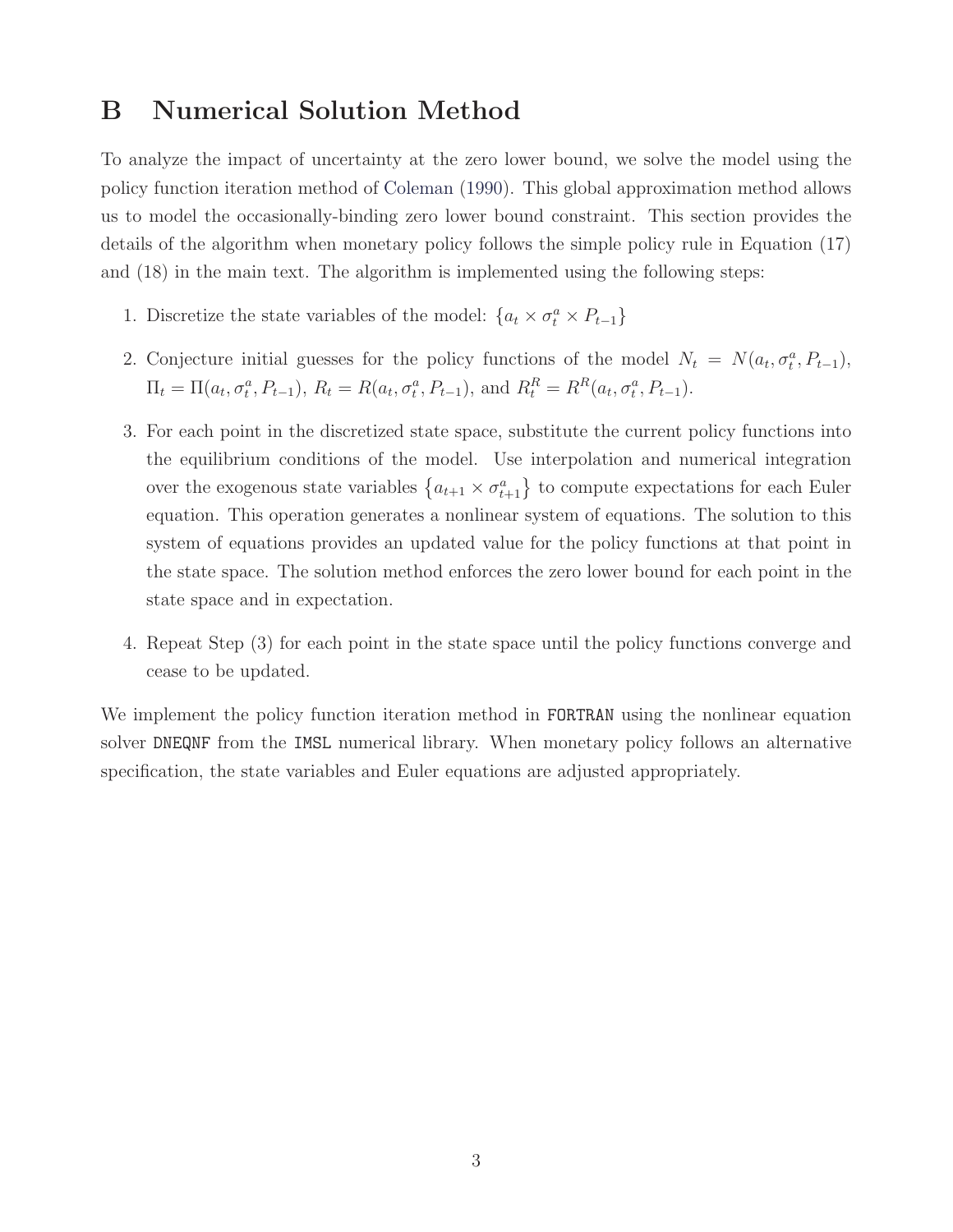# B Numerical Solution Method

To analyze the impact of uncertainty at the zero lower bound, we solve the model using the policy function iteration method of Coleman (1990). This global approximation method allows us to model the occasionally-binding zero lower bound constraint. This section provides the details of the algorithm when monetary policy follows the simple policy rule in Equation (17) and (18) in the main text. The algorithm is implemented using the following steps:

1. Discretize the state variables of the model: $\{a_t \times \sigma_t^a \times P_{t-1}\}$
2. Conjecture initial guesses for the policy functions of the model $N_t = N(a_t, \sigma_t^a, P_{t-1})$, $\Pi_t = \Pi(a_t, \sigma_t^a, P_{t-1})$, $R_t = R(a_t, \sigma_t^a, P_{t-1})$, and $R_t^R = R^R(a_t, \sigma_t^a, P_{t-1})$.
3. For each point in the discretized state space, substitute the current policy functions into the equilibrium conditions of the model. Use interpolation and numerical integration over the exogenous state variables $\left\{a_{t+1} \times \sigma_{t+1}^a\right\}$ to compute expectations for each Euler equation. This operation generates a nonlinear system of equations. The solution to this system of equations provides an updated value for the policy functions at that point in the state space. The solution method enforces the zero lower bound for each point in the state space and in expectation.
4. Repeat Step (3) for each point in the state space until the policy functions converge and cease to be updated.

We implement the policy function iteration method in `FORTRAN` using the nonlinear equation solver `DNEQNF` from the `IMSL` numerical library. When monetary policy follows an alternative specification, the state variables and Euler equations are adjusted appropriately.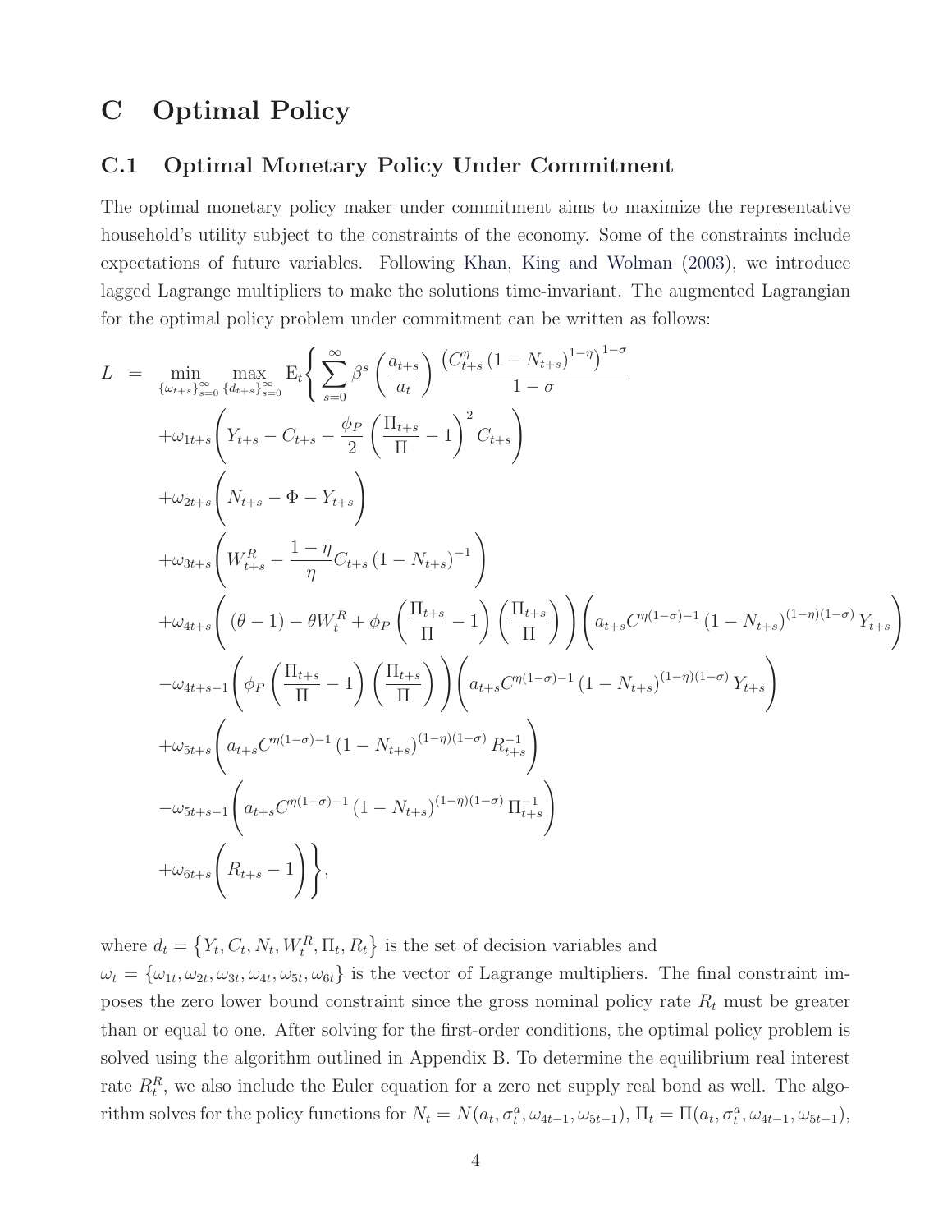# C Optimal Policy

## C.1 Optimal Monetary Policy Under Commitment

The optimal monetary policy maker under commitment aims to maximize the representative household's utility subject to the constraints of the economy. Some of the constraints include expectations of future variables. Following Khan, King and Wolman (2003), we introduce lagged Lagrange multipliers to make the solutions time-invariant. The augmented Lagrangian for the optimal policy problem under commitment can be written as follows:

$$
\begin{aligned}
L \;=\; & \min_{\{\omega_{t+s}\}_{s=0}^{\infty}} \max_{\{d_{t+s}\}_{s=0}^{\infty}} \mathrm{E}_t \Bigg\{ \sum_{s=0}^{\infty} \beta^s \left(\frac{a_{t+s}}{a_t}\right) \frac{\left(C_{t+s}^{\eta}\left(1-N_{t+s}\right)^{1-\eta}\right)^{1-\sigma}}{1-\sigma} \\
& + \omega_{1t+s}\left( Y_{t+s} - C_{t+s} - \frac{\phi_P}{2}\left(\frac{\Pi_{t+s}}{\Pi}-1\right)^2 C_{t+s} \right) \\
& + \omega_{2t+s}\left( N_{t+s} - \Phi - Y_{t+s} \right) \\
& + \omega_{3t+s}\left( W_{t+s}^{R} - \frac{1-\eta}{\eta} C_{t+s}\left(1-N_{t+s}\right)^{-1} \right) \\
& + \omega_{4t+s}\left( (\theta-1) - \theta W_t^R + \phi_P\left(\frac{\Pi_{t+s}}{\Pi}-1\right)\left(\frac{\Pi_{t+s}}{\Pi}\right) \right)\left( a_{t+s} C^{\eta(1-\sigma)-1}\left(1-N_{t+s}\right)^{(1-\eta)(1-\sigma)} Y_{t+s} \right) \\
& - \omega_{4t+s-1}\left( \phi_P\left(\frac{\Pi_{t+s}}{\Pi}-1\right)\left(\frac{\Pi_{t+s}}{\Pi}\right) \right)\left( a_{t+s} C^{\eta(1-\sigma)-1}\left(1-N_{t+s}\right)^{(1-\eta)(1-\sigma)} Y_{t+s} \right) \\
& + \omega_{5t+s}\left( a_{t+s} C^{\eta(1-\sigma)-1}\left(1-N_{t+s}\right)^{(1-\eta)(1-\sigma)} R_{t+s}^{-1} \right) \\
& - \omega_{5t+s-1}\left( a_{t+s} C^{\eta(1-\sigma)-1}\left(1-N_{t+s}\right)^{(1-\eta)(1-\sigma)} \Pi_{t+s}^{-1} \right) \\
& + \omega_{6t+s}\left( R_{t+s} - 1 \right) \Bigg\},
\end{aligned}
$$

where $d_t = \{Y_t, C_t, N_t, W_t^R, \Pi_t, R_t\}$ is the set of decision variables and $\omega_t = \{\omega_{1t}, \omega_{2t}, \omega_{3t}, \omega_{4t}, \omega_{5t}, \omega_{6t}\}$ is the vector of Lagrange multipliers. The final constraint imposes the zero lower bound constraint since the gross nominal policy rate $R_t$ must be greater than or equal to one. After solving for the first-order conditions, the optimal policy problem is solved using the algorithm outlined in Appendix B. To determine the equilibrium real interest rate $R_t^R$, we also include the Euler equation for a zero net supply real bond as well. The algorithm solves for the policy functions for $N_t = N(a_t, \sigma_t^a, \omega_{4t-1}, \omega_{5t-1})$, $\Pi_t = \Pi(a_t, \sigma_t^a, \omega_{4t-1}, \omega_{5t-1})$,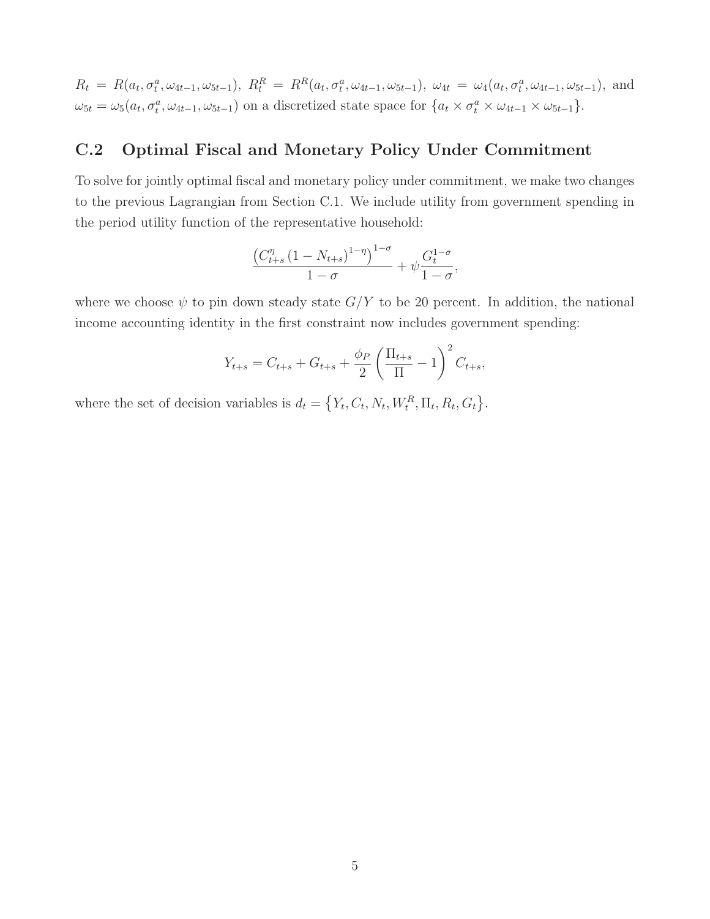$R_t = R(a_t, \sigma_t^a, \omega_{4t-1}, \omega_{5t-1})$, $R_t^R = R^R(a_t, \sigma_t^a, \omega_{4t-1}, \omega_{5t-1})$, $\omega_{4t} = \omega_4(a_t, \sigma_t^a, \omega_{4t-1}, \omega_{5t-1})$, and $\omega_{5t} = \omega_5(a_t, \sigma_t^a, \omega_{4t-1}, \omega_{5t-1})$ on a discretized state space for $\{a_t \times \sigma_t^a \times \omega_{4t-1} \times \omega_{5t-1}\}$.

## C.2 Optimal Fiscal and Monetary Policy Under Commitment

To solve for jointly optimal fiscal and monetary policy under commitment, we make two changes to the previous Lagrangian from Section C.1. We include utility from government spending in the period utility function of the representative household:

$$\frac{\left(C_{t+s}^{\eta}\left(1-N_{t+s}\right)^{1-\eta}\right)^{1-\sigma}}{1-\sigma} + \psi \frac{G_t^{1-\sigma}}{1-\sigma},$$

where we choose $\psi$ to pin down steady state $G/Y$ to be 20 percent. In addition, the national income accounting identity in the first constraint now includes government spending:

$$Y_{t+s} = C_{t+s} + G_{t+s} + \frac{\phi_P}{2}\left(\frac{\Pi_{t+s}}{\Pi} - 1\right)^2 C_{t+s},$$

where the set of decision variables is $d_t = \left\{Y_t, C_t, N_t, W_t^R, \Pi_t, R_t, G_t\right\}$.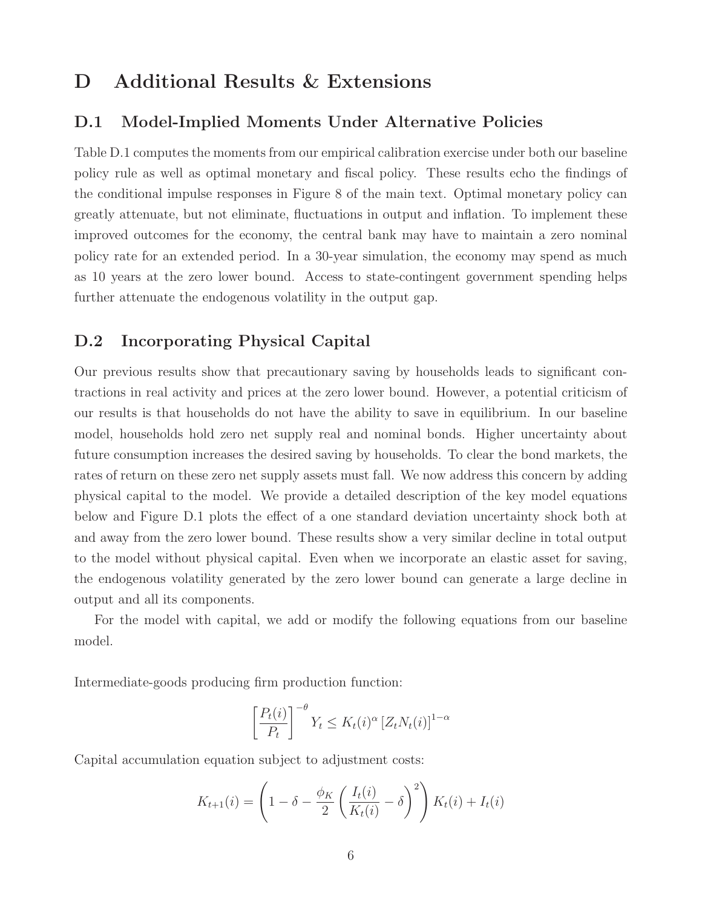# D Additional Results & Extensions

## D.1 Model-Implied Moments Under Alternative Policies

Table D.1 computes the moments from our empirical calibration exercise under both our baseline policy rule as well as optimal monetary and fiscal policy. These results echo the findings of the conditional impulse responses in Figure 8 of the main text. Optimal monetary policy can greatly attenuate, but not eliminate, fluctuations in output and inflation. To implement these improved outcomes for the economy, the central bank may have to maintain a zero nominal policy rate for an extended period. In a 30-year simulation, the economy may spend as much as 10 years at the zero lower bound. Access to state-contingent government spending helps further attenuate the endogenous volatility in the output gap.

## D.2 Incorporating Physical Capital

Our previous results show that precautionary saving by households leads to significant contractions in real activity and prices at the zero lower bound. However, a potential criticism of our results is that households do not have the ability to save in equilibrium. In our baseline model, households hold zero net supply real and nominal bonds. Higher uncertainty about future consumption increases the desired saving by households. To clear the bond markets, the rates of return on these zero net supply assets must fall. We now address this concern by adding physical capital to the model. We provide a detailed description of the key model equations below and Figure D.1 plots the effect of a one standard deviation uncertainty shock both at and away from the zero lower bound. These results show a very similar decline in total output to the model without physical capital. Even when we incorporate an elastic asset for saving, the endogenous volatility generated by the zero lower bound can generate a large decline in output and all its components.

For the model with capital, we add or modify the following equations from our baseline model.

Intermediate-goods producing firm production function:

$$\left[\frac{P_t(i)}{P_t}\right]^{-\theta} Y_t \leq K_t(i)^{\alpha} \left[Z_t N_t(i)\right]^{1-\alpha}$$

Capital accumulation equation subject to adjustment costs:

$$K_{t+1}(i) = \left(1 - \delta - \frac{\phi_K}{2}\left(\frac{I_t(i)}{K_t(i)} - \delta\right)^2\right) K_t(i) + I_t(i)$$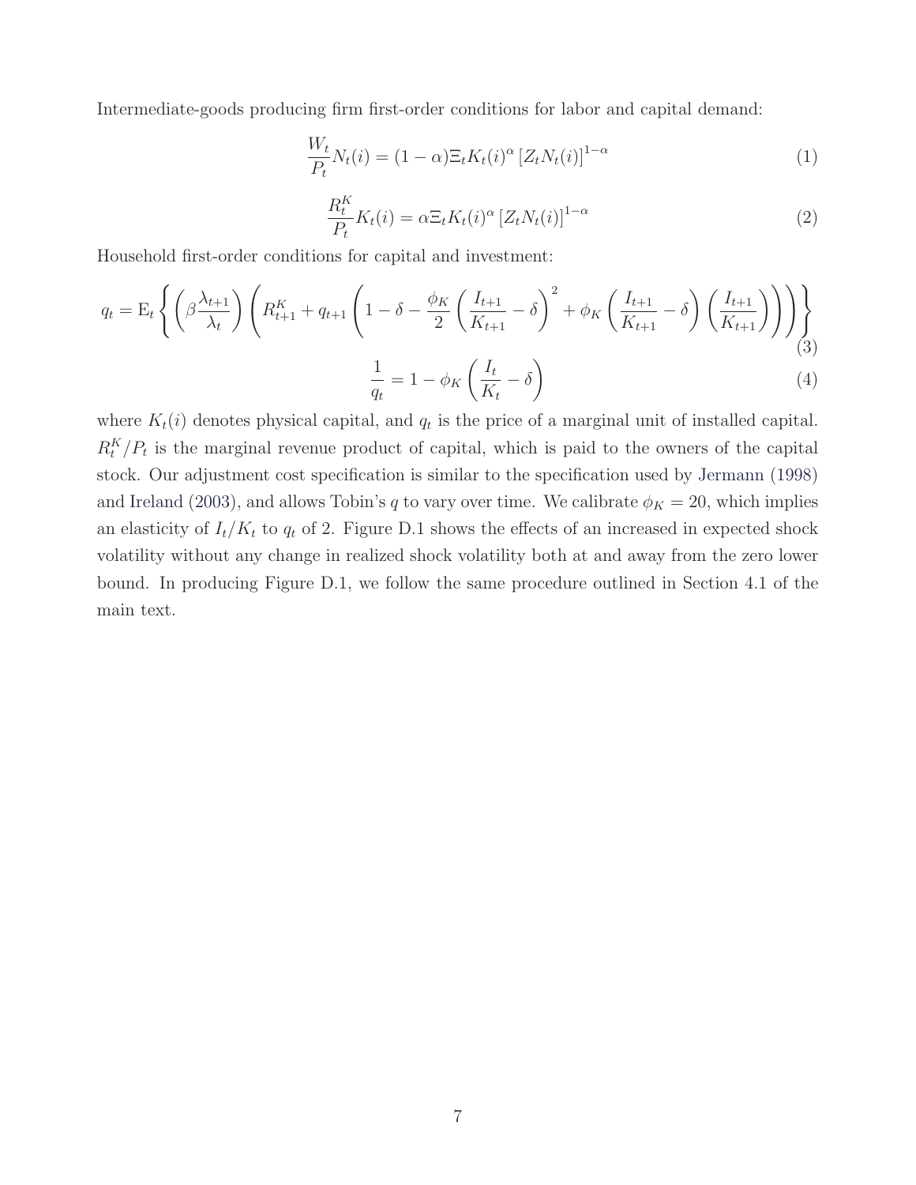Intermediate-goods producing firm first-order conditions for labor and capital demand:

$$\frac{W_t}{P_t} N_t(i) = (1-\alpha)\Xi_t K_t(i)^\alpha \left[Z_t N_t(i)\right]^{1-\alpha} \tag{1}$$

$$\frac{R_t^K}{P_t} K_t(i) = \alpha \Xi_t K_t(i)^\alpha \left[Z_t N_t(i)\right]^{1-\alpha} \tag{2}$$

Household first-order conditions for capital and investment:

$$q_t = \mathrm{E}_t \left\{ \left( \beta \frac{\lambda_{t+1}}{\lambda_t} \right) \left( R_{t+1}^K + q_{t+1} \left( 1 - \delta - \frac{\phi_K}{2} \left( \frac{I_{t+1}}{K_{t+1}} - \delta \right)^2 + \phi_K \left( \frac{I_{t+1}}{K_{t+1}} - \delta \right) \left( \frac{I_{t+1}}{K_{t+1}} \right) \right) \right) \right\} \tag{3}$$

$$\frac{1}{q_t} = 1 - \phi_K \left( \frac{I_t}{K_t} - \delta \right) \tag{4}$$

where $K_t(i)$ denotes physical capital, and $q_t$ is the price of a marginal unit of installed capital. $R_t^K/P_t$ is the marginal revenue product of capital, which is paid to the owners of the capital stock. Our adjustment cost specification is similar to the specification used by Jermann (1998) and Ireland (2003), and allows Tobin's $q$ to vary over time. We calibrate $\phi_K = 20$, which implies an elasticity of $I_t/K_t$ to $q_t$ of 2. Figure D.1 shows the effects of an increased in expected shock volatility without any change in realized shock volatility both at and away from the zero lower bound. In producing Figure D.1, we follow the same procedure outlined in Section 4.1 of the main text.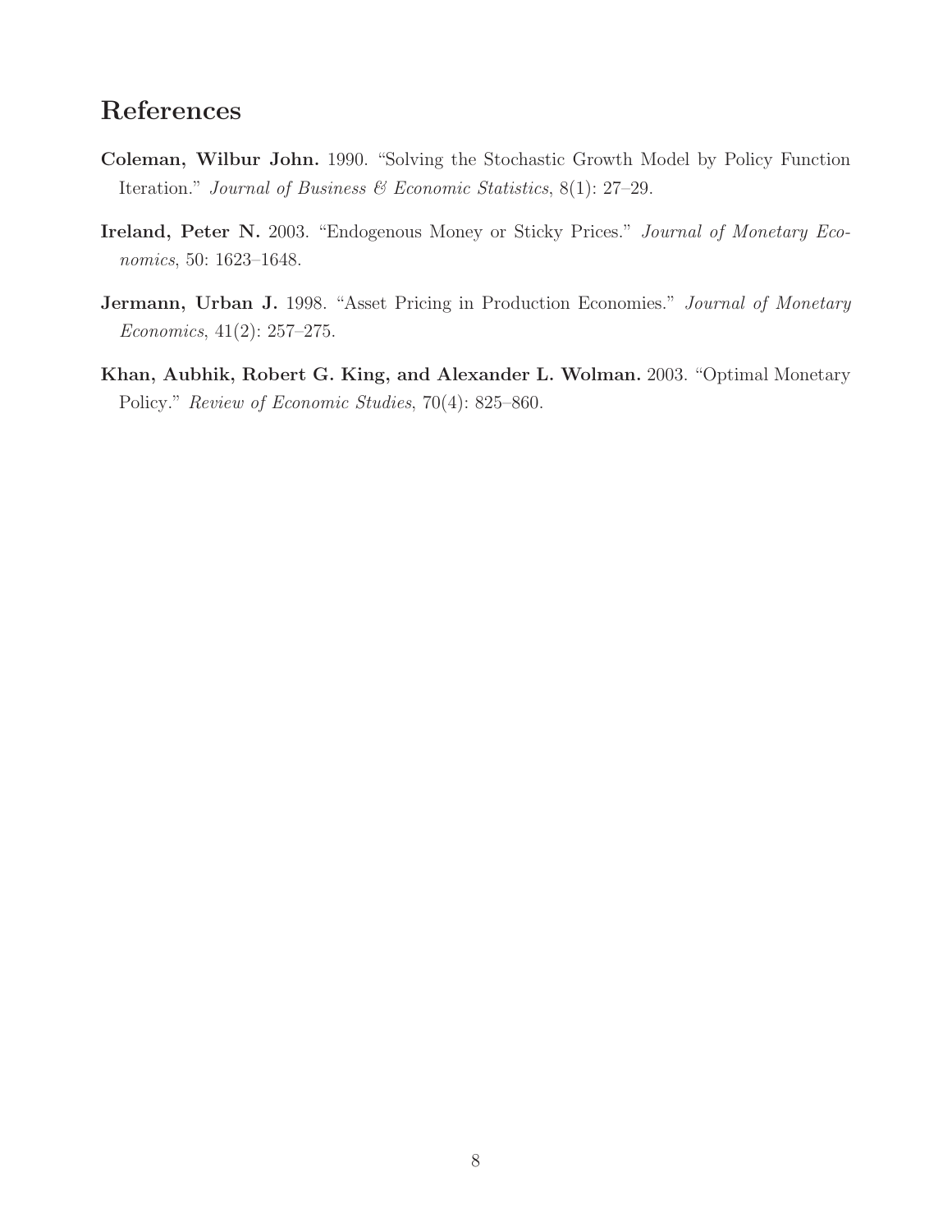# References

**Coleman, Wilbur John.** 1990. "Solving the Stochastic Growth Model by Policy Function Iteration." *Journal of Business & Economic Statistics*, 8(1): 27–29.

**Ireland, Peter N.** 2003. "Endogenous Money or Sticky Prices." *Journal of Monetary Economics*, 50: 1623–1648.

**Jermann, Urban J.** 1998. "Asset Pricing in Production Economies." *Journal of Monetary Economics*, 41(2): 257–275.

**Khan, Aubhik, Robert G. King, and Alexander L. Wolman.** 2003. "Optimal Monetary Policy." *Review of Economic Studies*, 70(4): 825–860.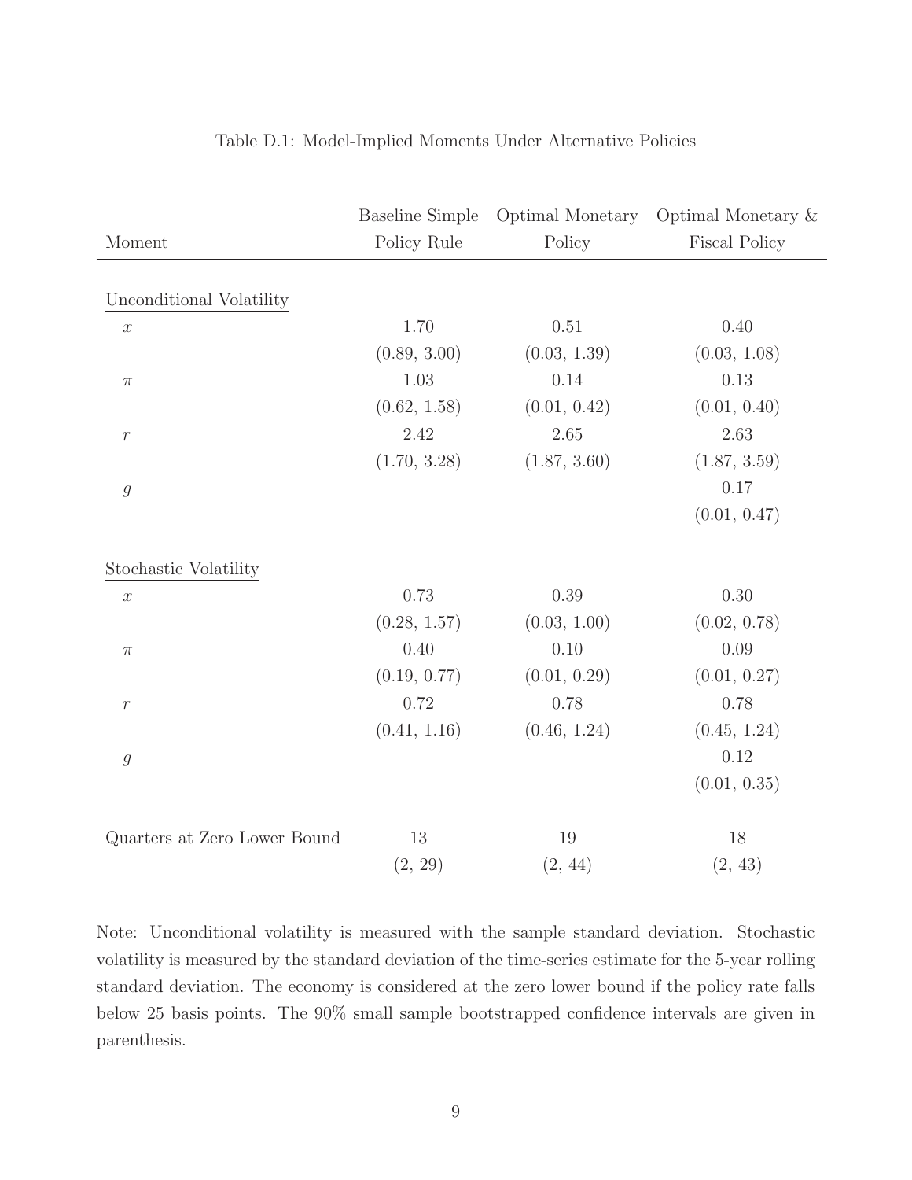Table D.1: Model-Implied Moments Under Alternative Policies

| Moment | Baseline Simple Policy Rule | Optimal Monetary Policy | Optimal Monetary & Fiscal Policy |
|---|---|---|---|
| Unconditional Volatility | | | |
| $x$ | 1.70 | 0.51 | 0.40 |
| | (0.89, 3.00) | (0.03, 1.39) | (0.03, 1.08) |
| $\pi$ | 1.03 | 0.14 | 0.13 |
| | (0.62, 1.58) | (0.01, 0.42) | (0.01, 0.40) |
| $r$ | 2.42 | 2.65 | 2.63 |
| | (1.70, 3.28) | (1.87, 3.60) | (1.87, 3.59) |
| $g$ | | | 0.17 |
| | | | (0.01, 0.47) |
| Stochastic Volatility | | | |
| $x$ | 0.73 | 0.39 | 0.30 |
| | (0.28, 1.57) | (0.03, 1.00) | (0.02, 0.78) |
| $\pi$ | 0.40 | 0.10 | 0.09 |
| | (0.19, 0.77) | (0.01, 0.29) | (0.01, 0.27) |
| $r$ | 0.72 | 0.78 | 0.78 |
| | (0.41, 1.16) | (0.46, 1.24) | (0.45, 1.24) |
| $g$ | | | 0.12 |
| | | | (0.01, 0.35) |
| Quarters at Zero Lower Bound | 13 | 19 | 18 |
| | (2, 29) | (2, 44) | (2, 43) |

Note: Unconditional volatility is measured with the sample standard deviation. Stochastic volatility is measured by the standard deviation of the time-series estimate for the 5-year rolling standard deviation. The economy is considered at the zero lower bound if the policy rate falls below 25 basis points. The 90% small sample bootstrapped confidence intervals are given in parenthesis.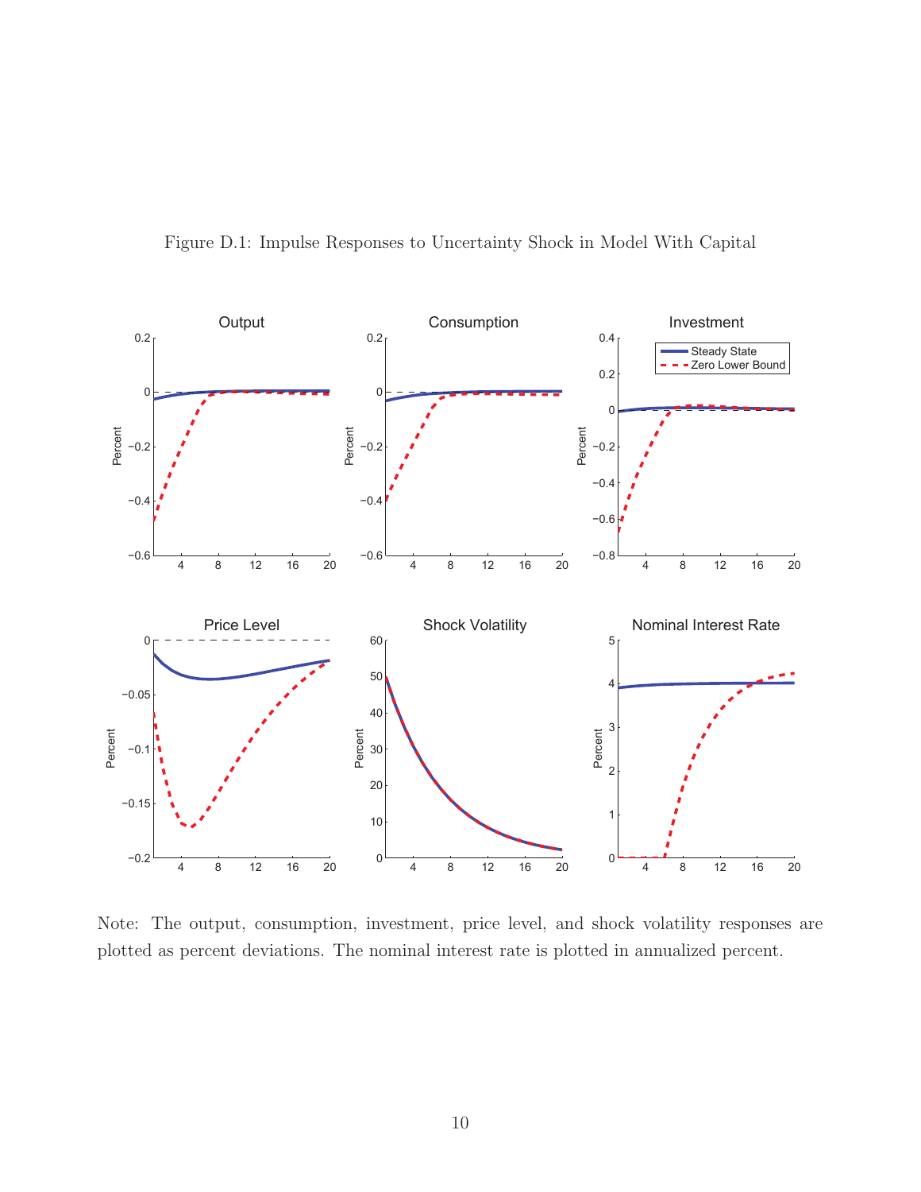Figure D.1: Impulse Responses to Uncertainty Shock in Model With Capital

Output

0.2
0
−0.2
−0.4
−0.6
Percent
4 8 12 16 20

Consumption

0.2
0
−0.2
−0.4
−0.6
Percent
4 8 12 16 20

Investment

0.4
0.2
0
−0.2
−0.4
−0.6
−0.8
Percent
4 8 12 16 20

Steady State
Zero Lower Bound

Price Level

0
−0.05
−0.1
−0.15
−0.2
Percent
4 8 12 16 20

Shock Volatility

60
50
40
30
20
10
0
Percent
4 8 12 16 20

Nominal Interest Rate

5
4
3
2
1
0
Percent
4 8 12 16 20

Note: The output, consumption, investment, price level, and shock volatility responses are plotted as percent deviations. The nominal interest rate is plotted in annualized percent.